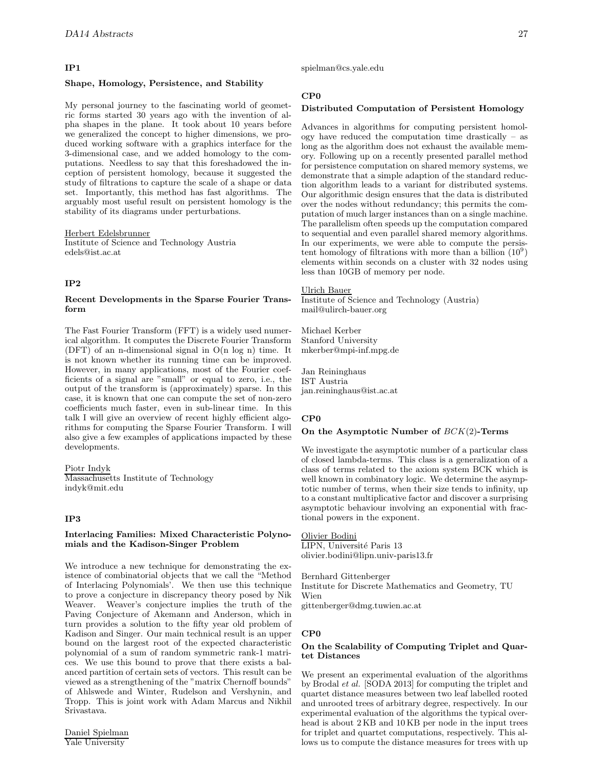### IP1

**Shape, Homology, Persistence, and Stability**

My personal journey to the fascinating world of geometric forms started 30 years ago with the invention of alpha shapes in the plane. It took about 10 years before we generalized the concept to higher dimensions, we produced working software with a graphics interface for the 3-dimensional case, and we added homology to the computations. Needless to say that this foreshadowed the inception of persistent homology, because it suggested the study of filtrations to capture the scale of a shape or data set. Importantly, this method has fast algorithms. The arguably most useful result on persistent homology is the stability of its diagrams under perturbations.

Herbert Edelsbrunner
Institute of Science and Technology Austria
edels@ist.ac.at

### IP2

**Recent Developments in the Sparse Fourier Transform**

The Fast Fourier Transform (FFT) is a widely used numerical algorithm. It computes the Discrete Fourier Transform (DFT) of an n-dimensional signal in O(n log n) time. It is not known whether its running time can be improved. However, in many applications, most of the Fourier coefficients of a signal are "small" or equal to zero, i.e., the output of the transform is (approximately) sparse. In this case, it is known that one can compute the set of non-zero coefficients much faster, even in sub-linear time. In this talk I will give an overview of recent highly efficient algorithms for computing the Sparse Fourier Transform. I will also give a few examples of applications impacted by these developments.

Piotr Indyk
Massachusetts Institute of Technology
indyk@mit.edu

### IP3

**Interlacing Families: Mixed Characteristic Polynomials and the Kadison-Singer Problem**

We introduce a new technique for demonstrating the existence of combinatorial objects that we call the "Method of Interlacing Polynomials'. We then use this technique to prove a conjecture in discrepancy theory posed by Nik Weaver. Weaver's conjecture implies the truth of the Paving Conjecture of Akemann and Anderson, which in turn provides a solution to the fifty year old problem of Kadison and Singer. Our main technical result is an upper bound on the largest root of the expected characteristic polynomial of a sum of random symmetric rank-1 matrices. We use this bound to prove that there exists a balanced partition of certain sets of vectors. This result can be viewed as a strengthening of the "matrix Chernoff bounds" of Ahlswede and Winter, Rudelson and Vershynin, and Tropp. This is joint work with Adam Marcus and Nikhil Srivastava.

Daniel Spielman
Yale University
spielman@cs.yale.edu

### CP0

**Distributed Computation of Persistent Homology**

Advances in algorithms for computing persistent homology have reduced the computation time drastically – as long as the algorithm does not exhaust the available memory. Following up on a recently presented parallel method for persistence computation on shared memory systems, we demonstrate that a simple adaption of the standard reduction algorithm leads to a variant for distributed systems. Our algorithmic design ensures that the data is distributed over the nodes without redundancy; this permits the computation of much larger instances than on a single machine. The parallelism often speeds up the computation compared to sequential and even parallel shared memory algorithms. In our experiments, we were able to compute the persistent homology of filtrations with more than a billion ($10^9$) elements within seconds on a cluster with 32 nodes using less than 10GB of memory per node.

Ulrich Bauer
Institute of Science and Technology (Austria)
mail@ulrich-bauer.org

Michael Kerber
Stanford University
mkerber@mpi-inf.mpg.de

Jan Reininghaus
IST Austria
jan.reininghaus@ist.ac.at

### CP0

**On the Asymptotic Number of $BCK(2)$-Terms**

We investigate the asymptotic number of a particular class of closed lambda-terms. This class is a generalization of a class of terms related to the axiom system BCK which is well known in combinatory logic. We determine the asymptotic number of terms, when their size tends to infinity, up to a constant multiplicative factor and discover a surprising asymptotic behaviour involving an exponential with fractional powers in the exponent.

Olivier Bodini
LIPN, Université Paris 13
olivier.bodini@lipn.univ-paris13.fr

Bernhard Gittenberger
Institute for Discrete Mathematics and Geometry, TU Wien
gittenberger@dmg.tuwien.ac.at

### CP0

**On the Scalability of Computing Triplet and Quartet Distances**

We present an experimental evaluation of the algorithms by Brodal *et al.* [SODA 2013] for computing the triplet and quartet distance measures between two leaf labelled rooted and unrooted trees of arbitrary degree, respectively. In our experimental evaluation of the algorithms the typical overhead is about 2 KB and 10 KB per node in the input trees for triplet and quartet computations, respectively. This allows us to compute the distance measures for trees with up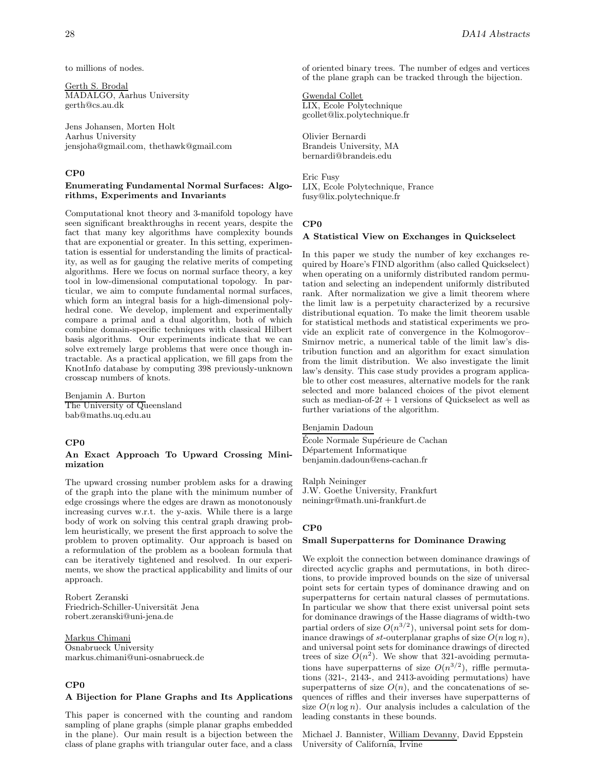to millions of nodes.

Gerth S. Brodal
MADALGO, Aarhus University
gerth@cs.au.dk

Jens Johansen, Morten Holt
Aarhus University
jensjoha@gmail.com, thethawk@gmail.com

### CP0

### Enumerating Fundamental Normal Surfaces: Algorithms, Experiments and Invariants

Computational knot theory and 3-manifold topology have seen significant breakthroughs in recent years, despite the fact that many key algorithms have complexity bounds that are exponential or greater. In this setting, experimentation is essential for understanding the limits of practicality, as well as for gauging the relative merits of competing algorithms. Here we focus on normal surface theory, a key tool in low-dimensional computational topology. In particular, we aim to compute fundamental normal surfaces, which form an integral basis for a high-dimensional polyhedral cone. We develop, implement and experimentally compare a primal and a dual algorithm, both of which combine domain-specific techniques with classical Hilbert basis algorithms. Our experiments indicate that we can solve extremely large problems that were once though intractable. As a practical application, we fill gaps from the KnotInfo database by computing 398 previously-unknown crosscap numbers of knots.

Benjamin A. Burton
The University of Queensland
bab@maths.uq.edu.au

### CP0

### An Exact Approach To Upward Crossing Minimization

The upward crossing number problem asks for a drawing of the graph into the plane with the minimum number of edge crossings where the edges are drawn as monotonously increasing curves w.r.t. the y-axis. While there is a large body of work on solving this central graph drawing problem heuristically, we present the first approach to solve the problem to proven optimality. Our approach is based on a reformulation of the problem as a boolean formula that can be iteratively tightened and resolved. In our experiments, we show the practical applicability and limits of our approach.

Robert Zeranski
Friedrich-Schiller-Universität Jena
robert.zeranski@uni-jena.de

Markus Chimani
Osnabrueck University
markus.chimani@uni-osnabrueck.de

### CP0

### A Bijection for Plane Graphs and Its Applications

This paper is concerned with the counting and random sampling of plane graphs (simple planar graphs embedded in the plane). Our main result is a bijection between the class of plane graphs with triangular outer face, and a class of oriented binary trees. The number of edges and vertices of the plane graph can be tracked through the bijection.

Gwendal Collet
LIX, Ecole Polytechnique
gcollet@lix.polytechnique.fr

Olivier Bernardi
Brandeis University, MA
bernardi@brandeis.edu

Eric Fusy
LIX, Ecole Polytechnique, France
fusy@lix.polytechnique.fr

### CP0

### A Statistical View on Exchanges in Quickselect

In this paper we study the number of key exchanges required by Hoare's FIND algorithm (also called Quickselect) when operating on a uniformly distributed random permutation and selecting an independent uniformly distributed rank. After normalization we give a limit theorem where the limit law is a perpetuity characterized by a recursive distributional equation. To make the limit theorem usable for statistical methods and statistical experiments we provide an explicit rate of convergence in the Kolmogorov–Smirnov metric, a numerical table of the limit law's distribution function and an algorithm for exact simulation from the limit distribution. We also investigate the limit law's density. This case study provides a program applicable to other cost measures, alternative models for the rank selected and more balanced choices of the pivot element such as median-of-$2t+1$ versions of Quickselect as well as further variations of the algorithm.

Benjamin Dadoun
École Normale Supérieure de Cachan
Département Informatique
benjamin.dadoun@ens-cachan.fr

Ralph Neininger
J.W. Goethe University, Frankfurt
neiningr@math.uni-frankfurt.de

### CP0

### Small Superpatterns for Dominance Drawing

We exploit the connection between dominance drawings of directed acyclic graphs and permutations, in both directions, to provide improved bounds on the size of universal point sets for certain types of dominance drawing and on superpatterns for certain natural classes of permutations. In particular we show that there exist universal point sets for dominance drawings of the Hasse diagrams of width-two partial orders of size $O(n^{3/2})$, universal point sets for dominance drawings of $st$-outerplanar graphs of size $O(n \log n)$, and universal point sets for dominance drawings of directed trees of size $O(n^2)$. We show that 321-avoiding permutations have superpatterns of size $O(n^{3/2})$, riffle permutations (321-, 2143-, and 2413-avoiding permutations) have superpatterns of size $O(n)$, and the concatenations of sequences of riffles and their inverses have superpatterns of size $O(n \log n)$. Our analysis includes a calculation of the leading constants in these bounds.

Michael J. Bannister, William Devanny, David Eppstein
University of California, Irvine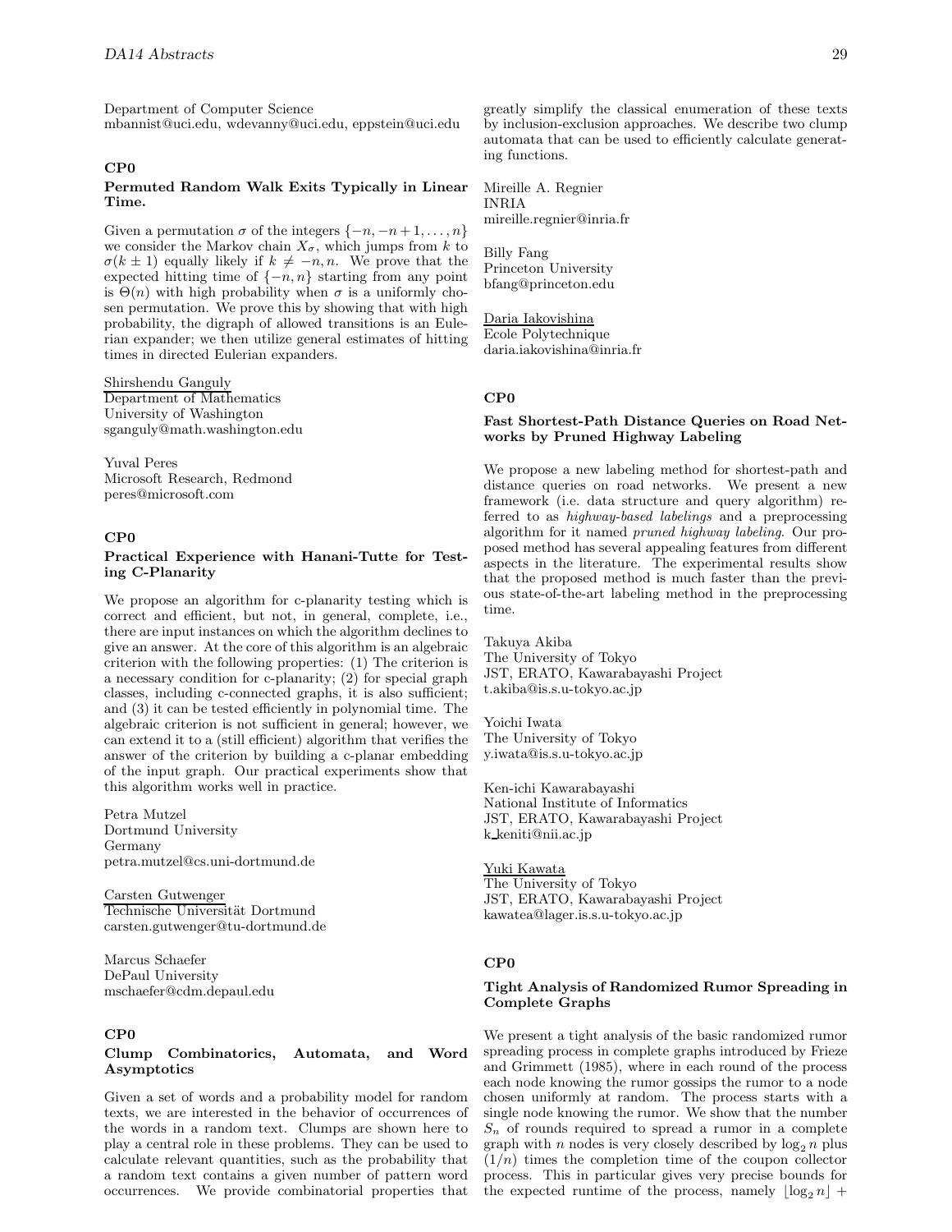Department of Computer Science
mbannist@uci.edu, wdevanny@uci.edu, eppstein@uci.edu

**CP0**

### Permuted Random Walk Exits Typically in Linear Time.

Given a permutation $\sigma$ of the integers $\{-n, -n+1, \ldots, n\}$ we consider the Markov chain $X_\sigma$, which jumps from $k$ to $\sigma(k \pm 1)$ equally likely if $k \neq -n, n$. We prove that the expected hitting time of $\{-n, n\}$ starting from any point is $\Theta(n)$ with high probability when $\sigma$ is a uniformly chosen permutation. We prove this by showing that with high probability, the digraph of allowed transitions is an Eulerian expander; we then utilize general estimates of hitting times in directed Eulerian expanders.

Shirshendu Ganguly
Department of Mathematics
University of Washington
sganguly@math.washington.edu

Yuval Peres
Microsoft Research, Redmond
peres@microsoft.com

**CP0**

### Practical Experience with Hanani-Tutte for Testing C-Planarity

We propose an algorithm for c-planarity testing which is correct and efficient, but not, in general, complete, i.e., there are input instances on which the algorithm declines to give an answer. At the core of this algorithm is an algebraic criterion with the following properties: (1) The criterion is a necessary condition for c-planarity; (2) for special graph classes, including c-connected graphs, it is also sufficient; and (3) it can be tested efficiently in polynomial time. The algebraic criterion is not sufficient in general; however, we can extend it to a (still efficient) algorithm that verifies the answer of the criterion by building a c-planar embedding of the input graph. Our practical experiments show that this algorithm works well in practice.

Petra Mutzel
Dortmund University
Germany
petra.mutzel@cs.uni-dortmund.de

Carsten Gutwenger
Technische Universität Dortmund
carsten.gutwenger@tu-dortmund.de

Marcus Schaefer
DePaul University
mschaefer@cdm.depaul.edu

**CP0**

### Clump Combinatorics, Automata, and Word Asymptotics

Given a set of words and a probability model for random texts, we are interested in the behavior of occurrences of the words in a random text. Clumps are shown here to play a central role in these problems. They can be used to calculate relevant quantities, such as the probability that a random text contains a given number of pattern word occurrences. We provide combinatorial properties that greatly simplify the classical enumeration of these texts by inclusion-exclusion approaches. We describe two clump automata that can be used to efficiently calculate generating functions.

Mireille A. Regnier
INRIA
mireille.regnier@inria.fr

Billy Fang
Princeton University
bfang@princeton.edu

Daria Iakovishina
Ecole Polytechnique
daria.iakovishina@inria.fr

**CP0**

### Fast Shortest-Path Distance Queries on Road Networks by Pruned Highway Labeling

We propose a new labeling method for shortest-path and distance queries on road networks. We present a new framework (i.e. data structure and query algorithm) referred to as *highway-based labelings* and a preprocessing algorithm for it named *pruned highway labeling*. Our proposed method has several appealing features from different aspects in the literature. The experimental results show that the proposed method is much faster than the previous state-of-the-art labeling method in the preprocessing time.

Takuya Akiba
The University of Tokyo
JST, ERATO, Kawarabayashi Project
t.akiba@is.s.u-tokyo.ac.jp

Yoichi Iwata
The University of Tokyo
y.iwata@is.s.u-tokyo.ac.jp

Ken-ichi Kawarabayashi
National Institute of Informatics
JST, ERATO, Kawarabayashi Project
k_keniti@nii.ac.jp

Yuki Kawata
The University of Tokyo
JST, ERATO, Kawarabayashi Project
kawatea@lager.is.s.u-tokyo.ac.jp

**CP0**

### Tight Analysis of Randomized Rumor Spreading in Complete Graphs

We present a tight analysis of the basic randomized rumor spreading process in complete graphs introduced by Frieze and Grimmett (1985), where in each round of the process each node knowing the rumor gossips the rumor to a node chosen uniformly at random. The process starts with a single node knowing the rumor. We show that the number $S_n$ of rounds required to spread a rumor in a complete graph with $n$ nodes is very closely described by $\log_2 n$ plus $(1/n)$ times the completion time of the coupon collector process. This in particular gives very precise bounds for the expected runtime of the process, namely $\lfloor \log_2 n \rfloor +$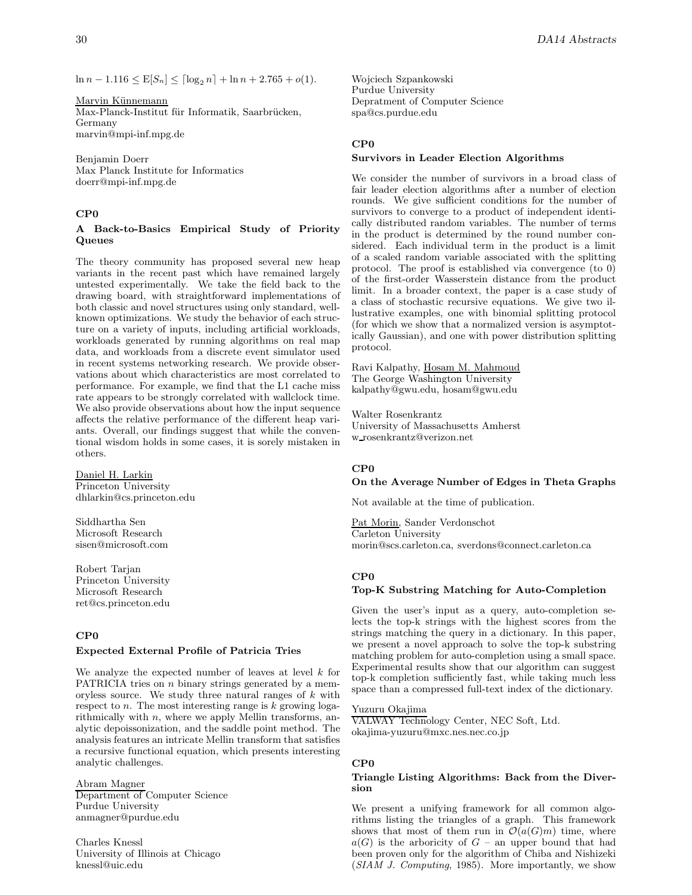$\ln n - 1.116 \leq \mathrm{E}[S_n] \leq \lceil \log_2 n \rceil + \ln n + 2.765 + o(1)$.

Marvin Künnemann
Max-Planck-Institut für Informatik, Saarbrücken, Germany
marvin@mpi-inf.mpg.de

Benjamin Doerr
Max Planck Institute for Informatics
doerr@mpi-inf.mpg.de

### CP0

### A Back-to-Basics Empirical Study of Priority Queues

The theory community has proposed several new heap variants in the recent past which have remained largely untested experimentally. We take the field back to the drawing board, with straightforward implementations of both classic and novel structures using only standard, well-known optimizations. We study the behavior of each structure on a variety of inputs, including artificial workloads, workloads generated by running algorithms on real map data, and workloads from a discrete event simulator used in recent systems networking research. We provide observations about which characteristics are most correlated to performance. For example, we find that the L1 cache miss rate appears to be strongly correlated with wallclock time. We also provide observations about how the input sequence affects the relative performance of the different heap variants. Overall, our findings suggest that while the conventional wisdom holds in some cases, it is sorely mistaken in others.

Daniel H. Larkin
Princeton University
dhlarkin@cs.princeton.edu

Siddhartha Sen
Microsoft Research
sisen@microsoft.com

Robert Tarjan
Princeton University
Microsoft Research
ret@cs.princeton.edu

### CP0

### Expected External Profile of Patricia Tries

We analyze the expected number of leaves at level $k$ for PATRICIA tries on $n$ binary strings generated by a memoryless source. We study three natural ranges of $k$ with respect to $n$. The most interesting range is $k$ growing logarithmically with $n$, where we apply Mellin transforms, analytic depoissonization, and the saddle point method. The analysis features an intricate Mellin transform that satisfies a recursive functional equation, which presents interesting analytic challenges.

Abram Magner
Department of Computer Science
Purdue University
anmagner@purdue.edu

Charles Knessl
University of Illinois at Chicago
knessl@uic.edu

Wojciech Szpankowski
Purdue University
Depratment of Computer Science
spa@cs.purdue.edu

### CP0

### Survivors in Leader Election Algorithms

We consider the number of survivors in a broad class of fair leader election algorithms after a number of election rounds. We give sufficient conditions for the number of survivors to converge to a product of independent identically distributed random variables. The number of terms in the product is determined by the round number considered. Each individual term in the product is a limit of a scaled random variable associated with the splitting protocol. The proof is established via convergence (to 0) of the first-order Wasserstein distance from the product limit. In a broader context, the paper is a case study of a class of stochastic recursive equations. We give two illustrative examples, one with binomial splitting protocol (for which we show that a normalized version is asymptotically Gaussian), and one with power distribution splitting protocol.

Ravi Kalpathy, Hosam M. Mahmoud
The George Washington University
kalpathy@gwu.edu, hosam@gwu.edu

Walter Rosenkrantz
University of Massachusetts Amherst
w_rosenkrantz@verizon.net

### CP0

### On the Average Number of Edges in Theta Graphs

Not available at the time of publication.

Pat Morin, Sander Verdonschot
Carleton University
morin@scs.carleton.ca, sverdons@connect.carleton.ca

### CP0

### Top-K Substring Matching for Auto-Completion

Given the user's input as a query, auto-completion selects the top-k strings with the highest scores from the strings matching the query in a dictionary. In this paper, we present a novel approach to solve the top-k substring matching problem for auto-completion using a small space. Experimental results show that our algorithm can suggest top-k completion sufficiently fast, while taking much less space than a compressed full-text index of the dictionary.

Yuzuru Okajima
VALWAY Technology Center, NEC Soft, Ltd.
okajima-yuzuru@mxc.nes.nec.co.jp

### CP0

### Triangle Listing Algorithms: Back from the Diversion

We present a unifying framework for all common algorithms listing the triangles of a graph. This framework shows that most of them run in $\mathcal{O}(a(G)m)$ time, where $a(G)$ is the arboricity of $G$ – an upper bound that had been proven only for the algorithm of Chiba and Nishizeki (*SIAM J. Computing*, 1985). More importantly, we show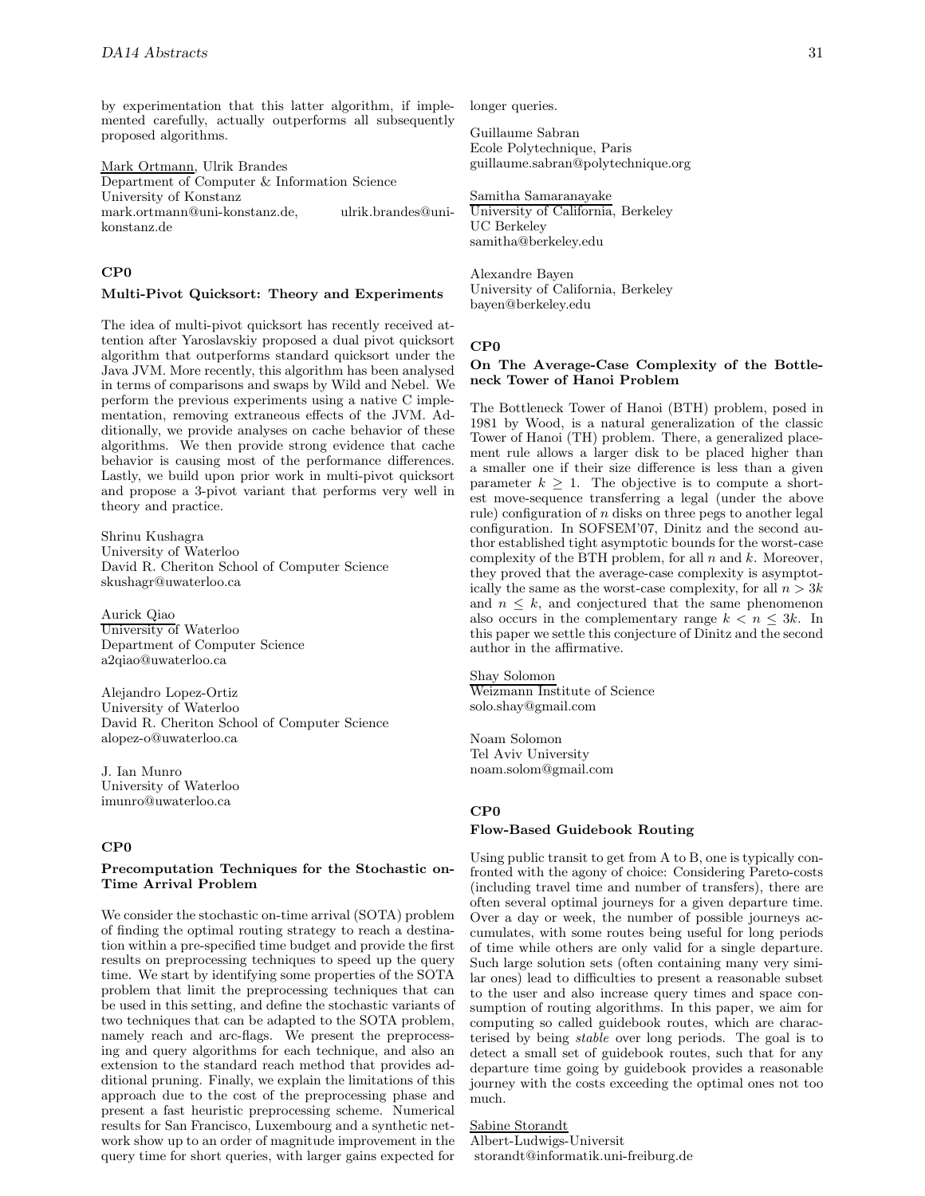by experimentation that this latter algorithm, if implemented carefully, actually outperforms all subsequently proposed algorithms.

Mark Ortmann, Ulrik Brandes
Department of Computer & Information Science
University of Konstanz
mark.ortmann@uni-konstanz.de, ulrik.brandes@uni-konstanz.de

## CP0

### Multi-Pivot Quicksort: Theory and Experiments

The idea of multi-pivot quicksort has recently received attention after Yaroslavskiy proposed a dual pivot quicksort algorithm that outperforms standard quicksort under the Java JVM. More recently, this algorithm has been analysed in terms of comparisons and swaps by Wild and Nebel. We perform the previous experiments using a native C implementation, removing extraneous effects of the JVM. Additionally, we provide analyses on cache behavior of these algorithms. We then provide strong evidence that cache behavior is causing most of the performance differences. Lastly, we build upon prior work in multi-pivot quicksort and propose a 3-pivot variant that performs very well in theory and practice.

Shrinu Kushagra
University of Waterloo
David R. Cheriton School of Computer Science
skushagr@uwaterloo.ca

Aurick Qiao
University of Waterloo
Department of Computer Science
a2qiao@uwaterloo.ca

Alejandro Lopez-Ortiz
University of Waterloo
David R. Cheriton School of Computer Science
alopez-o@uwaterloo.ca

J. Ian Munro
University of Waterloo
imunro@uwaterloo.ca

## CP0

### Precomputation Techniques for the Stochastic on-Time Arrival Problem

We consider the stochastic on-time arrival (SOTA) problem of finding the optimal routing strategy to reach a destination within a pre-specified time budget and provide the first results on preprocessing techniques to speed up the query time. We start by identifying some properties of the SOTA problem that limit the preprocessing techniques that can be used in this setting, and define the stochastic variants of two techniques that can be adapted to the SOTA problem, namely reach and arc-flags. We present the preprocessing and query algorithms for each technique, and also an extension to the standard reach method that provides additional pruning. Finally, we explain the limitations of this approach due to the cost of the preprocessing phase and present a fast heuristic preprocessing scheme. Numerical results for San Francisco, Luxembourg and a synthetic network show up to an order of magnitude improvement in the query time for short queries, with larger gains expected for longer queries.

Guillaume Sabran
Ecole Polytechnique, Paris
guillaume.sabran@polytechnique.org

Samitha Samaranayake
University of California, Berkeley
UC Berkeley
samitha@berkeley.edu

Alexandre Bayen
University of California, Berkeley
bayen@berkeley.edu

## CP0

### On The Average-Case Complexity of the Bottleneck Tower of Hanoi Problem

The Bottleneck Tower of Hanoi (BTH) problem, posed in 1981 by Wood, is a natural generalization of the classic Tower of Hanoi (TH) problem. There, a generalized placement rule allows a larger disk to be placed higher than a smaller one if their size difference is less than a given parameter $k \geq 1$. The objective is to compute a shortest move-sequence transferring a legal (under the above rule) configuration of $n$ disks on three pegs to another legal configuration. In SOFSEM'07, Dinitz and the second author established tight asymptotic bounds for the worst-case complexity of the BTH problem, for all $n$ and $k$. Moreover, they proved that the average-case complexity is asymptotically the same as the worst-case complexity, for all $n > 3k$ and $n \leq k$, and conjectured that the same phenomenon also occurs in the complementary range $k < n \leq 3k$. In this paper we settle this conjecture of Dinitz and the second author in the affirmative.

Shay Solomon
Weizmann Institute of Science
solo.shay@gmail.com

Noam Solomon
Tel Aviv University
noam.solom@gmail.com

## CP0

### Flow-Based Guidebook Routing

Using public transit to get from A to B, one is typically confronted with the agony of choice: Considering Pareto-costs (including travel time and number of transfers), there are often several optimal journeys for a given departure time. Over a day or week, the number of possible journeys accumulates, with some routes being useful for long periods of time while others are only valid for a single departure. Such large solution sets (often containing many very similar ones) lead to difficulties to present a reasonable subset to the user and also increase query times and space consumption of routing algorithms. In this paper, we aim for computing so called guidebook routes, which are characterised by being *stable* over long periods. The goal is to detect a small set of guidebook routes, such that for any departure time going by guidebook provides a reasonable journey with the costs exceeding the optimal ones not too much.

Sabine Storandt
Albert-Ludwigs-Universit
storandt@informatik.uni-freiburg.de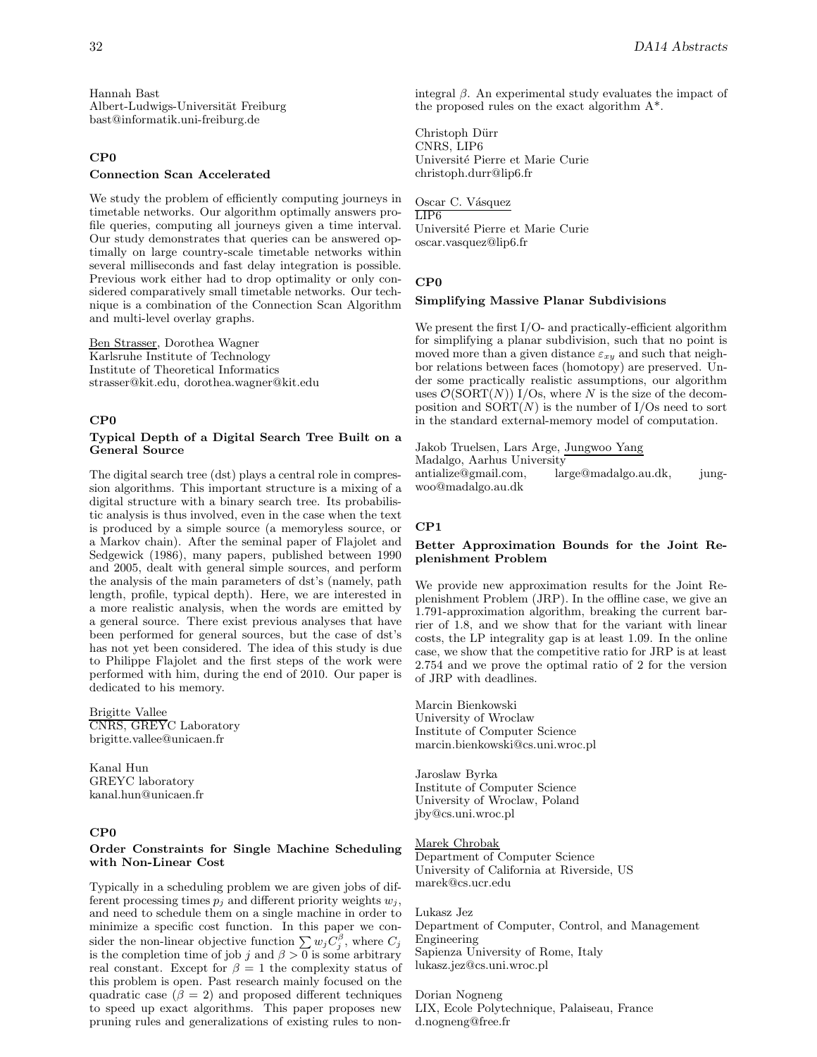Hannah Bast
Albert-Ludwigs-Universität Freiburg
bast@informatik.uni-freiburg.de

### CP0

#### Connection Scan Accelerated

We study the problem of efficiently computing journeys in timetable networks. Our algorithm optimally answers profile queries, computing all journeys given a time interval. Our study demonstrates that queries can be answered optimally on large country-scale timetable networks within several milliseconds and fast delay integration is possible. Previous work either had to drop optimality or only considered comparatively small timetable networks. Our technique is a combination of the Connection Scan Algorithm and multi-level overlay graphs.

Ben Strasser, Dorothea Wagner
Karlsruhe Institute of Technology
Institute of Theoretical Informatics
strasser@kit.edu, dorothea.wagner@kit.edu

### CP0

#### Typical Depth of a Digital Search Tree Built on a General Source

The digital search tree (dst) plays a central role in compression algorithms. This important structure is a mixing of a digital structure with a binary search tree. Its probabilistic analysis is thus involved, even in the case when the text is produced by a simple source (a memoryless source, or a Markov chain). After the seminal paper of Flajolet and Sedgewick (1986), many papers, published between 1990 and 2005, dealt with general simple sources, and perform the analysis of the main parameters of dst's (namely, path length, profile, typical depth). Here, we are interested in a more realistic analysis, when the words are emitted by a general source. There exist previous analyses that have been performed for general sources, but the case of dst's has not yet been considered. The idea of this study is due to Philippe Flajolet and the first steps of the work were performed with him, during the end of 2010. Our paper is dedicated to his memory.

Brigitte Vallee
CNRS, GREYC Laboratory
brigitte.vallee@unicaen.fr

Kanal Hun
GREYC laboratory
kanal.hun@unicaen.fr

### CP0

#### Order Constraints for Single Machine Scheduling with Non-Linear Cost

Typically in a scheduling problem we are given jobs of different processing times $p_j$ and different priority weights $w_j$, and need to schedule them on a single machine in order to minimize a specific cost function. In this paper we consider the non-linear objective function $\sum w_j C_j^{\beta}$, where $C_j$ is the completion time of job $j$ and $\beta > 0$ is some arbitrary real constant. Except for $\beta = 1$ the complexity status of this problem is open. Past research mainly focused on the quadratic case ($\beta = 2$) and proposed different techniques to speed up exact algorithms. This paper proposes new pruning rules and generalizations of existing rules to non-integral $\beta$. An experimental study evaluates the impact of the proposed rules on the exact algorithm A*.

Christoph Dürr
CNRS, LIP6
Université Pierre et Marie Curie
christoph.durr@lip6.fr

Oscar C. Vásquez
LIP6
Université Pierre et Marie Curie
oscar.vasquez@lip6.fr

### CP0

#### Simplifying Massive Planar Subdivisions

We present the first I/O- and practically-efficient algorithm for simplifying a planar subdivision, such that no point is moved more than a given distance $\varepsilon_{xy}$ and such that neighbor relations between faces (homotopy) are preserved. Under some practically realistic assumptions, our algorithm uses $\mathcal{O}(\mathrm{SORT}(N))$ I/Os, where $N$ is the size of the decomposition and $\mathrm{SORT}(N)$ is the number of I/Os need to sort in the standard external-memory model of computation.

Jakob Truelsen, Lars Arge, Jungwoo Yang
Madalgo, Aarhus University
antialize@gmail.com, large@madalgo.au.dk, jungwoo@madalgo.au.dk

### CP1

#### Better Approximation Bounds for the Joint Replenishment Problem

We provide new approximation results for the Joint Replenishment Problem (JRP). In the offline case, we give an 1.791-approximation algorithm, breaking the current barrier of 1.8, and we show that for the variant with linear costs, the LP integrality gap is at least 1.09. In the online case, we show that the competitive ratio for JRP is at least 2.754 and we prove the optimal ratio of 2 for the version of JRP with deadlines.

Marcin Bienkowski
University of Wroclaw
Institute of Computer Science
marcin.bienkowski@cs.uni.wroc.pl

Jaroslaw Byrka
Institute of Computer Science
University of Wroclaw, Poland
jby@cs.uni.wroc.pl

Marek Chrobak
Department of Computer Science
University of California at Riverside, US
marek@cs.ucr.edu

Lukasz Jez
Department of Computer, Control, and Management Engineering
Sapienza University of Rome, Italy
lukasz.jez@cs.uni.wroc.pl

Dorian Nogneng
LIX, Ecole Polytechnique, Palaiseau, France
d.nogneng@free.fr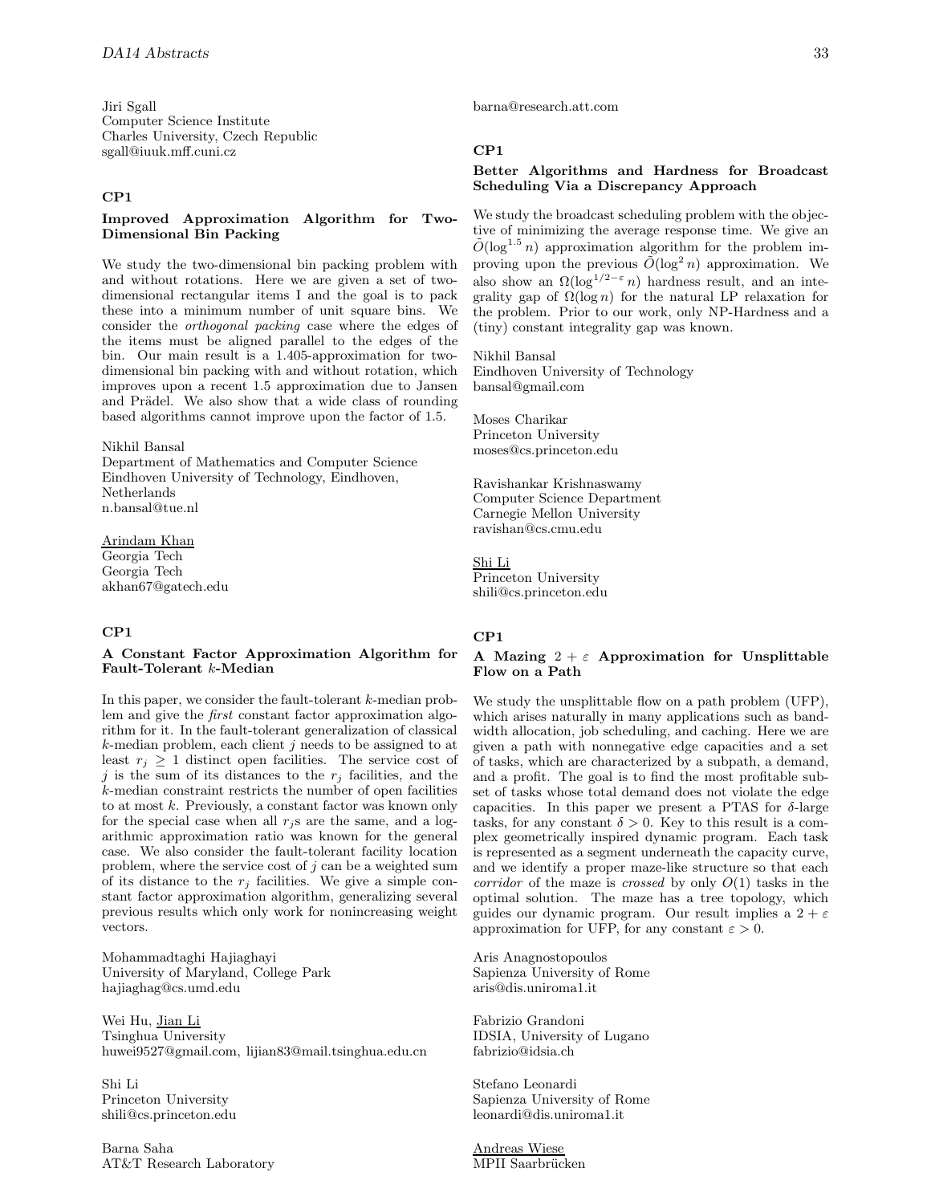Jiri Sgall
Computer Science Institute
Charles University, Czech Republic
sgall@iuuk.mff.cuni.cz

### CP1

#### Improved Approximation Algorithm for Two-Dimensional Bin Packing

We study the two-dimensional bin packing problem with and without rotations. Here we are given a set of two-dimensional rectangular items I and the goal is to pack these into a minimum number of unit square bins. We consider the *orthogonal packing* case where the edges of the items must be aligned parallel to the edges of the bin. Our main result is a 1.405-approximation for two-dimensional bin packing with and without rotation, which improves upon a recent 1.5 approximation due to Jansen and Prädel. We also show that a wide class of rounding based algorithms cannot improve upon the factor of 1.5.

Nikhil Bansal
Department of Mathematics and Computer Science
Eindhoven University of Technology, Eindhoven, Netherlands
n.bansal@tue.nl

<u>Arindam Khan</u>
Georgia Tech
Georgia Tech
akhan67@gatech.edu

### CP1

#### A Constant Factor Approximation Algorithm for Fault-Tolerant $k$-Median

In this paper, we consider the fault-tolerant $k$-median problem and give the *first* constant factor approximation algorithm for it. In the fault-tolerant generalization of classical $k$-median problem, each client $j$ needs to be assigned to at least $r_j \geq 1$ distinct open facilities. The service cost of $j$ is the sum of its distances to the $r_j$ facilities, and the $k$-median constraint restricts the number of open facilities to at most $k$. Previously, a constant factor was known only for the special case when all $r_j$s are the same, and a logarithmic approximation ratio was known for the general case. We also consider the fault-tolerant facility location problem, where the service cost of $j$ can be a weighted sum of its distance to the $r_j$ facilities. We give a simple constant factor approximation algorithm, generalizing several previous results which only work for nonincreasing weight vectors.

Mohammadtaghi Hajiaghayi
University of Maryland, College Park
hajiaghag@cs.umd.edu

Wei Hu, <u>Jian Li</u>
Tsinghua University
huwei9527@gmail.com, lijian83@mail.tsinghua.edu.cn

Shi Li
Princeton University
shili@cs.princeton.edu

Barna Saha
AT&T Research Laboratory
barna@research.att.com

### CP1

#### Better Algorithms and Hardness for Broadcast Scheduling Via a Discrepancy Approach

We study the broadcast scheduling problem with the objective of minimizing the average response time. We give an $\tilde{O}(\log^{1.5} n)$ approximation algorithm for the problem improving upon the previous $\tilde{O}(\log^2 n)$ approximation. We also show an $\Omega(\log^{1/2-\varepsilon} n)$ hardness result, and an integrality gap of $\Omega(\log n)$ for the natural LP relaxation for the problem. Prior to our work, only NP-Hardness and a (tiny) constant integrality gap was known.

Nikhil Bansal
Eindhoven University of Technology
bansal@gmail.com

Moses Charikar
Princeton University
moses@cs.princeton.edu

Ravishankar Krishnaswamy
Computer Science Department
Carnegie Mellon University
ravishan@cs.cmu.edu

<u>Shi Li</u>
Princeton University
shili@cs.princeton.edu

### CP1

#### A Mazing $2 + \varepsilon$ Approximation for Unsplittable Flow on a Path

We study the unsplittable flow on a path problem (UFP), which arises naturally in many applications such as bandwidth allocation, job scheduling, and caching. Here we are given a path with nonnegative edge capacities and a set of tasks, which are characterized by a subpath, a demand, and a profit. The goal is to find the most profitable subset of tasks whose total demand does not violate the edge capacities. In this paper we present a PTAS for $\delta$-large tasks, for any constant $\delta > 0$. Key to this result is a complex geometrically inspired dynamic program. Each task is represented as a segment underneath the capacity curve, and we identify a proper maze-like structure so that each *corridor* of the maze is *crossed* by only $O(1)$ tasks in the optimal solution. The maze has a tree topology, which guides our dynamic program. Our result implies a $2 + \varepsilon$ approximation for UFP, for any constant $\varepsilon > 0$.

Aris Anagnostopoulos
Sapienza University of Rome
aris@dis.uniroma1.it

Fabrizio Grandoni
IDSIA, University of Lugano
fabrizio@idsia.ch

Stefano Leonardi
Sapienza University of Rome
leonardi@dis.uniroma1.it

<u>Andreas Wiese</u>
MPII Saarbrücken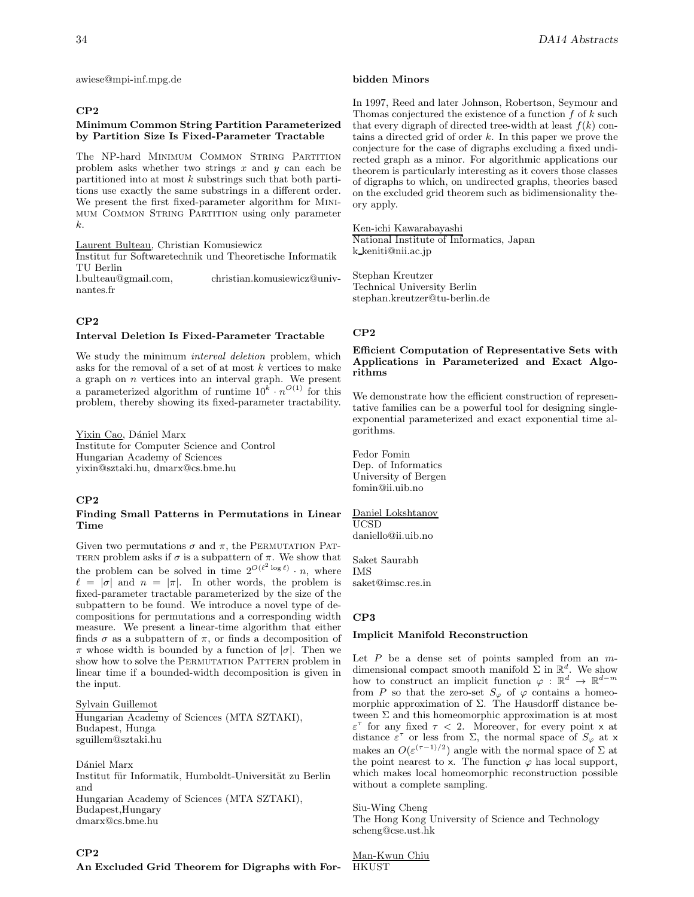awiese@mpi-inf.mpg.de

### CP2

**Minimum Common String Partition Parameterized by Partition Size Is Fixed-Parameter Tractable**

The NP-hard MINIMUM COMMON STRING PARTITION problem asks whether two strings $x$ and $y$ can each be partitioned into at most $k$ substrings such that both partitions use exactly the same substrings in a different order. We present the first fixed-parameter algorithm for MINIMUM COMMON STRING PARTITION using only parameter $k$.

Laurent Bulteau, Christian Komusiewicz
Institut fur Softwaretechnik und Theoretische Informatik
TU Berlin
l.bulteau@gmail.com, christian.komusiewicz@univ-nantes.fr

### CP2

**Interval Deletion Is Fixed-Parameter Tractable**

We study the minimum *interval deletion* problem, which asks for the removal of a set of at most $k$ vertices to make a graph on $n$ vertices into an interval graph. We present a parameterized algorithm of runtime $10^k \cdot n^{O(1)}$ for this problem, thereby showing its fixed-parameter tractability.

Yixin Cao, Dániel Marx
Institute for Computer Science and Control
Hungarian Academy of Sciences
yixin@sztaki.hu, dmarx@cs.bme.hu

### CP2

**Finding Small Patterns in Permutations in Linear Time**

Given two permutations $\sigma$ and $\pi$, the PERMUTATION PATTERN problem asks if $\sigma$ is a subpattern of $\pi$. We show that the problem can be solved in time $2^{O(\ell^2 \log \ell)} \cdot n$, where $\ell = |\sigma|$ and $n = |\pi|$. In other words, the problem is fixed-parameter tractable parameterized by the size of the subpattern to be found. We introduce a novel type of decompositions for permutations and a corresponding width measure. We present a linear-time algorithm that either finds $\sigma$ as a subpattern of $\pi$, or finds a decomposition of $\pi$ whose width is bounded by a function of $|\sigma|$. Then we show how to solve the PERMUTATION PATTERN problem in linear time if a bounded-width decomposition is given in the input.

Sylvain Guillemot
Hungarian Academy of Sciences (MTA SZTAKI),
Budapest, Hunga
sguillem@sztaki.hu

Dániel Marx
Institut für Informatik, Humboldt-Universität zu Berlin and
Hungarian Academy of Sciences (MTA SZTAKI),
Budapest,Hungary
dmarx@cs.bme.hu

### CP2

**An Excluded Grid Theorem for Digraphs with Forbidden Minors**

In 1997, Reed and later Johnson, Robertson, Seymour and Thomas conjectured the existence of a function $f$ of $k$ such that every digraph of directed tree-width at least $f(k)$ contains a directed grid of order $k$. In this paper we prove the conjecture for the case of digraphs excluding a fixed undirected graph as a minor. For algorithmic applications our theorem is particularly interesting as it covers those classes of digraphs to which, on undirected graphs, theories based on the excluded grid theorem such as bidimensionality theory apply.

Ken-ichi Kawarabayashi
National Institute of Informatics, Japan
k_keniti@nii.ac.jp

Stephan Kreutzer
Technical University Berlin
stephan.kreutzer@tu-berlin.de

### CP2

**Efficient Computation of Representative Sets with Applications in Parameterized and Exact Algorithms**

We demonstrate how the efficient construction of representative families can be a powerful tool for designing single-exponential parameterized and exact exponential time algorithms.

Fedor Fomin
Dep. of Informatics
University of Bergen
fomin@ii.uib.no

Daniel Lokshtanov
UCSD
daniello@ii.uib.no

Saket Saurabh
IMS
saket@imsc.res.in

### CP3

**Implicit Manifold Reconstruction**

Let $P$ be a dense set of points sampled from an $m$-dimensional compact smooth manifold $\Sigma$ in $\mathbb{R}^d$. We show how to construct an implicit function $\varphi : \mathbb{R}^d \to \mathbb{R}^{d-m}$ from $P$ so that the zero-set $S_\varphi$ of $\varphi$ contains a homeomorphic approximation of $\Sigma$. The Hausdorff distance between $\Sigma$ and this homeomorphic approximation is at most $\varepsilon^\tau$ for any fixed $\tau < 2$. Moreover, for every point $\mathsf{x}$ at distance $\varepsilon^\tau$ or less from $\Sigma$, the normal space of $S_\varphi$ at $\mathsf{x}$ makes an $O(\varepsilon^{(\tau-1)/2})$ angle with the normal space of $\Sigma$ at the point nearest to $\mathsf{x}$. The function $\varphi$ has local support, which makes local homeomorphic reconstruction possible without a complete sampling.

Siu-Wing Cheng
The Hong Kong University of Science and Technology
scheng@cse.ust.hk

Man-Kwun Chiu
HKUST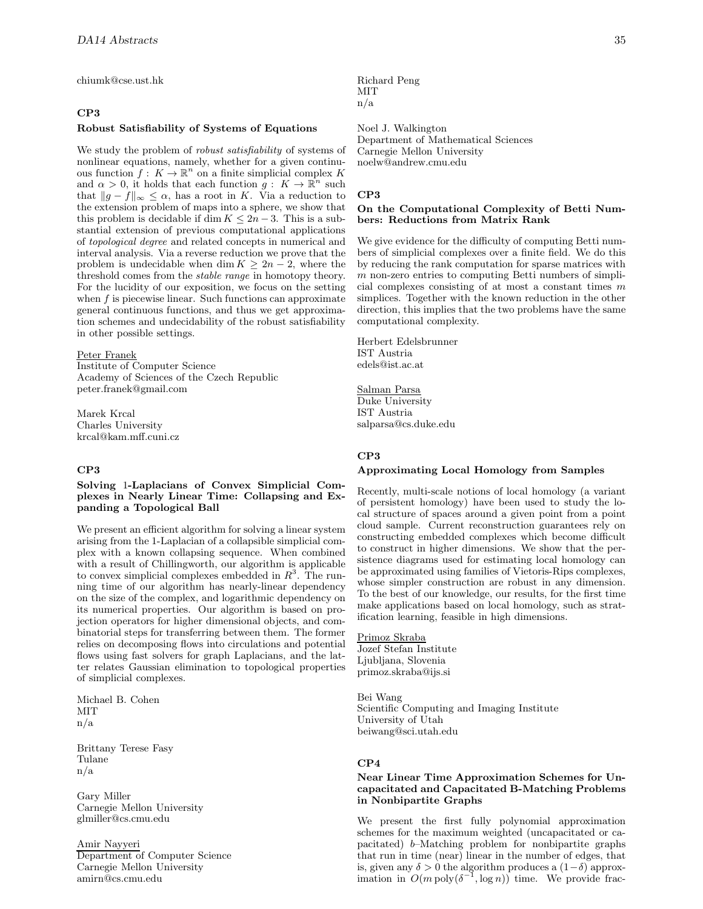chiumk@cse.ust.hk

### CP3

### Robust Satisfiability of Systems of Equations

We study the problem of *robust satisfiability* of systems of nonlinear equations, namely, whether for a given continuous function $f: K \to \mathbb{R}^n$ on a finite simplicial complex $K$ and $\alpha > 0$, it holds that each function $g: K \to \mathbb{R}^n$ such that $\|g - f\|_\infty \leq \alpha$, has a root in $K$. Via a reduction to the extension problem of maps into a sphere, we show that this problem is decidable if $\dim K \leq 2n-3$. This is a substantial extension of previous computational applications of *topological degree* and related concepts in numerical and interval analysis. Via a reverse reduction we prove that the problem is undecidable when $\dim K \geq 2n-2$, where the threshold comes from the *stable range* in homotopy theory. For the lucidity of our exposition, we focus on the setting when $f$ is piecewise linear. Such functions can approximate general continuous functions, and thus we get approximation schemes and undecidability of the robust satisfiability in other possible settings.

Peter Franek
Institute of Computer Science
Academy of Sciences of the Czech Republic
peter.franek@gmail.com

Marek Krcal
Charles University
krcal@kam.mff.cuni.cz

### CP3

### Solving 1-Laplacians of Convex Simplicial Complexes in Nearly Linear Time: Collapsing and Expanding a Topological Ball

We present an efficient algorithm for solving a linear system arising from the 1-Laplacian of a collapsible simplicial complex with a known collapsing sequence. When combined with a result of Chillingworth, our algorithm is applicable to convex simplicial complexes embedded in $R^3$. The running time of our algorithm has nearly-linear dependency on the size of the complex, and logarithmic dependency on its numerical properties. Our algorithm is based on projection operators for higher dimensional objects, and combinatorial steps for transferring between them. The former relies on decomposing flows into circulations and potential flows using fast solvers for graph Laplacians, and the latter relates Gaussian elimination to topological properties of simplicial complexes.

Michael B. Cohen
MIT
n/a

Brittany Terese Fasy
Tulane
n/a

Gary Miller
Carnegie Mellon University
glmiller@cs.cmu.edu

Amir Nayyeri
Department of Computer Science
Carnegie Mellon University
amirn@cs.cmu.edu

Richard Peng
MIT
n/a

Noel J. Walkington
Department of Mathematical Sciences
Carnegie Mellon University
noelw@andrew.cmu.edu

### CP3

### On the Computational Complexity of Betti Numbers: Reductions from Matrix Rank

We give evidence for the difficulty of computing Betti numbers of simplicial complexes over a finite field. We do this by reducing the rank computation for sparse matrices with $m$ non-zero entries to computing Betti numbers of simplicial complexes consisting of at most a constant times $m$ simplices. Together with the known reduction in the other direction, this implies that the two problems have the same computational complexity.

Herbert Edelsbrunner
IST Austria
edels@ist.ac.at

Salman Parsa
Duke University
IST Austria
salparsa@cs.duke.edu

### CP3

### Approximating Local Homology from Samples

Recently, multi-scale notions of local homology (a variant of persistent homology) have been used to study the local structure of spaces around a given point from a point cloud sample. Current reconstruction guarantees rely on constructing embedded complexes which become difficult to construct in higher dimensions. We show that the persistence diagrams used for estimating local homology can be approximated using families of Vietoris-Rips complexes, whose simpler construction are robust in any dimension. To the best of our knowledge, our results, for the first time make applications based on local homology, such as stratification learning, feasible in high dimensions.

Primoz Skraba
Jozef Stefan Institute
Ljubljana, Slovenia
primoz.skraba@ijs.si

Bei Wang
Scientific Computing and Imaging Institute
University of Utah
beiwang@sci.utah.edu

### CP4

### Near Linear Time Approximation Schemes for Uncapacitated and Capacitated B-Matching Problems in Nonbipartite Graphs

We present the first fully polynomial approximation schemes for the maximum weighted (uncapacitated or capacitated) $b$–Matching problem for nonbipartite graphs that run in time (near) linear in the number of edges, that is, given any $\delta > 0$ the algorithm produces a $(1-\delta)$ approximation in $O(m \operatorname{poly}(\delta^{-1}, \log n))$ time. We provide frac-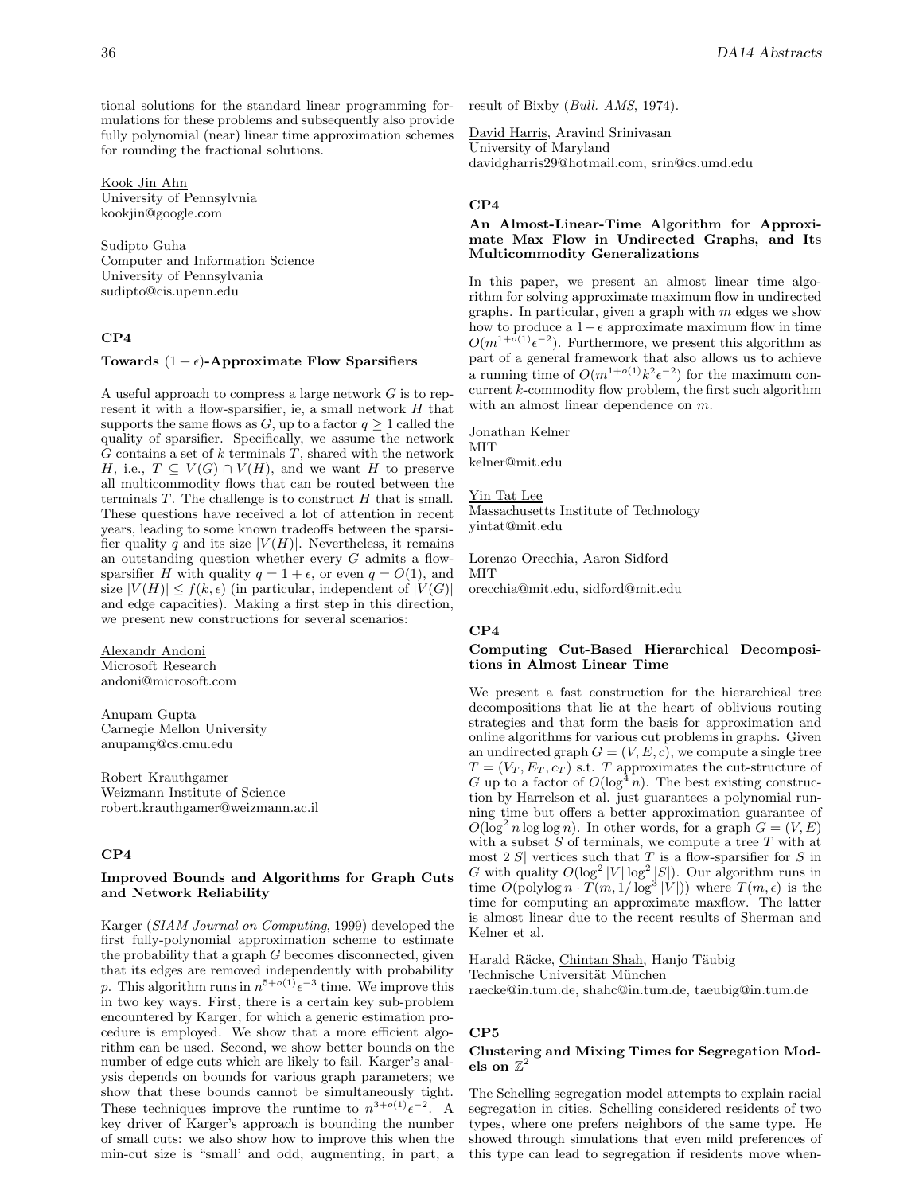tional solutions for the standard linear programming formulations for these problems and subsequently also provide fully polynomial (near) linear time approximation schemes for rounding the fractional solutions.

Kook Jin Ahn
University of Pennsylvnia
kookjin@google.com

Sudipto Guha
Computer and Information Science
University of Pennsylvania
sudipto@cis.upenn.edu

## CP4

### Towards $(1+\epsilon)$-Approximate Flow Sparsifiers

A useful approach to compress a large network $G$ is to represent it with a flow-sparsifier, ie, a small network $H$ that supports the same flows as $G$, up to a factor $q \geq 1$ called the quality of sparsifier. Specifically, we assume the network $G$ contains a set of $k$ terminals $T$, shared with the network $H$, i.e., $T \subseteq V(G) \cap V(H)$, and we want $H$ to preserve all multicommodity flows that can be routed between the terminals $T$. The challenge is to construct $H$ that is small. These questions have received a lot of attention in recent years, leading to some known tradeoffs between the sparsifier quality $q$ and its size $|V(H)|$. Nevertheless, it remains an outstanding question whether every $G$ admits a flow-sparsifier $H$ with quality $q = 1+\epsilon$, or even $q = O(1)$, and size $|V(H)| \leq f(k,\epsilon)$ (in particular, independent of $|V(G)|$ and edge capacities). Making a first step in this direction, we present new constructions for several scenarios:

Alexandr Andoni
Microsoft Research
andoni@microsoft.com

Anupam Gupta
Carnegie Mellon University
anupamg@cs.cmu.edu

Robert Krauthgamer
Weizmann Institute of Science
robert.krauthgamer@weizmann.ac.il

## CP4

### Improved Bounds and Algorithms for Graph Cuts and Network Reliability

Karger (*SIAM Journal on Computing*, 1999) developed the first fully-polynomial approximation scheme to estimate the probability that a graph $G$ becomes disconnected, given that its edges are removed independently with probability $p$. This algorithm runs in $n^{5+o(1)}\epsilon^{-3}$ time. We improve this in two key ways. First, there is a certain key sub-problem encountered by Karger, for which a generic estimation procedure is employed. We show that a more efficient algorithm can be used. Second, we show better bounds on the number of edge cuts which are likely to fail. Karger's analysis depends on bounds for various graph parameters; we show that these bounds cannot be simultaneously tight. These techniques improve the runtime to $n^{3+o(1)}\epsilon^{-2}$. A key driver of Karger's approach is bounding the number of small cuts: we also show how to improve this when the min-cut size is "small' and odd, augmenting, in part, a result of Bixby (*Bull. AMS*, 1974).

David Harris, Aravind Srinivasan
University of Maryland
davidgharris29@hotmail.com, srin@cs.umd.edu

## CP4

### An Almost-Linear-Time Algorithm for Approximate Max Flow in Undirected Graphs, and Its Multicommodity Generalizations

In this paper, we present an almost linear time algorithm for solving approximate maximum flow in undirected graphs. In particular, given a graph with $m$ edges we show how to produce a $1-\epsilon$ approximate maximum flow in time $O(m^{1+o(1)}\epsilon^{-2})$. Furthermore, we present this algorithm as part of a general framework that also allows us to achieve a running time of $O(m^{1+o(1)}k^2\epsilon^{-2})$ for the maximum concurrent $k$-commodity flow problem, the first such algorithm with an almost linear dependence on $m$.

Jonathan Kelner
MIT
kelner@mit.edu

Yin Tat Lee
Massachusetts Institute of Technology
yintat@mit.edu

Lorenzo Orecchia, Aaron Sidford
MIT
orecchia@mit.edu, sidford@mit.edu

## CP4

### Computing Cut-Based Hierarchical Decompositions in Almost Linear Time

We present a fast construction for the hierarchical tree decompositions that lie at the heart of oblivious routing strategies and that form the basis for approximation and online algorithms for various cut problems in graphs. Given an undirected graph $G = (V, E, c)$, we compute a single tree $T = (V_T, E_T, c_T)$ s.t. $T$ approximates the cut-structure of $G$ up to a factor of $O(\log^4 n)$. The best existing construction by Harrelson et al. just guarantees a polynomial running time but offers a better approximation guarantee of $O(\log^2 n \log\log n)$. In other words, for a graph $G = (V, E)$ with a subset $S$ of terminals, we compute a tree $T$ with at most $2|S|$ vertices such that $T$ is a flow-sparsifier for $S$ in $G$ with quality $O(\log^2 |V| \log^2 |S|)$. Our algorithm runs in time $O(\text{polylog}\, n \cdot T(m, 1/\log^3 |V|))$ where $T(m,\epsilon)$ is the time for computing an approximate maxflow. The latter is almost linear due to the recent results of Sherman and Kelner et al.

Harald Räcke, Chintan Shah, Hanjo Täubig
Technische Universität München
raecke@in.tum.de, shahc@in.tum.de, taeubig@in.tum.de

## CP5

### Clustering and Mixing Times for Segregation Models on $\mathbb{Z}^2$

The Schelling segregation model attempts to explain racial segregation in cities. Schelling considered residents of two types, where one prefers neighbors of the same type. He showed through simulations that even mild preferences of this type can lead to segregation if residents move when-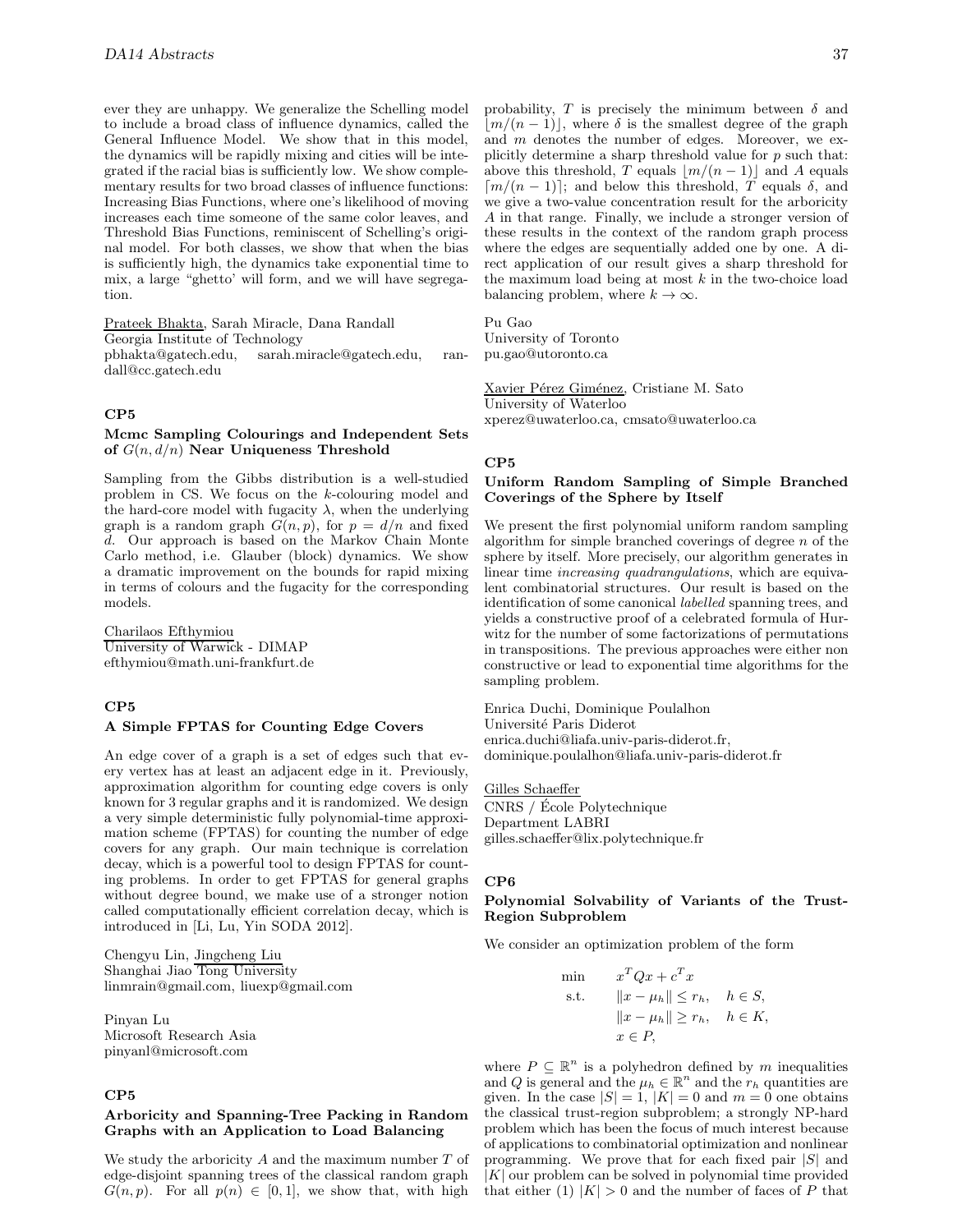ever they are unhappy. We generalize the Schelling model to include a broad class of influence dynamics, called the General Influence Model. We show that in this model, the dynamics will be rapidly mixing and cities will be integrated if the racial bias is sufficiently low. We show complementary results for two broad classes of influence functions: Increasing Bias Functions, where one's likelihood of moving increases each time someone of the same color leaves, and Threshold Bias Functions, reminiscent of Schelling's original model. For both classes, we show that when the bias is sufficiently high, the dynamics take exponential time to mix, a large "ghetto' will form, and we will have segregation.

Prateek Bhakta, Sarah Miracle, Dana Randall
Georgia Institute of Technology
pbhakta@gatech.edu, sarah.miracle@gatech.edu, randall@cc.gatech.edu

## CP5

### Mcmc Sampling Colourings and Independent Sets of $G(n, d/n)$ Near Uniqueness Threshold

Sampling from the Gibbs distribution is a well-studied problem in CS. We focus on the $k$-colouring model and the hard-core model with fugacity $\lambda$, when the underlying graph is a random graph $G(n, p)$, for $p = d/n$ and fixed $d$. Our approach is based on the Markov Chain Monte Carlo method, i.e. Glauber (block) dynamics. We show a dramatic improvement on the bounds for rapid mixing in terms of colours and the fugacity for the corresponding models.

Charilaos Efthymiou
University of Warwick - DIMAP
efthymiou@math.uni-frankfurt.de

## CP5

### A Simple FPTAS for Counting Edge Covers

An edge cover of a graph is a set of edges such that every vertex has at least an adjacent edge in it. Previously, approximation algorithm for counting edge covers is only known for 3 regular graphs and it is randomized. We design a very simple deterministic fully polynomial-time approximation scheme (FPTAS) for counting the number of edge covers for any graph. Our main technique is correlation decay, which is a powerful tool to design FPTAS for counting problems. In order to get FPTAS for general graphs without degree bound, we make use of a stronger notion called computationally efficient correlation decay, which is introduced in [Li, Lu, Yin SODA 2012].

Chengyu Lin, Jingcheng Liu
Shanghai Jiao Tong University
linmrain@gmail.com, liuexp@gmail.com

Pinyan Lu
Microsoft Research Asia
pinyanl@microsoft.com

## CP5

### Arboricity and Spanning-Tree Packing in Random Graphs with an Application to Load Balancing

We study the arboricity $A$ and the maximum number $T$ of edge-disjoint spanning trees of the classical random graph $G(n, p)$. For all $p(n) \in [0, 1]$, we show that, with high probability, $T$ is precisely the minimum between $\delta$ and $\lfloor m/(n-1) \rfloor$, where $\delta$ is the smallest degree of the graph and $m$ denotes the number of edges. Moreover, we explicitly determine a sharp threshold value for $p$ such that: above this threshold, $T$ equals $\lfloor m/(n-1) \rfloor$ and $A$ equals $\lceil m/(n-1) \rceil$; and below this threshold, $T$ equals $\delta$, and we give a two-value concentration result for the arboricity $A$ in that range. Finally, we include a stronger version of these results in the context of the random graph process where the edges are sequentially added one by one. A direct application of our result gives a sharp threshold for the maximum load being at most $k$ in the two-choice load balancing problem, where $k \to \infty$.

Pu Gao
University of Toronto
pu.gao@utoronto.ca

Xavier Pérez Giménez, Cristiane M. Sato
University of Waterloo
xperez@uwaterloo.ca, cmsato@uwaterloo.ca

## CP5

### Uniform Random Sampling of Simple Branched Coverings of the Sphere by Itself

We present the first polynomial uniform random sampling algorithm for simple branched coverings of degree $n$ of the sphere by itself. More precisely, our algorithm generates in linear time *increasing quadrangulations*, which are equivalent combinatorial structures. Our result is based on the identification of some canonical *labelled* spanning trees, and yields a constructive proof of a celebrated formula of Hurwitz for the number of some factorizations of permutations in transpositions. The previous approaches were either non constructive or lead to exponential time algorithms for the sampling problem.

Enrica Duchi, Dominique Poulalhon
Université Paris Diderot
enrica.duchi@liafa.univ-paris-diderot.fr,
dominique.poulalhon@liafa.univ-paris-diderot.fr

Gilles Schaeffer
CNRS / École Polytechnique
Department LABRI
gilles.schaeffer@lix.polytechnique.fr

## CP6

### Polynomial Solvability of Variants of the Trust-Region Subproblem

We consider an optimization problem of the form

$$
\begin{aligned}
\min \quad & x^T Q x + c^T x \\
\text{s.t.} \quad & \|x - \mu_h\| \leq r_h, \quad h \in S, \\
& \|x - \mu_h\| \geq r_h, \quad h \in K, \\
& x \in P,
\end{aligned}
$$

where $P \subseteq \mathbb{R}^n$ is a polyhedron defined by $m$ inequalities and $Q$ is general and the $\mu_h \in \mathbb{R}^n$ and the $r_h$ quantities are given. In the case $|S| = 1$, $|K| = 0$ and $m = 0$ one obtains the classical trust-region subproblem; a strongly NP-hard problem which has been the focus of much interest because of applications to combinatorial optimization and nonlinear programming. We prove that for each fixed pair $|S|$ and $|K|$ our problem can be solved in polynomial time provided that either (1) $|K| > 0$ and the number of faces of $P$ that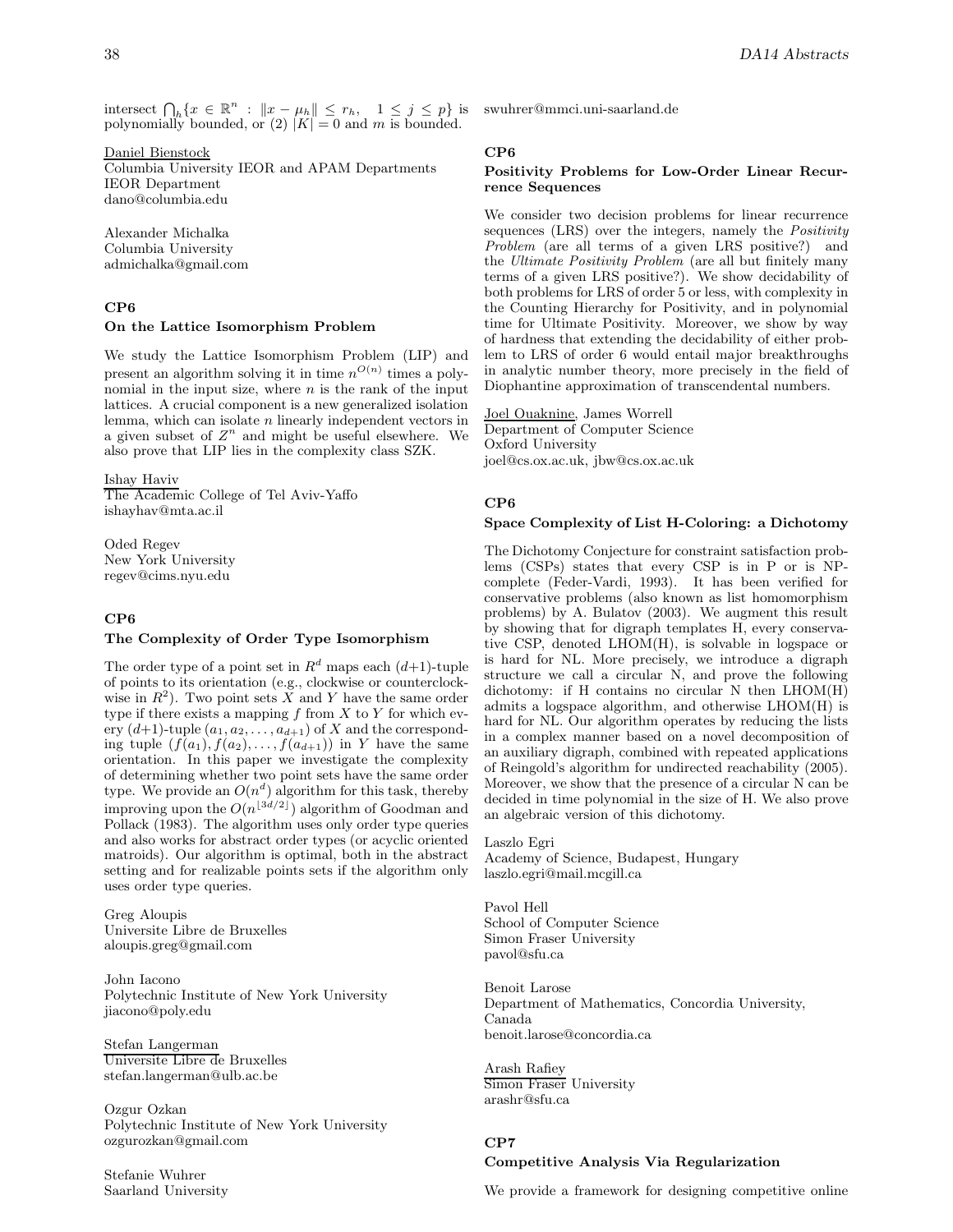intersect $\bigcap_h \{x \in \mathbb{R}^n : \|x - \mu_h\| \leq r_h, \quad 1 \leq j \leq p\}$ is polynomially bounded, or (2) $|K| = 0$ and $m$ is bounded.

Daniel Bienstock
Columbia University IEOR and APAM Departments
IEOR Department
dano@columbia.edu

Alexander Michalka
Columbia University
admichalka@gmail.com

### CP6
### On the Lattice Isomorphism Problem

We study the Lattice Isomorphism Problem (LIP) and present an algorithm solving it in time $n^{O(n)}$ times a polynomial in the input size, where $n$ is the rank of the input lattices. A crucial component is a new generalized isolation lemma, which can isolate $n$ linearly independent vectors in a given subset of $Z^n$ and might be useful elsewhere. We also prove that LIP lies in the complexity class SZK.

Ishay Haviv
The Academic College of Tel Aviv-Yaffo
ishayhav@mta.ac.il

Oded Regev
New York University
regev@cims.nyu.edu

### CP6
### The Complexity of Order Type Isomorphism

The order type of a point set in $R^d$ maps each $(d+1)$-tuple of points to its orientation (e.g., clockwise or counterclockwise in $R^2$). Two point sets $X$ and $Y$ have the same order type if there exists a mapping $f$ from $X$ to $Y$ for which every $(d+1)$-tuple $(a_1, a_2, \ldots, a_{d+1})$ of $X$ and the corresponding tuple $(f(a_1), f(a_2), \ldots, f(a_{d+1}))$ in $Y$ have the same orientation. In this paper we investigate the complexity of determining whether two point sets have the same order type. We provide an $O(n^d)$ algorithm for this task, thereby improving upon the $O(n^{\lfloor 3d/2 \rfloor})$ algorithm of Goodman and Pollack (1983). The algorithm uses only order type queries and also works for abstract order types (or acyclic oriented matroids). Our algorithm is optimal, both in the abstract setting and for realizable points sets if the algorithm only uses order type queries.

Greg Aloupis
Universite Libre de Bruxelles
aloupis.greg@gmail.com

John Iacono
Polytechnic Institute of New York University
jiacono@poly.edu

Stefan Langerman
Universite Libre de Bruxelles
stefan.langerman@ulb.ac.be

Ozgur Ozkan
Polytechnic Institute of New York University
ozgurozkan@gmail.com

Stefanie Wuhrer
Saarland University
swuhrer@mmci.uni-saarland.de

### CP6
### Positivity Problems for Low-Order Linear Recurrence Sequences

We consider two decision problems for linear recurrence sequences (LRS) over the integers, namely the *Positivity Problem* (are all terms of a given LRS positive?) and the *Ultimate Positivity Problem* (are all but finitely many terms of a given LRS positive?). We show decidability of both problems for LRS of order 5 or less, with complexity in the Counting Hierarchy for Positivity, and in polynomial time for Ultimate Positivity. Moreover, we show by way of hardness that extending the decidability of either problem to LRS of order 6 would entail major breakthroughs in analytic number theory, more precisely in the field of Diophantine approximation of transcendental numbers.

Joel Ouaknine, James Worrell
Department of Computer Science
Oxford University
joel@cs.ox.ac.uk, jbw@cs.ox.ac.uk

### CP6
### Space Complexity of List H-Coloring: a Dichotomy

The Dichotomy Conjecture for constraint satisfaction problems (CSPs) states that every CSP is in P or is NP-complete (Feder-Vardi, 1993). It has been verified for conservative problems (also known as list homomorphism problems) by A. Bulatov (2003). We augment this result by showing that for digraph templates H, every conservative CSP, denoted LHOM(H), is solvable in logspace or is hard for NL. More precisely, we introduce a digraph structure we call a circular N, and prove the following dichotomy: if H contains no circular N then LHOM(H) admits a logspace algorithm, and otherwise LHOM(H) is hard for NL. Our algorithm operates by reducing the lists in a complex manner based on a novel decomposition of an auxiliary digraph, combined with repeated applications of Reingold's algorithm for undirected reachability (2005). Moreover, we show that the presence of a circular N can be decided in time polynomial in the size of H. We also prove an algebraic version of this dichotomy.

Laszlo Egri
Academy of Science, Budapest, Hungary
laszlo.egri@mail.mcgill.ca

Pavol Hell
School of Computer Science
Simon Fraser University
pavol@sfu.ca

Benoit Larose
Department of Mathematics, Concordia University, Canada
benoit.larose@concordia.ca

Arash Rafiey
Simon Fraser University
arashr@sfu.ca

### CP7
### Competitive Analysis Via Regularization

We provide a framework for designing competitive online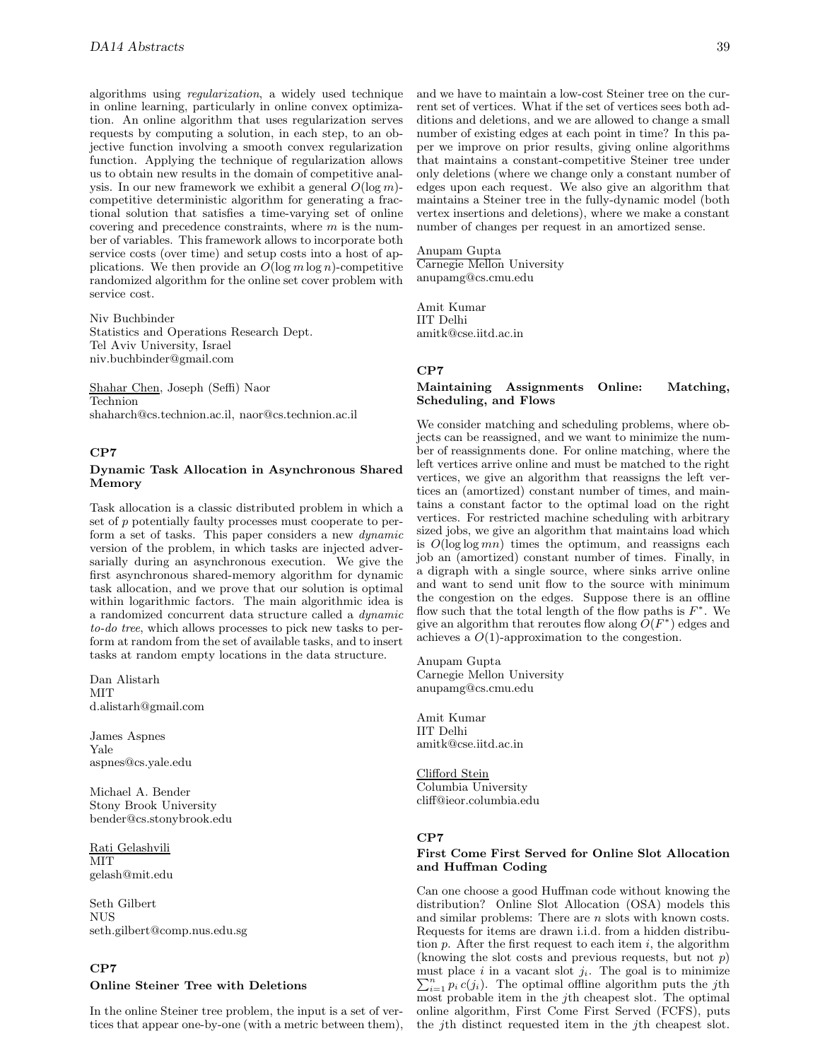algorithms using *regularization*, a widely used technique in online learning, particularly in online convex optimization. An online algorithm that uses regularization serves requests by computing a solution, in each step, to an objective function involving a smooth convex regularization function. Applying the technique of regularization allows us to obtain new results in the domain of competitive analysis. In our new framework we exhibit a general $O(\log m)$-competitive deterministic algorithm for generating a fractional solution that satisfies a time-varying set of online covering and precedence constraints, where $m$ is the number of variables. This framework allows to incorporate both service costs (over time) and setup costs into a host of applications. We then provide an $O(\log m \log n)$-competitive randomized algorithm for the online set cover problem with service cost.

Niv Buchbinder
Statistics and Operations Research Dept.
Tel Aviv University, Israel
niv.buchbinder@gmail.com

Shahar Chen, Joseph (Seffi) Naor
Technion
shaharch@cs.technion.ac.il, naor@cs.technion.ac.il

## CP7

### Dynamic Task Allocation in Asynchronous Shared Memory

Task allocation is a classic distributed problem in which a set of $p$ potentially faulty processes must cooperate to perform a set of tasks. This paper considers a new *dynamic* version of the problem, in which tasks are injected adversarially during an asynchronous execution. We give the first asynchronous shared-memory algorithm for dynamic task allocation, and we prove that our solution is optimal within logarithmic factors. The main algorithmic idea is a randomized concurrent data structure called a *dynamic to-do tree*, which allows processes to pick new tasks to perform at random from the set of available tasks, and to insert tasks at random empty locations in the data structure.

Dan Alistarh
MIT
d.alistarh@gmail.com

James Aspnes
Yale
aspnes@cs.yale.edu

Michael A. Bender
Stony Brook University
bender@cs.stonybrook.edu

Rati Gelashvili
MIT
gelash@mit.edu

Seth Gilbert
NUS
seth.gilbert@comp.nus.edu.sg

## CP7

### Online Steiner Tree with Deletions

In the online Steiner tree problem, the input is a set of vertices that appear one-by-one (with a metric between them), and we have to maintain a low-cost Steiner tree on the current set of vertices. What if the set of vertices sees both additions and deletions, and we are allowed to change a small number of existing edges at each point in time? In this paper we improve on prior results, giving online algorithms that maintains a constant-competitive Steiner tree under only deletions (where we change only a constant number of edges upon each request. We also give an algorithm that maintains a Steiner tree in the fully-dynamic model (both vertex insertions and deletions), where we make a constant number of changes per request in an amortized sense.

Anupam Gupta
Carnegie Mellon University
anupamg@cs.cmu.edu

Amit Kumar
IIT Delhi
amitk@cse.iitd.ac.in

## CP7

### Maintaining Assignments Online: Matching, Scheduling, and Flows

We consider matching and scheduling problems, where objects can be reassigned, and we want to minimize the number of reassignments done. For online matching, where the left vertices arrive online and must be matched to the right vertices, we give an algorithm that reassigns the left vertices an (amortized) constant number of times, and maintains a constant factor to the optimal load on the right vertices. For restricted machine scheduling with arbitrary sized jobs, we give an algorithm that maintains load which is $O(\log \log mn)$ times the optimum, and reassigns each job an (amortized) constant number of times. Finally, in a digraph with a single source, where sinks arrive online and want to send unit flow to the source with minimum the congestion on the edges. Suppose there is an offline flow such that the total length of the flow paths is $F^*$. We give an algorithm that reroutes flow along $O(F^*)$ edges and achieves a $O(1)$-approximation to the congestion.

Anupam Gupta
Carnegie Mellon University
anupamg@cs.cmu.edu

Amit Kumar
IIT Delhi
amitk@cse.iitd.ac.in

Clifford Stein
Columbia University
cliff@ieor.columbia.edu

## CP7

### First Come First Served for Online Slot Allocation and Huffman Coding

Can one choose a good Huffman code without knowing the distribution? Online Slot Allocation (OSA) models this and similar problems: There are $n$ slots with known costs. Requests for items are drawn i.i.d. from a hidden distribution $p$. After the first request to each item $i$, the algorithm (knowing the slot costs and previous requests, but not $p$) must place $i$ in a vacant slot $j_i$. The goal is to minimize $\sum_{i=1}^{n} p_i \, c(j_i)$. The optimal offline algorithm puts the $j$th most probable item in the $j$th cheapest slot. The optimal online algorithm, First Come First Served (FCFS), puts the $j$th distinct requested item in the $j$th cheapest slot.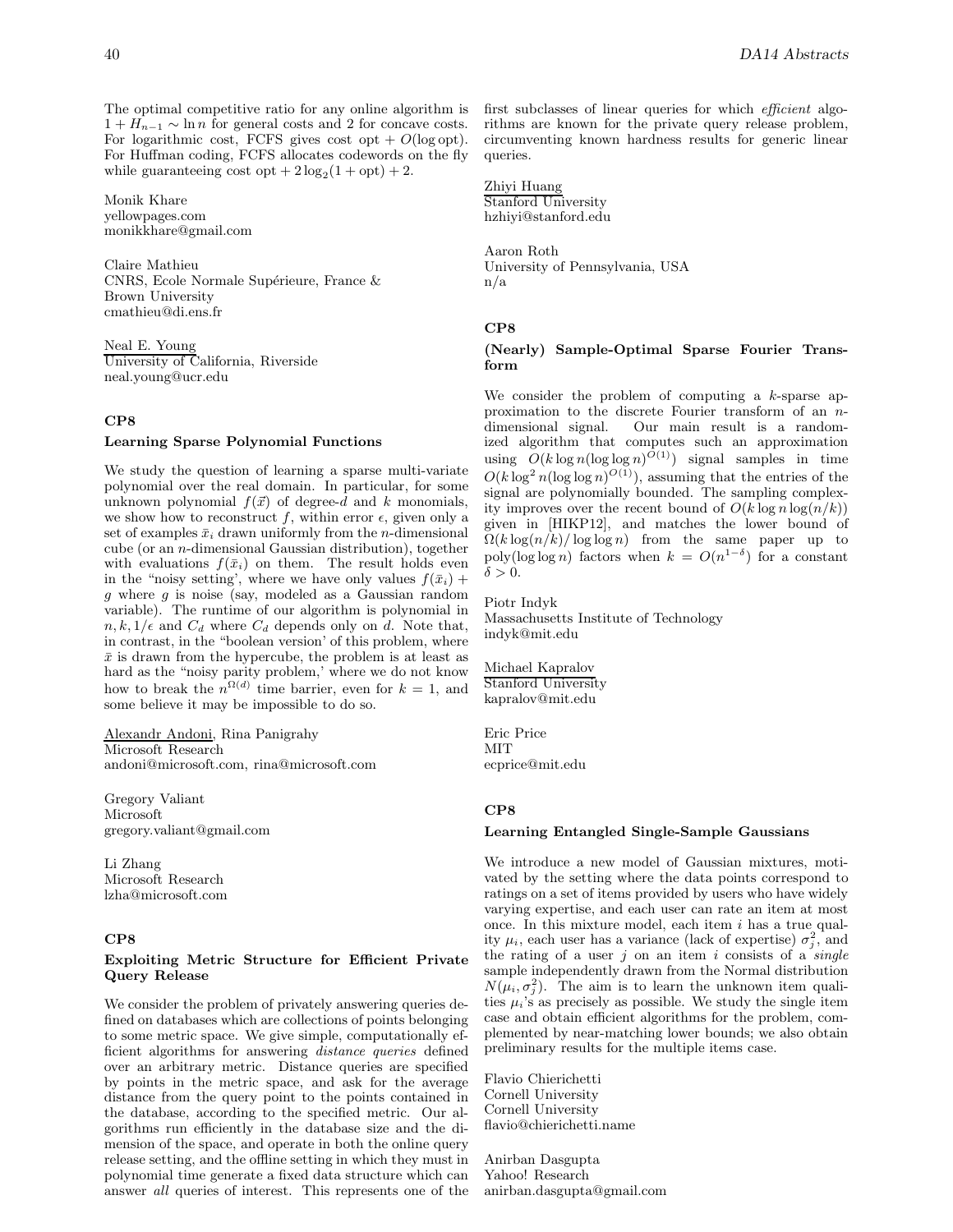The optimal competitive ratio for any online algorithm is $1 + H_{n-1} \sim \ln n$ for general costs and 2 for concave costs. For logarithmic cost, FCFS gives cost opt + $O(\log \text{opt})$. For Huffman coding, FCFS allocates codewords on the fly while guaranteeing cost opt + $2 \log_2(1 + \text{opt}) + 2$.

Monik Khare
yellowpages.com
monikkhare@gmail.com

Claire Mathieu
CNRS, Ecole Normale Supérieure, France &
Brown University
cmathieu@di.ens.fr

Neal E. Young
University of California, Riverside
neal.young@ucr.edu

## CP8

### Learning Sparse Polynomial Functions

We study the question of learning a sparse multi-variate polynomial over the real domain. In particular, for some unknown polynomial $f(\vec{x})$ of degree-$d$ and $k$ monomials, we show how to reconstruct $f$, within error $\epsilon$, given only a set of examples $\bar{x}_i$ drawn uniformly from the $n$-dimensional cube (or an $n$-dimensional Gaussian distribution), together with evaluations $f(\bar{x}_i)$ on them. The result holds even in the "noisy setting', where we have only values $f(\bar{x}_i) + g$ where $g$ is noise (say, modeled as a Gaussian random variable). The runtime of our algorithm is polynomial in $n, k, 1/\epsilon$ and $C_d$ where $C_d$ depends only on $d$. Note that, in contrast, in the "boolean version' of this problem, where $\bar{x}$ is drawn from the hypercube, the problem is at least as hard as the "noisy parity problem,' where we do not know how to break the $n^{\Omega(d)}$ time barrier, even for $k = 1$, and some believe it may be impossible to do so.

Alexandr Andoni, Rina Panigrahy
Microsoft Research
andoni@microsoft.com, rina@microsoft.com

Gregory Valiant
Microsoft
gregory.valiant@gmail.com

Li Zhang
Microsoft Research
lzha@microsoft.com

## CP8

### Exploiting Metric Structure for Efficient Private Query Release

We consider the problem of privately answering queries defined on databases which are collections of points belonging to some metric space. We give simple, computationally efficient algorithms for answering *distance queries* defined over an arbitrary metric. Distance queries are specified by points in the metric space, and ask for the average distance from the query point to the points contained in the database, according to the specified metric. Our algorithms run efficiently in the database size and the dimension of the space, and operate in both the online query release setting, and the offline setting in which they must in polynomial time generate a fixed data structure which can answer *all* queries of interest. This represents one of the first subclasses of linear queries for which *efficient* algorithms are known for the private query release problem, circumventing known hardness results for generic linear queries.

Zhiyi Huang
Stanford University
hzhiyi@stanford.edu

Aaron Roth
University of Pennsylvania, USA
n/a

## CP8

### (Nearly) Sample-Optimal Sparse Fourier Transform

We consider the problem of computing a $k$-sparse approximation to the discrete Fourier transform of an $n$-dimensional signal. Our main result is a randomized algorithm that computes such an approximation using $O(k \log n (\log \log n)^{O(1)})$ signal samples in time $O(k \log^2 n (\log \log n)^{O(1)})$, assuming that the entries of the signal are polynomially bounded. The sampling complexity improves over the recent bound of $O(k \log n \log(n/k))$ given in [HIKP12], and matches the lower bound of $\Omega(k \log(n/k)/ \log \log n)$ from the same paper up to $\text{poly}(\log \log n)$ factors when $k = O(n^{1-\delta})$ for a constant $\delta > 0$.

Piotr Indyk
Massachusetts Institute of Technology
indyk@mit.edu

Michael Kapralov
Stanford University
kapralov@mit.edu

Eric Price
MIT
ecprice@mit.edu

## CP8

### Learning Entangled Single-Sample Gaussians

We introduce a new model of Gaussian mixtures, motivated by the setting where the data points correspond to ratings on a set of items provided by users who have widely varying expertise, and each user can rate an item at most once. In this mixture model, each item $i$ has a true quality $\mu_i$, each user has a variance (lack of expertise) $\sigma_j^2$, and the rating of a user $j$ on an item $i$ consists of a *single* sample independently drawn from the Normal distribution $N(\mu_i, \sigma_j^2)$. The aim is to learn the unknown item qualities $\mu_i$'s as precisely as possible. We study the single item case and obtain efficient algorithms for the problem, complemented by near-matching lower bounds; we also obtain preliminary results for the multiple items case.

Flavio Chierichetti
Cornell University
Cornell University
flavio@chierichetti.name

Anirban Dasgupta
Yahoo! Research
anirban.dasgupta@gmail.com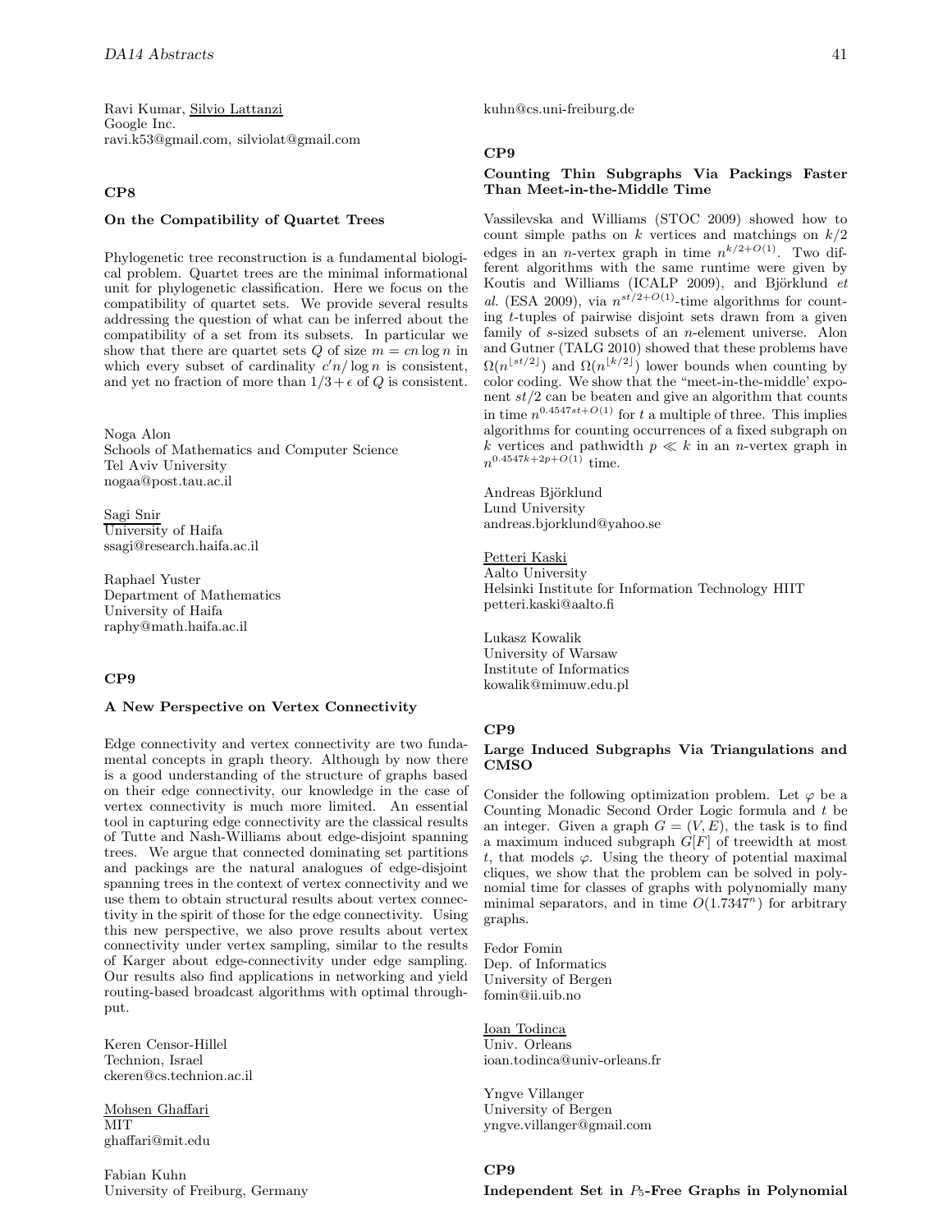Ravi Kumar, Silvio Lattanzi
Google Inc.
ravi.k53@gmail.com, silviolat@gmail.com

### CP8

**On the Compatibility of Quartet Trees**

Phylogenetic tree reconstruction is a fundamental biological problem. Quartet trees are the minimal informational unit for phylogenetic classification. Here we focus on the compatibility of quartet sets. We provide several results addressing the question of what can be inferred about the compatibility of a set from its subsets. In particular we show that there are quartet sets $Q$ of size $m = cn \log n$ in which every subset of cardinality $c'n/\log n$ is consistent, and yet no fraction of more than $1/3 + \epsilon$ of $Q$ is consistent.

Noga Alon
Schools of Mathematics and Computer Science
Tel Aviv University
nogaa@post.tau.ac.il

Sagi Snir
University of Haifa
ssagi@research.haifa.ac.il

Raphael Yuster
Department of Mathematics
University of Haifa
raphy@math.haifa.ac.il

### CP9

**A New Perspective on Vertex Connectivity**

Edge connectivity and vertex connectivity are two fundamental concepts in graph theory. Although by now there is a good understanding of the structure of graphs based on their edge connectivity, our knowledge in the case of vertex connectivity is much more limited. An essential tool in capturing edge connectivity are the classical results of Tutte and Nash-Williams about edge-disjoint spanning trees. We argue that connected dominating set partitions and packings are the natural analogues of edge-disjoint spanning trees in the context of vertex connectivity and we use them to obtain structural results about vertex connectivity in the spirit of those for the edge connectivity. Using this new perspective, we also prove results about vertex connectivity under vertex sampling, similar to the results of Karger about edge-connectivity under edge sampling. Our results also find applications in networking and yield routing-based broadcast algorithms with optimal throughput.

Keren Censor-Hillel
Technion, Israel
ckeren@cs.technion.ac.il

Mohsen Ghaffari
MIT
ghaffari@mit.edu

Fabian Kuhn
University of Freiburg, Germany
kuhn@cs.uni-freiburg.de

### CP9

**Counting Thin Subgraphs Via Packings Faster Than Meet-in-the-Middle Time**

Vassilevska and Williams (STOC 2009) showed how to count simple paths on $k$ vertices and matchings on $k/2$ edges in an $n$-vertex graph in time $n^{k/2+O(1)}$. Two different algorithms with the same runtime were given by Koutis and Williams (ICALP 2009), and Björklund *et al.* (ESA 2009), via $n^{st/2+O(1)}$-time algorithms for counting $t$-tuples of pairwise disjoint sets drawn from a given family of $s$-sized subsets of an $n$-element universe. Alon and Gutner (TALG 2010) showed that these problems have $\Omega(n^{\lfloor st/2 \rfloor})$ and $\Omega(n^{\lfloor k/2 \rfloor})$ lower bounds when counting by color coding. We show that the "meet-in-the-middle' exponent $st/2$ can be beaten and give an algorithm that counts in time $n^{0.4547st+O(1)}$ for $t$ a multiple of three. This implies algorithms for counting occurrences of a fixed subgraph on $k$ vertices and pathwidth $p \ll k$ in an $n$-vertex graph in $n^{0.4547k+2p+O(1)}$ time.

Andreas Björklund
Lund University
andreas.bjorklund@yahoo.se

Petteri Kaski
Aalto University
Helsinki Institute for Information Technology HIIT
petteri.kaski@aalto.fi

Lukasz Kowalik
University of Warsaw
Institute of Informatics
kowalik@mimuw.edu.pl

### CP9

**Large Induced Subgraphs Via Triangulations and CMSO**

Consider the following optimization problem. Let $\varphi$ be a Counting Monadic Second Order Logic formula and $t$ be an integer. Given a graph $G = (V, E)$, the task is to find a maximum induced subgraph $G[F]$ of treewidth at most $t$, that models $\varphi$. Using the theory of potential maximal cliques, we show that the problem can be solved in polynomial time for classes of graphs with polynomially many minimal separators, and in time $O(1.7347^n)$ for arbitrary graphs.

Fedor Fomin
Dep. of Informatics
University of Bergen
fomin@ii.uib.no

Ioan Todinca
Univ. Orleans
ioan.todinca@univ-orleans.fr

Yngve Villanger
University of Bergen
yngve.villanger@gmail.com

### CP9

**Independent Set in $P_5$-Free Graphs in Polynomial**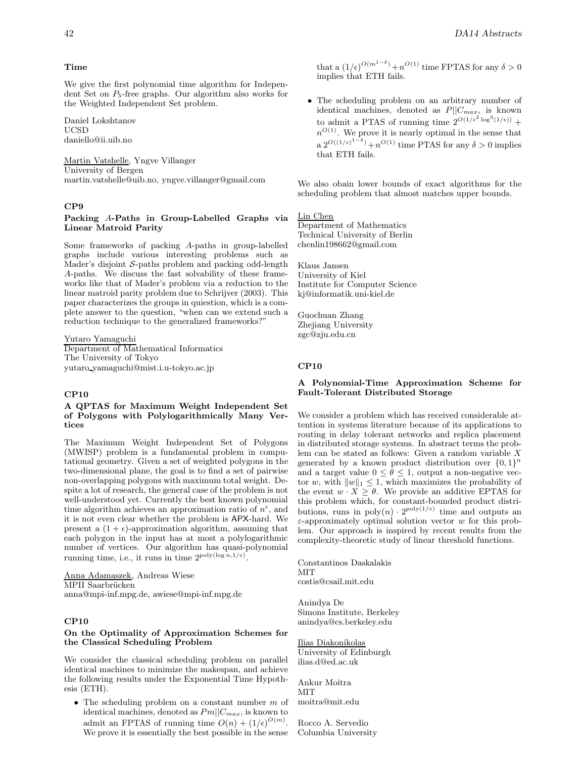### Time

We give the first polynomial time algorithm for Independent Set on $P_5$-free graphs. Our algorithm also works for the Weighted Independent Set problem.

Daniel Lokshtanov
UCSD
daniello@ii.uib.no

Martin Vatshelle, Yngve Villanger
University of Bergen
martin.vatshelle@uib.no, yngve.villanger@gmail.com

## CP9

### Packing $A$-Paths in Group-Labelled Graphs via Linear Matroid Parity

Some frameworks of packing $A$-paths in group-labelled graphs include various interesting problems such as Mader's disjoint $\mathcal{S}$-paths problem and packing odd-length $A$-paths. We discuss the fast solvability of these frameworks like that of Mader's problem via a reduction to the linear matroid parity problem due to Schrijver (2003). This paper characterizes the groups in quiestion, which is a complete answer to the question, "when can we extend such a reduction technique to the generalized frameworks?"

Yutaro Yamaguchi
Department of Mathematical Informatics
The University of Tokyo
yutaro_yamaguchi@mist.i.u-tokyo.ac.jp

## CP10

### A QPTAS for Maximum Weight Independent Set of Polygons with Polylogarithmically Many Vertices

The Maximum Weight Independent Set of Polygons (MWISP) problem is a fundamental problem in computational geometry. Given a set of weighted polygons in the two-dimensional plane, the goal is to find a set of pairwise non-overlapping polygons with maximum total weight. Despite a lot of research, the general case of the problem is not well-understood yet. Currently the best known polynomial time algorithm achieves an approximation ratio of $n^{\epsilon}$, and it is not even clear whether the problem is APX-hard. We present a $(1+\epsilon)$-approximation algorithm, assuming that each polygon in the input has at most a polylogarithmic number of vertices. Our algorithm has quasi-polynomial running time, i.e., it runs in time $2^{\mathrm{poly}(\log n, 1/\varepsilon)}$.

Anna Adamaszek, Andreas Wiese
MPII Saarbrücken
anna@mpi-inf.mpg.de, awiese@mpi-inf.mpg.de

## CP10

### On the Optimality of Approximation Schemes for the Classical Scheduling Problem

We consider the classical scheduling problem on parallel identical machines to minimize the makespan, and achieve the following results under the Exponential Time Hypothesis (ETH).

- The scheduling problem on a constant number $m$ of identical machines, denoted as $Pm||C_{max}$, is known to admit an FPTAS of running time $O(n) + (1/\epsilon)^{O(m)}$. We prove it is essentially the best possible in the sense that a $(1/\epsilon)^{O(m^{1-\delta})} + n^{O(1)}$ time FPTAS for any $\delta > 0$ implies that ETH fails.
- The scheduling problem on an arbitrary number of identical machines, denoted as $P||C_{max}$, is known to admit a PTAS of running time $2^{O(1/\epsilon^2 \log^3(1/\epsilon))} + n^{O(1)}$. We prove it is nearly optimal in the sense that a $2^{O((1/\epsilon)^{1-\delta})} + n^{O(1)}$ time PTAS for any $\delta > 0$ implies that ETH fails.

We also obain lower bounds of exact algorithms for the scheduling problem that almost matches upper bounds.

Lin Chen
Department of Mathematics
Technical University of Berlin
chenlin198662@gmail.com

Klaus Jansen
University of Kiel
Institute for Computer Science
kj@informatik.uni-kiel.de

Guochuan Zhang
Zhejiang University
zgc@zju.edu.cn

## CP10

### A Polynomial-Time Approximation Scheme for Fault-Tolerant Distributed Storage

We consider a problem which has received considerable attention in systems literature because of its applications to routing in delay tolerant networks and replica placement in distributed storage systems. In abstract terms the problem can be stated as follows: Given a random variable $X$ generated by a known product distribution over $\{0,1\}^n$ and a target value $0 \leq \theta \leq 1$, output a non-negative vector $w$, with $\|w\|_1 \leq 1$, which maximizes the probability of the event $w \cdot X \geq \theta$. We provide an additive EPTAS for this problem which, for constant-bounded product distributions, runs in $\mathrm{poly}(n) \cdot 2^{\mathrm{poly}(1/\varepsilon)}$ time and outputs an $\varepsilon$-approximately optimal solution vector $w$ for this problem. Our approach is inspired by recent results from the complexity-theoretic study of linear threshold functions.

Constantinos Daskalakis
MIT
costis@csail.mit.edu

Anindya De
Simons Institute, Berkeley
anindya@cs.berkeley.edu

Ilias Diakonikolas
University of Edinburgh
ilias.d@ed.ac.uk

Ankur Moitra
MIT
moitra@mit.edu

Rocco A. Servedio
Columbia University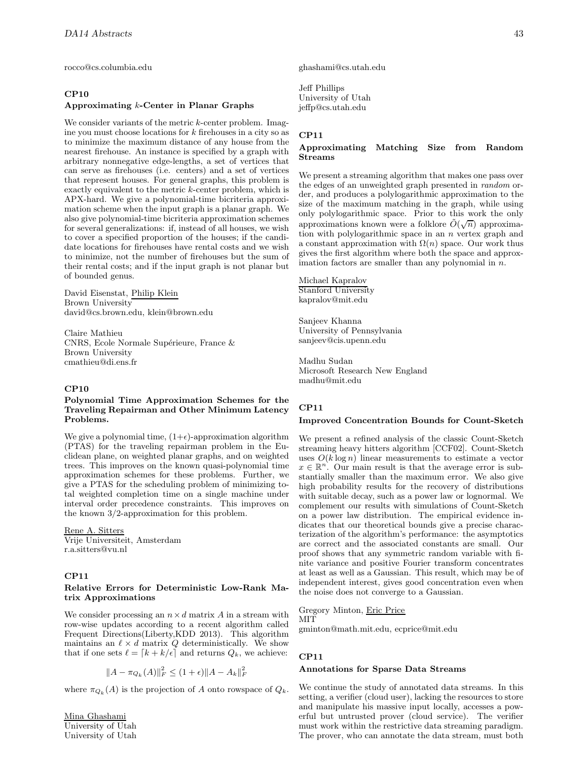rocco@cs.columbia.edu

## CP10
### Approximating $k$-Center in Planar Graphs

We consider variants of the metric $k$-center problem. Imagine you must choose locations for $k$ firehouses in a city so as to minimize the maximum distance of any house from the nearest firehouse. An instance is specified by a graph with arbitrary nonnegative edge-lengths, a set of vertices that can serve as firehouses (i.e. centers) and a set of vertices that represent houses. For general graphs, this problem is exactly equivalent to the metric $k$-center problem, which is APX-hard. We give a polynomial-time bicriteria approximation scheme when the input graph is a planar graph. We also give polynomial-time bicriteria approximation schemes for several generalizations: if, instead of all houses, we wish to cover a specified proportion of the houses; if the candidate locations for firehouses have rental costs and we wish to minimize, not the number of firehouses but the sum of their rental costs; and if the input graph is not planar but of bounded genus.

David Eisenstat, Philip Klein
Brown University
david@cs.brown.edu, klein@brown.edu

Claire Mathieu
CNRS, Ecole Normale Supérieure, France &
Brown University
cmathieu@di.ens.fr

## CP10
### Polynomial Time Approximation Schemes for the Traveling Repairman and Other Minimum Latency Problems.

We give a polynomial time, $(1+\epsilon)$-approximation algorithm (PTAS) for the traveling repairman problem in the Euclidean plane, on weighted planar graphs, and on weighted trees. This improves on the known quasi-polynomial time approximation schemes for these problems. Further, we give a PTAS for the scheduling problem of minimizing total weighted completion time on a single machine under interval order precedence constraints. This improves on the known 3/2-approximation for this problem.

Rene A. Sitters
Vrije Universiteit, Amsterdam
r.a.sitters@vu.nl

## CP11
### Relative Errors for Deterministic Low-Rank Matrix Approximations

We consider processing an $n \times d$ matrix $A$ in a stream with row-wise updates according to a recent algorithm called Frequent Directions(Liberty,KDD 2013). This algorithm maintains an $\ell \times d$ matrix $Q$ deterministically. We show that if one sets $\ell = \lceil k + k/\epsilon \rceil$ and returns $Q_k$, we achieve:

$$\|A - \pi_{Q_k}(A)\|_F^2 \leq (1+\epsilon)\|A - A_k\|_F^2$$

where $\pi_{Q_k}(A)$ is the projection of $A$ onto rowspace of $Q_k$.

Mina Ghashami
University of Utah
University of Utah
ghashami@cs.utah.edu

Jeff Phillips
University of Utah
jeffp@cs.utah.edu

## CP11
### Approximating Matching Size from Random Streams

We present a streaming algorithm that makes one pass over the edges of an unweighted graph presented in *random* order, and produces a polylogarithmic approximation to the size of the maximum matching in the graph, while using only polylogarithmic space. Prior to this work the only approximations known were a folklore $\tilde{O}(\sqrt{n})$ approximation with polylogarithmic space in an $n$ vertex graph and a constant approximation with $\Omega(n)$ space. Our work thus gives the first algorithm where both the space and approximation factors are smaller than any polynomial in $n$.

Michael Kapralov
Stanford University
kapralov@mit.edu

Sanjeev Khanna
University of Pennsylvania
sanjeev@cis.upenn.edu

Madhu Sudan
Microsoft Research New England
madhu@mit.edu

## CP11
### Improved Concentration Bounds for Count-Sketch

We present a refined analysis of the classic Count-Sketch streaming heavy hitters algorithm [CCF02]. Count-Sketch uses $O(k \log n)$ linear measurements to estimate a vector $x \in \mathbb{R}^n$. Our main result is that the average error is substantially smaller than the maximum error. We also give high probability results for the recovery of distributions with suitable decay, such as a power law or lognormal. We complement our results with simulations of Count-Sketch on a power law distribution. The empirical evidence indicates that our theoretical bounds give a precise characterization of the algorithm's performance: the asymptotics are correct and the associated constants are small. Our proof shows that any symmetric random variable with finite variance and positive Fourier transform concentrates at least as well as a Gaussian. This result, which may be of independent interest, gives good concentration even when the noise does not converge to a Gaussian.

Gregory Minton, Eric Price
MIT
gminton@math.mit.edu, ecprice@mit.edu

## CP11
### Annotations for Sparse Data Streams

We continue the study of annotated data streams. In this setting, a verifier (cloud user), lacking the resources to store and manipulate his massive input locally, accesses a powerful but untrusted prover (cloud service). The verifier must work within the restrictive data streaming paradigm. The prover, who can annotate the data stream, must both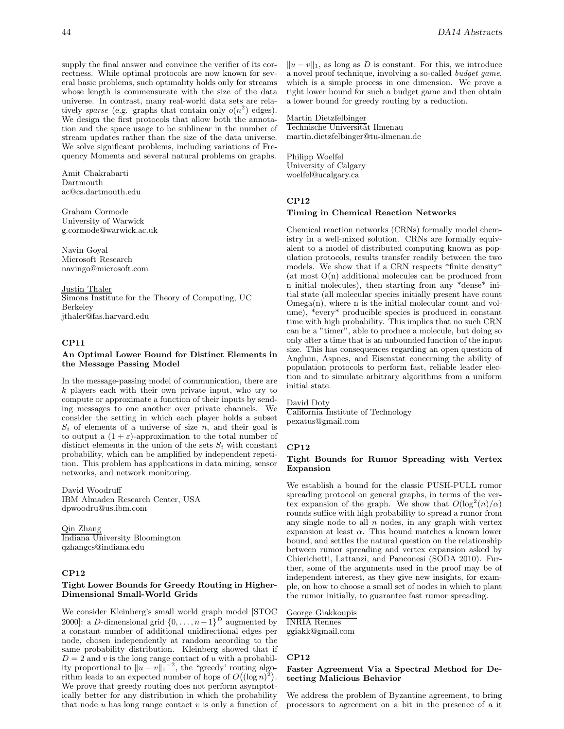supply the final answer and convince the verifier of its correctness. While optimal protocols are now known for several basic problems, such optimality holds only for streams whose length is commensurate with the size of the data universe. In contrast, many real-world data sets are relatively *sparse* (e.g. graphs that contain only $o(n^2)$ edges). We design the first protocols that allow both the annotation and the space usage to be sublinear in the number of stream updates rather than the size of the data universe. We solve significant problems, including variations of Frequency Moments and several natural problems on graphs.

Amit Chakrabarti
Dartmouth
ac@cs.dartmouth.edu

Graham Cormode
University of Warwick
g.cormode@warwick.ac.uk

Navin Goyal
Microsoft Research
navingo@microsoft.com

Justin Thaler
Simons Institute for the Theory of Computing, UC Berkeley
jthaler@fas.harvard.edu

### CP11

#### An Optimal Lower Bound for Distinct Elements in the Message Passing Model

In the message-passing model of communication, there are $k$ players each with their own private input, who try to compute or approximate a function of their inputs by sending messages to one another over private channels. We consider the setting in which each player holds a subset $S_i$ of elements of a universe of size $n$, and their goal is to output a $(1+\varepsilon)$-approximation to the total number of distinct elements in the union of the sets $S_i$ with constant probability, which can be amplified by independent repetition. This problem has applications in data mining, sensor networks, and network monitoring.

David Woodruff
IBM Almaden Research Center, USA
dpwoodru@us.ibm.com

Qin Zhang
Indiana University Bloomington
qzhangcs@indiana.edu

### CP12

#### Tight Lower Bounds for Greedy Routing in Higher-Dimensional Small-World Grids

We consider Kleinberg's small world graph model [STOC 2000]: a $D$-dimensional grid $\{0,\ldots,n-1\}^D$ augmented by a constant number of additional unidirectional edges per node, chosen independently at random according to the same probability distribution. Kleinberg showed that if $D = 2$ and $v$ is the long range contact of $u$ with a probability proportional to $\|u - v\|_1^{-2}$, the "greedy' routing algorithm leads to an expected number of hops of $O((\log n)^2)$. We prove that greedy routing does not perform asymptotically better for any distribution in which the probability that node $u$ has long range contact $v$ is only a function of $\|u - v\|_1$, as long as $D$ is constant. For this, we introduce a novel proof technique, involving a so-called *budget game*, which is a simple process in one dimension. We prove a tight lower bound for such a budget game and then obtain a lower bound for greedy routing by a reduction.

Martin Dietzfelbinger
Technische Universität Ilmenau
martin.dietzfelbinger@tu-ilmenau.de

Philipp Woelfel
University of Calgary
woelfel@ucalgary.ca

### CP12

#### Timing in Chemical Reaction Networks

Chemical reaction networks (CRNs) formally model chemistry in a well-mixed solution. CRNs are formally equivalent to a model of distributed computing known as population protocols, results transfer readily between the two models. We show that if a CRN respects *finite density* (at most O(n) additional molecules can be produced from n initial molecules), then starting from any *dense* initial state (all molecular species initially present have count Omega(n), where n is the initial molecular count and volume), *every* producible species is produced in constant time with high probability. This implies that no such CRN can be a "timer", able to produce a molecule, but doing so only after a time that is an unbounded function of the input size. This has consequences regarding an open question of Angluin, Aspnes, and Eisenstat concerning the ability of population protocols to perform fast, reliable leader election and to simulate arbitrary algorithms from a uniform initial state.

David Doty
California Institute of Technology
pexatus@gmail.com

### CP12

#### Tight Bounds for Rumor Spreading with Vertex Expansion

We establish a bound for the classic PUSH-PULL rumor spreading protocol on general graphs, in terms of the vertex expansion of the graph. We show that $O(\log^2(n)/\alpha)$ rounds suffice with high probability to spread a rumor from any single node to all $n$ nodes, in any graph with vertex expansion at least $\alpha$. This bound matches a known lower bound, and settles the natural question on the relationship between rumor spreading and vertex expansion asked by Chierichetti, Lattanzi, and Panconesi (SODA 2010). Further, some of the arguments used in the proof may be of independent interest, as they give new insights, for example, on how to choose a small set of nodes in which to plant the rumor initially, to guarantee fast rumor spreading.

George Giakkoupis
INRIA Rennes
ggiakk@gmail.com

### CP12

#### Faster Agreement Via a Spectral Method for Detecting Malicious Behavior

We address the problem of Byzantine agreement, to bring processors to agreement on a bit in the presence of a it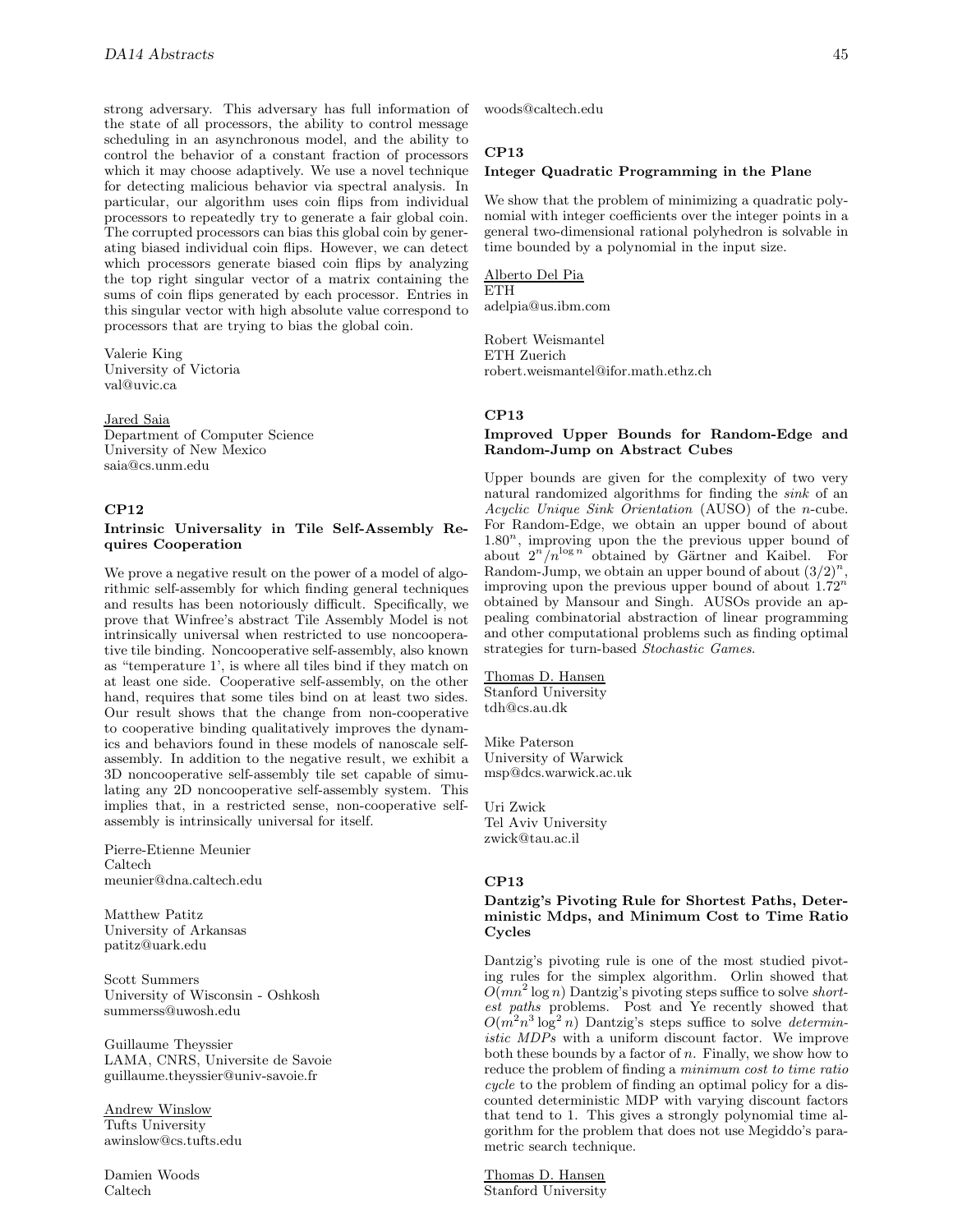strong adversary. This adversary has full information of the state of all processors, the ability to control message scheduling in an asynchronous model, and the ability to control the behavior of a constant fraction of processors which it may choose adaptively. We use a novel technique for detecting malicious behavior via spectral analysis. In particular, our algorithm uses coin flips from individual processors to repeatedly try to generate a fair global coin. The corrupted processors can bias this global coin by generating biased individual coin flips. However, we can detect which processors generate biased coin flips by analyzing the top right singular vector of a matrix containing the sums of coin flips generated by each processor. Entries in this singular vector with high absolute value correspond to processors that are trying to bias the global coin.

Valerie King
University of Victoria
val@uvic.ca

Jared Saia
Department of Computer Science
University of New Mexico
saia@cs.unm.edu

### CP12

#### Intrinsic Universality in Tile Self-Assembly Requires Cooperation

We prove a negative result on the power of a model of algorithmic self-assembly for which finding general techniques and results has been notoriously difficult. Specifically, we prove that Winfree's abstract Tile Assembly Model is not intrinsically universal when restricted to use noncooperative tile binding. Noncooperative self-assembly, also known as "temperature 1', is where all tiles bind if they match on at least one side. Cooperative self-assembly, on the other hand, requires that some tiles bind on at least two sides. Our result shows that the change from non-cooperative to cooperative binding qualitatively improves the dynamics and behaviors found in these models of nanoscale self-assembly. In addition to the negative result, we exhibit a 3D noncooperative self-assembly tile set capable of simulating any 2D noncooperative self-assembly system. This implies that, in a restricted sense, non-cooperative self-assembly is intrinsically universal for itself.

Pierre-Etienne Meunier
Caltech
meunier@dna.caltech.edu

Matthew Patitz
University of Arkansas
patitz@uark.edu

Scott Summers
University of Wisconsin - Oshkosh
summerss@uwosh.edu

Guillaume Theyssier
LAMA, CNRS, Universite de Savoie
guillaume.theyssier@univ-savoie.fr

Andrew Winslow
Tufts University
awinslow@cs.tufts.edu

Damien Woods
Caltech
woods@caltech.edu

### CP13

#### Integer Quadratic Programming in the Plane

We show that the problem of minimizing a quadratic polynomial with integer coefficients over the integer points in a general two-dimensional rational polyhedron is solvable in time bounded by a polynomial in the input size.

Alberto Del Pia
ETH
adelpia@us.ibm.com

Robert Weismantel
ETH Zuerich
robert.weismantel@ifor.math.ethz.ch

### CP13

#### Improved Upper Bounds for Random-Edge and Random-Jump on Abstract Cubes

Upper bounds are given for the complexity of two very natural randomized algorithms for finding the *sink* of an *Acyclic Unique Sink Orientation* (AUSO) of the $n$-cube. For Random-Edge, we obtain an upper bound of about $1.80^n$, improving upon the the previous upper bound of about $2^n/n^{\log n}$ obtained by Gärtner and Kaibel. For Random-Jump, we obtain an upper bound of about $(3/2)^n$, improving upon the previous upper bound of about $1.72^n$ obtained by Mansour and Singh. AUSOs provide an appealing combinatorial abstraction of linear programming and other computational problems such as finding optimal strategies for turn-based *Stochastic Games*.

Thomas D. Hansen
Stanford University
tdh@cs.au.dk

Mike Paterson
University of Warwick
msp@dcs.warwick.ac.uk

Uri Zwick
Tel Aviv University
zwick@tau.ac.il

### CP13

#### Dantzig's Pivoting Rule for Shortest Paths, Deterministic Mdps, and Minimum Cost to Time Ratio Cycles

Dantzig's pivoting rule is one of the most studied pivoting rules for the simplex algorithm. Orlin showed that $O(mn^2 \log n)$ Dantzig's pivoting steps suffice to solve *shortest paths* problems. Post and Ye recently showed that $O(m^2n^3 \log^2 n)$ Dantzig's steps suffice to solve *deterministic MDPs* with a uniform discount factor. We improve both these bounds by a factor of $n$. Finally, we show how to reduce the problem of finding a *minimum cost to time ratio cycle* to the problem of finding an optimal policy for a discounted deterministic MDP with varying discount factors that tend to 1. This gives a strongly polynomial time algorithm for the problem that does not use Megiddo's parametric search technique.

Thomas D. Hansen
Stanford University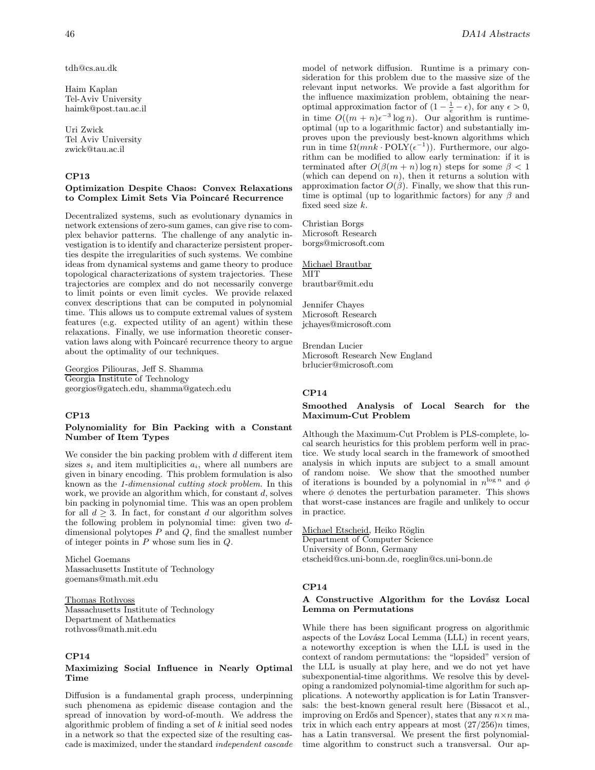tdh@cs.au.dk

Haim Kaplan
Tel-Aviv University
haimk@post.tau.ac.il

Uri Zwick
Tel Aviv University
zwick@tau.ac.il

## CP13

### Optimization Despite Chaos: Convex Relaxations to Complex Limit Sets Via Poincaré Recurrence

Decentralized systems, such as evolutionary dynamics in network extensions of zero-sum games, can give rise to complex behavior patterns. The challenge of any analytic investigation is to identify and characterize persistent properties despite the irregularities of such systems. We combine ideas from dynamical systems and game theory to produce topological characterizations of system trajectories. These trajectories are complex and do not necessarily converge to limit points or even limit cycles. We provide relaxed convex descriptions that can be computed in polynomial time. This allows us to compute extremal values of system features (e.g. expected utility of an agent) within these relaxations. Finally, we use information theoretic conservation laws along with Poincaré recurrence theory to argue about the optimality of our techniques.

Georgios Piliouras, Jeff S. Shamma
Georgia Institute of Technology
georgios@gatech.edu, shamma@gatech.edu

## CP13

### Polynomiality for Bin Packing with a Constant Number of Item Types

We consider the bin packing problem with $d$ different item sizes $s_i$ and item multiplicities $a_i$, where all numbers are given in binary encoding. This problem formulation is also known as the *1-dimensional cutting stock problem*. In this work, we provide an algorithm which, for constant $d$, solves bin packing in polynomial time. This was an open problem for all $d \geq 3$. In fact, for constant $d$ our algorithm solves the following problem in polynomial time: given two $d$-dimensional polytopes $P$ and $Q$, find the smallest number of integer points in $P$ whose sum lies in $Q$.

Michel Goemans
Massachusetts Institute of Technology
goemans@math.mit.edu

Thomas Rothvoss
Massachusetts Institute of Technology
Department of Mathematics
rothvoss@math.mit.edu

## CP14

### Maximizing Social Influence in Nearly Optimal Time

Diffusion is a fundamental graph process, underpinning such phenomena as epidemic disease contagion and the spread of innovation by word-of-mouth. We address the algorithmic problem of finding a set of $k$ initial seed nodes in a network so that the expected size of the resulting cascade is maximized, under the standard *independent cascade* model of network diffusion. Runtime is a primary consideration for this problem due to the massive size of the relevant input networks. We provide a fast algorithm for the influence maximization problem, obtaining the near-optimal approximation factor of $(1 - \frac{1}{e} - \epsilon)$, for any $\epsilon > 0$, in time $O((m + n)\epsilon^{-3} \log n)$. Our algorithm is runtime-optimal (up to a logarithmic factor) and substantially improves upon the previously best-known algorithms which run in time $\Omega(mnk \cdot \mathrm{POLY}(\epsilon^{-1}))$. Furthermore, our algorithm can be modified to allow early termination: if it is terminated after $O(\beta(m + n) \log n)$ steps for some $\beta < 1$ (which can depend on $n$), then it returns a solution with approximation factor $O(\beta)$. Finally, we show that this runtime is optimal (up to logarithmic factors) for any $\beta$ and fixed seed size $k$.

Christian Borgs
Microsoft Research
borgs@microsoft.com

Michael Brautbar
MIT
brautbar@mit.edu

Jennifer Chayes
Microsoft Research
jchayes@microsoft.com

Brendan Lucier
Microsoft Research New England
brlucier@microsoft.com

## CP14

### Smoothed Analysis of Local Search for the Maximum-Cut Problem

Although the Maximum-Cut Problem is PLS-complete, local search heuristics for this problem perform well in practice. We study local search in the framework of smoothed analysis in which inputs are subject to a small amount of random noise. We show that the smoothed number of iterations is bounded by a polynomial in $n^{\log n}$ and $\phi$ where $\phi$ denotes the perturbation parameter. This shows that worst-case instances are fragile and unlikely to occur in practice.

Michael Etscheid, Heiko Röglin
Department of Computer Science
University of Bonn, Germany
etscheid@cs.uni-bonn.de, roeglin@cs.uni-bonn.de

## CP14

### A Constructive Algorithm for the Lovász Local Lemma on Permutations

While there has been significant progress on algorithmic aspects of the Lovász Local Lemma (LLL) in recent years, a noteworthy exception is when the LLL is used in the context of random permutations: the "lopsided" version of the LLL is usually at play here, and we do not yet have subexponential-time algorithms. We resolve this by developing a randomized polynomial-time algorithm for such applications. A noteworthy application is for Latin Transversals: the best-known general result here (Bissacot et al., improving on Erdős and Spencer), states that any $n \times n$ matrix in which each entry appears at most $(27/256)n$ times, has a Latin transversal. We present the first polynomial-time algorithm to construct such a transversal. Our ap-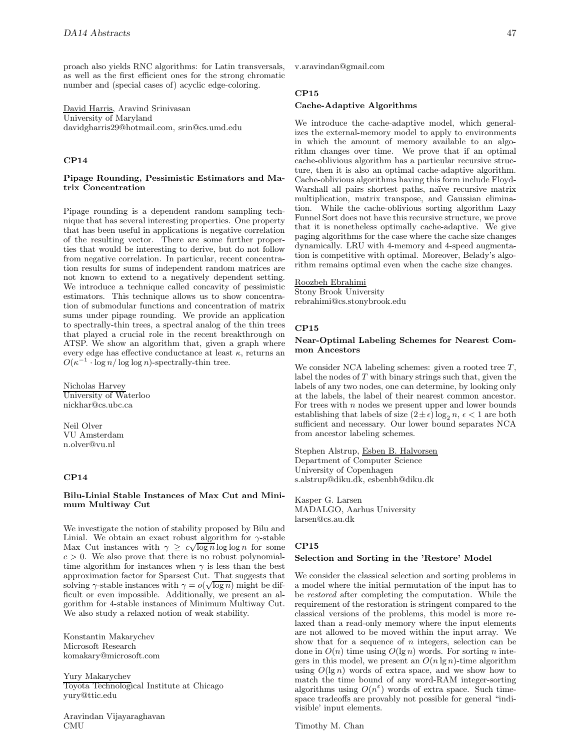proach also yields RNC algorithms: for Latin transversals, as well as the first efficient ones for the strong chromatic number and (special cases of) acyclic edge-coloring.

David Harris, Aravind Srinivasan
University of Maryland
davidgharris29@hotmail.com, srin@cs.umd.edu

### CP14

#### Pipage Rounding, Pessimistic Estimators and Matrix Concentration

Pipage rounding is a dependent random sampling technique that has several interesting properties. One property that has been useful in applications is negative correlation of the resulting vector. There are some further properties that would be interesting to derive, but do not follow from negative correlation. In particular, recent concentration results for sums of independent random matrices are not known to extend to a negatively dependent setting. We introduce a technique called concavity of pessimistic estimators. This technique allows us to show concentration of submodular functions and concentration of matrix sums under pipage rounding. We provide an application to spectrally-thin trees, a spectral analog of the thin trees that played a crucial role in the recent breakthrough on ATSP. We show an algorithm that, given a graph where every edge has effective conductance at least $\kappa$, returns an $O(\kappa^{-1} \cdot \log n / \log \log n)$-spectrally-thin tree.

Nicholas Harvey
University of Waterloo
nickhar@cs.ubc.ca

Neil Olver
VU Amsterdam
n.olver@vu.nl

### CP14

#### Bilu-Linial Stable Instances of Max Cut and Minimum Multiway Cut

We investigate the notion of stability proposed by Bilu and Linial. We obtain an exact robust algorithm for $\gamma$-stable Max Cut instances with $\gamma \geq c\sqrt{\log n} \log \log n$ for some $c > 0$. We also prove that there is no robust polynomial-time algorithm for instances when $\gamma$ is less than the best approximation factor for Sparsest Cut. That suggests that solving $\gamma$-stable instances with $\gamma = o(\sqrt{\log n})$ might be difficult or even impossible. Additionally, we present an algorithm for 4-stable instances of Minimum Multiway Cut. We also study a relaxed notion of weak stability.

Konstantin Makarychev
Microsoft Research
komakary@microsoft.com

Yury Makarychev
Toyota Technological Institute at Chicago
yury@ttic.edu

Aravindan Vijayaraghavan
CMU
v.aravindan@gmail.com

### CP15

#### Cache-Adaptive Algorithms

We introduce the cache-adaptive model, which generalizes the external-memory model to apply to environments in which the amount of memory available to an algorithm changes over time. We prove that if an optimal cache-oblivious algorithm has a particular recursive structure, then it is also an optimal cache-adaptive algorithm. Cache-oblivious algorithms having this form include Floyd-Warshall all pairs shortest paths, naïve recursive matrix multiplication, matrix transpose, and Gaussian elimination. While the cache-oblivious sorting algorithm Lazy Funnel Sort does not have this recursive structure, we prove that it is nonetheless optimally cache-adaptive. We give paging algorithms for the case where the cache size changes dynamically. LRU with 4-memory and 4-speed augmentation is competitive with optimal. Moreover, Belady's algorithm remains optimal even when the cache size changes.

Roozbeh Ebrahimi
Stony Brook University
rebrahimi@cs.stonybrook.edu

### CP15

#### Near-Optimal Labeling Schemes for Nearest Common Ancestors

We consider NCA labeling schemes: given a rooted tree $T$, label the nodes of $T$ with binary strings such that, given the labels of any two nodes, one can determine, by looking only at the labels, the label of their nearest common ancestor. For trees with $n$ nodes we present upper and lower bounds establishing that labels of size $(2 \pm \epsilon) \log_2 n$, $\epsilon < 1$ are both sufficient and necessary. Our lower bound separates NCA from ancestor labeling schemes.

Stephen Alstrup, Esben B. Halvorsen
Department of Computer Science
University of Copenhagen
s.alstrup@diku.dk, esbenbh@diku.dk

Kasper G. Larsen
MADALGO, Aarhus University
larsen@cs.au.dk

### CP15

#### Selection and Sorting in the 'Restore' Model

We consider the classical selection and sorting problems in a model where the initial permutation of the input has to be *restored* after completing the computation. While the requirement of the restoration is stringent compared to the classical versions of the problems, this model is more relaxed than a read-only memory where the input elements are not allowed to be moved within the input array. We show that for a sequence of $n$ integers, selection can be done in $O(n)$ time using $O(\lg n)$ words. For sorting $n$ integers in this model, we present an $O(n \lg n)$-time algorithm using $O(\lg n)$ words of extra space, and we show how to match the time bound of any word-RAM integer-sorting algorithms using $O(n^{\varepsilon})$ words of extra space. Such time-space tradeoffs are provably not possible for general "indivisible' input elements.

Timothy M. Chan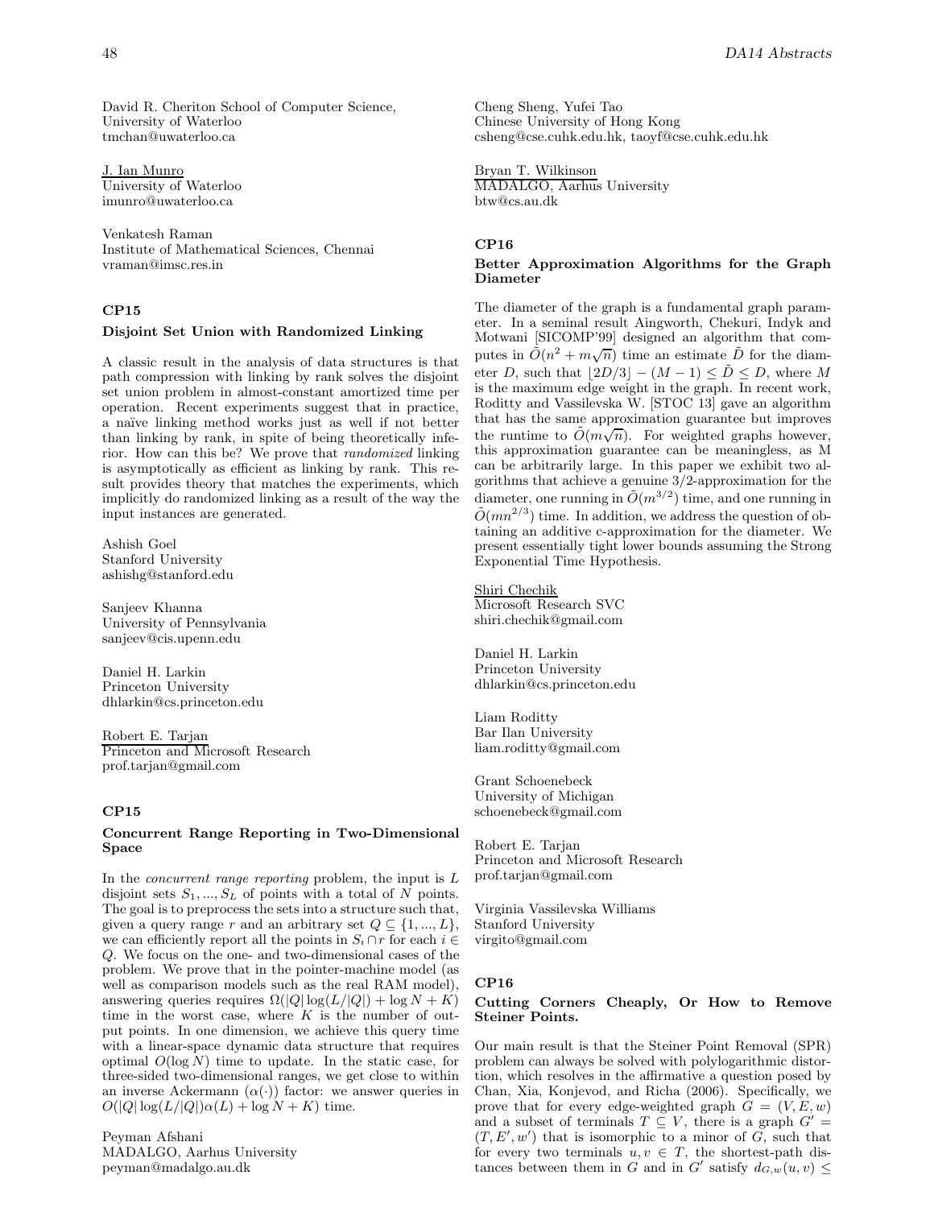David R. Cheriton School of Computer Science,
University of Waterloo
tmchan@uwaterloo.ca

J. Ian Munro
University of Waterloo
imunro@uwaterloo.ca

Venkatesh Raman
Institute of Mathematical Sciences, Chennai
vraman@imsc.res.in

### CP15

#### Disjoint Set Union with Randomized Linking

A classic result in the analysis of data structures is that path compression with linking by rank solves the disjoint set union problem in almost-constant amortized time per operation. Recent experiments suggest that in practice, a naïve linking method works just as well if not better than linking by rank, in spite of being theoretically inferior. How can this be? We prove that *randomized* linking is asymptotically as efficient as linking by rank. This result provides theory that matches the experiments, which implicitly do randomized linking as a result of the way the input instances are generated.

Ashish Goel
Stanford University
ashishg@stanford.edu

Sanjeev Khanna
University of Pennsylvania
sanjeev@cis.upenn.edu

Daniel H. Larkin
Princeton University
dhlarkin@cs.princeton.edu

Robert E. Tarjan
Princeton and Microsoft Research
prof.tarjan@gmail.com

### CP15

#### Concurrent Range Reporting in Two-Dimensional Space

In the *concurrent range reporting* problem, the input is $L$ disjoint sets $S_1, ..., S_L$ of points with a total of $N$ points. The goal is to preprocess the sets into a structure such that, given a query range $r$ and an arbitrary set $Q \subseteq \{1, ..., L\}$, we can efficiently report all the points in $S_i \cap r$ for each $i \in Q$. We focus on the one- and two-dimensional cases of the problem. We prove that in the pointer-machine model (as well as comparison models such as the real RAM model), answering queries requires $\Omega(|Q|\log(L/|Q|) + \log N + K)$ time in the worst case, where $K$ is the number of output points. In one dimension, we achieve this query time with a linear-space dynamic data structure that requires optimal $O(\log N)$ time to update. In the static case, for three-sided two-dimensional ranges, we get close to within an inverse Ackermann ($\alpha(\cdot)$) factor: we answer queries in $O(|Q|\log(L/|Q|)\alpha(L) + \log N + K)$ time.

Peyman Afshani
MADALGO, Aarhus University
peyman@madalgo.au.dk

Cheng Sheng, Yufei Tao
Chinese University of Hong Kong
csheng@cse.cuhk.edu.hk, taoyf@cse.cuhk.edu.hk

Bryan T. Wilkinson
MADALGO, Aarhus University
btw@cs.au.dk

### CP16

#### Better Approximation Algorithms for the Graph Diameter

The diameter of the graph is a fundamental graph parameter. In a seminal result Aingworth, Chekuri, Indyk and Motwani [SICOMP'99] designed an algorithm that computes in $\tilde{O}(n^2 + m\sqrt{n})$ time an estimate $\tilde{D}$ for the diameter $D$, such that $\lfloor 2D/3 \rfloor - (M-1) \leq \tilde{D} \leq D$, where $M$ is the maximum edge weight in the graph. In recent work, Roditty and Vassilevska W. [STOC 13] gave an algorithm that has the same approximation guarantee but improves the runtime to $\tilde{O}(m\sqrt{n})$. For weighted graphs however, this approximation guarantee can be meaningless, as M can be arbitrarily large. In this paper we exhibit two algorithms that achieve a genuine 3/2-approximation for the diameter, one running in $\tilde{O}(m^{3/2})$ time, and one running in $\tilde{O}(mn^{2/3})$ time. In addition, we address the question of obtaining an additive c-approximation for the diameter. We present essentially tight lower bounds assuming the Strong Exponential Time Hypothesis.

Shiri Chechik
Microsoft Research SVC
shiri.chechik@gmail.com

Daniel H. Larkin
Princeton University
dhlarkin@cs.princeton.edu

Liam Roditty
Bar Ilan University
liam.roditty@gmail.com

Grant Schoenebeck
University of Michigan
schoenebeck@gmail.com

Robert E. Tarjan
Princeton and Microsoft Research
prof.tarjan@gmail.com

Virginia Vassilevska Williams
Stanford University
virgito@gmail.com

### CP16

#### Cutting Corners Cheaply, Or How to Remove Steiner Points.

Our main result is that the Steiner Point Removal (SPR) problem can always be solved with polylogarithmic distortion, which resolves in the affirmative a question posed by Chan, Xia, Konjevod, and Richa (2006). Specifically, we prove that for every edge-weighted graph $G = (V, E, w)$ and a subset of terminals $T \subseteq V$, there is a graph $G' = (T, E', w')$ that is isomorphic to a minor of $G$, such that for every two terminals $u, v \in T$, the shortest-path distances between them in $G$ and in $G'$ satisfy $d_{G,w}(u, v) \leq$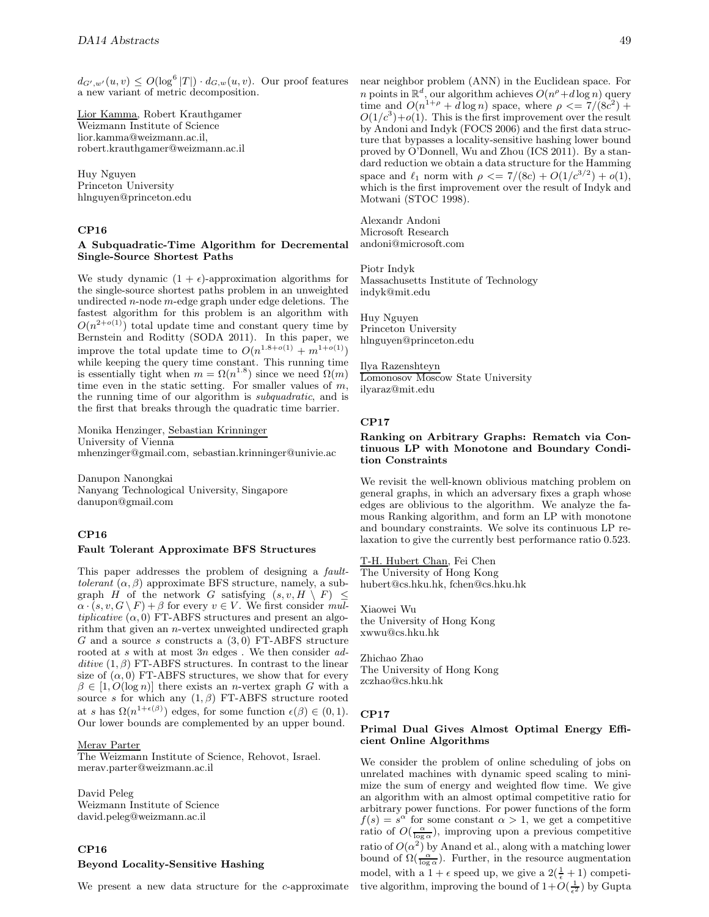$d_{G',w'}(u,v) \leq O(\log^6 |T|) \cdot d_{G,w}(u,v)$. Our proof features a new variant of metric decomposition.

Lior Kamma, Robert Krauthgamer
Weizmann Institute of Science
lior.kamma@weizmann.ac.il,
robert.krauthgamer@weizmann.ac.il

Huy Nguyen
Princeton University
hlnguyen@princeton.edu

### CP16

#### A Subquadratic-Time Algorithm for Decremental Single-Source Shortest Paths

We study dynamic $(1+\epsilon)$-approximation algorithms for the single-source shortest paths problem in an unweighted undirected $n$-node $m$-edge graph under edge deletions. The fastest algorithm for this problem is an algorithm with $O(n^{2+o(1)})$ total update time and constant query time by Bernstein and Roditty (SODA 2011). In this paper, we improve the total update time to $O(n^{1.8+o(1)} + m^{1+o(1)})$ while keeping the query time constant. This running time is essentially tight when $m = \Omega(n^{1.8})$ since we need $\Omega(m)$ time even in the static setting. For smaller values of $m$, the running time of our algorithm is *subquadratic*, and is the first that breaks through the quadratic time barrier.

Monika Henzinger, Sebastian Krinninger
University of Vienna
mhenzinger@gmail.com, sebastian.krinninger@univie.ac

Danupon Nanongkai
Nanyang Technological University, Singapore
danupon@gmail.com

### CP16

#### Fault Tolerant Approximate BFS Structures

This paper addresses the problem of designing a *fault-tolerant* $(\alpha, \beta)$ approximate BFS structure, namely, a subgraph $H$ of the network $G$ satisfying $(s, v, H \setminus F) \leq \alpha \cdot (s, v, G \setminus F) + \beta$ for every $v \in V$. We first consider *multiplicative* $(\alpha, 0)$ FT-ABFS structures and present an algorithm that given an $n$-vertex unweighted undirected graph $G$ and a source $s$ constructs a $(3, 0)$ FT-ABFS structure rooted at $s$ with at most $3n$ edges . We then consider *additive* $(1, \beta)$ FT-ABFS structures. In contrast to the linear size of $(\alpha, 0)$ FT-ABFS structures, we show that for every $\beta \in [1, O(\log n)]$ there exists an $n$-vertex graph $G$ with a source $s$ for which any $(1, \beta)$ FT-ABFS structure rooted at $s$ has $\Omega(n^{1+\epsilon(\beta)})$ edges, for some function $\epsilon(\beta) \in (0, 1)$. Our lower bounds are complemented by an upper bound.

Merav Parter
The Weizmann Institute of Science, Rehovot, Israel.
merav.parter@weizmann.ac.il

David Peleg
Weizmann Institute of Science
david.peleg@weizmann.ac.il

### CP16

#### Beyond Locality-Sensitive Hashing

We present a new data structure for the $c$-approximate near neighbor problem (ANN) in the Euclidean space. For $n$ points in $\mathbb{R}^d$, our algorithm achieves $O(n^\rho + d \log n)$ query time and $O(n^{1+\rho} + d \log n)$ space, where $\rho <= 7/(8c^2) + O(1/c^3) + o(1)$. This is the first improvement over the result by Andoni and Indyk (FOCS 2006) and the first data structure that bypasses a locality-sensitive hashing lower bound proved by O'Donnell, Wu and Zhou (ICS 2011). By a standard reduction we obtain a data structure for the Hamming space and $\ell_1$ norm with $\rho <= 7/(8c) + O(1/c^{3/2}) + o(1)$, which is the first improvement over the result of Indyk and Motwani (STOC 1998).

Alexandr Andoni
Microsoft Research
andoni@microsoft.com

Piotr Indyk
Massachusetts Institute of Technology
indyk@mit.edu

Huy Nguyen
Princeton University
hlnguyen@princeton.edu

Ilya Razenshteyn
Lomonosov Moscow State University
ilyaraz@mit.edu

### CP17

#### Ranking on Arbitrary Graphs: Rematch via Continuous LP with Monotone and Boundary Conditions Constraints

We revisit the well-known oblivious matching problem on general graphs, in which an adversary fixes a graph whose edges are oblivious to the algorithm. We analyze the famous Ranking algorithm, and form an LP with monotone and boundary constraints. We solve its continuous LP relaxation to give the currently best performance ratio 0.523.

T-H. Hubert Chan, Fei Chen
The University of Hong Kong
hubert@cs.hku.hk, fchen@cs.hku.hk

Xiaowei Wu
the University of Hong Kong
xwwu@cs.hku.hk

Zhichao Zhao
The University of Hong Kong
zczhao@cs.hku.hk

### CP17

#### Primal Dual Gives Almost Optimal Energy Efficient Online Algorithms

We consider the problem of online scheduling of jobs on unrelated machines with dynamic speed scaling to minimize the sum of energy and weighted flow time. We give an algorithm with an almost optimal competitive ratio for arbitrary power functions. For power functions of the form $f(s) = s^\alpha$ for some constant $\alpha > 1$, we get a competitive ratio of $O(\frac{\alpha}{\log \alpha})$, improving upon a previous competitive ratio of $O(\alpha^2)$ by Anand et al., along with a matching lower bound of $\Omega(\frac{\alpha}{\log \alpha})$. Further, in the resource augmentation model, with a $1+\epsilon$ speed up, we give a $2(\frac{1}{\epsilon}+1)$ competitive algorithm, improving the bound of $1+O(\frac{1}{\epsilon^2})$ by Gupta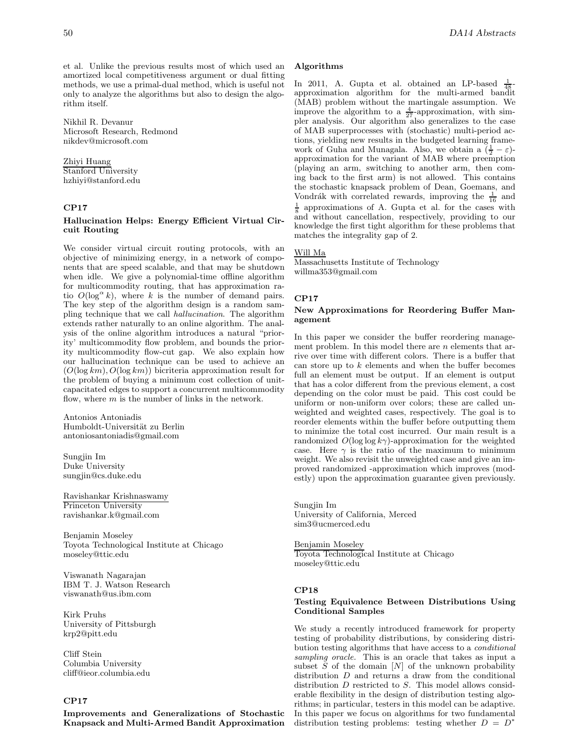et al. Unlike the previous results most of which used an amortized local competitiveness argument or dual fitting methods, we use a primal-dual method, which is useful not only to analyze the algorithms but also to design the algorithm itself.

Nikhil R. Devanur
Microsoft Research, Redmond
nikdev@microsoft.com

Zhiyi Huang
Stanford University
hzhiyi@stanford.edu

### CP17

#### Hallucination Helps: Energy Efficient Virtual Circuit Routing

We consider virtual circuit routing protocols, with an objective of minimizing energy, in a network of components that are speed scalable, and that may be shutdown when idle. We give a polynomial-time offline algorithm for multicommodity routing, that has approximation ratio $O(\log^\alpha k)$, where $k$ is the number of demand pairs. The key step of the algorithm design is a random sampling technique that we call *hallucination*. The algorithm extends rather naturally to an online algorithm. The analysis of the online algorithm introduces a natural "priority' multicommodity flow problem, and bounds the priority multicommodity flow-cut gap. We also explain how our hallucination technique can be used to achieve an $(O(\log km), O(\log km))$ bicriteria approximation result for the problem of buying a minimum cost collection of unit-capacitated edges to support a concurrent multicommodity flow, where $m$ is the number of links in the network.

Antonios Antoniadis
Humboldt-Universität zu Berlin
antoniosantoniadis@gmail.com

Sungjin Im
Duke University
sungjin@cs.duke.edu

Ravishankar Krishnaswamy
Princeton University
ravishankar.k@gmail.com

Benjamin Moseley
Toyota Technological Institute at Chicago
moseley@ttic.edu

Viswanath Nagarajan
IBM T. J. Watson Research
viswanath@us.ibm.com

Kirk Pruhs
University of Pittsburgh
krp2@pitt.edu

Cliff Stein
Columbia University
cliff@ieor.columbia.edu

### CP17

#### Improvements and Generalizations of Stochastic Knapsack and Multi-Armed Bandit Approximation Algorithms

In 2011, A. Gupta et al. obtained an LP-based $\frac{1}{48}$-approximation algorithm for the multi-armed bandit (MAB) problem without the martingale assumption. We improve the algorithm to a $\frac{4}{27}$-approximation, with simpler analysis. Our algorithm also generalizes to the case of MAB superprocesses with (stochastic) multi-period actions, yielding new results in the budgeted learning framework of Guha and Munagala. Also, we obtain a $(\frac{1}{2} - \varepsilon)$-approximation for the variant of MAB where preemption (playing an arm, switching to another arm, then coming back to the first arm) is not allowed. This contains the stochastic knapsack problem of Dean, Goemans, and Vondrák with correlated rewards, improving the $\frac{1}{16}$ and $\frac{1}{8}$ approximations of A. Gupta et al. for the cases with and without cancellation, respectively, providing to our knowledge the first tight algorithm for these problems that matches the integrality gap of 2.

Will Ma
Massachusetts Institute of Technology
willma353@gmail.com

### CP17

#### New Approximations for Reordering Buffer Management

In this paper we consider the buffer reordering management problem. In this model there are $n$ elements that arrive over time with different colors. There is a buffer that can store up to $k$ elements and when the buffer becomes full an element must be output. If an element is output that has a color different from the previous element, a cost depending on the color must be paid. This cost could be uniform or non-uniform over colors; these are called unweighted and weighted cases, respectively. The goal is to reorder elements within the buffer before outputting them to minimize the total cost incurred. Our main result is a randomized $O(\log \log k\gamma)$-approximation for the weighted case. Here $\gamma$ is the ratio of the maximum to minimum weight. We also revisit the unweighted case and give an improved randomized -approximation which improves (modestly) upon the approximation guarantee given previously.

Sungjin Im
University of California, Merced
sim3@ucmerced.edu

Benjamin Moseley
Toyota Technological Institute at Chicago
moseley@ttic.edu

### CP18

#### Testing Equivalence Between Distributions Using Conditional Samples

We study a recently introduced framework for property testing of probability distributions, by considering distribution testing algorithms that have access to a *conditional sampling oracle*. This is an oracle that takes as input a subset $S$ of the domain $[N]$ of the unknown probability distribution $D$ and returns a draw from the conditional distribution $D$ restricted to $S$. This model allows considerable flexibility in the design of distribution testing algorithms; in particular, testers in this model can be adaptive. In this paper we focus on algorithms for two fundamental distribution testing problems: testing whether $D = D^*$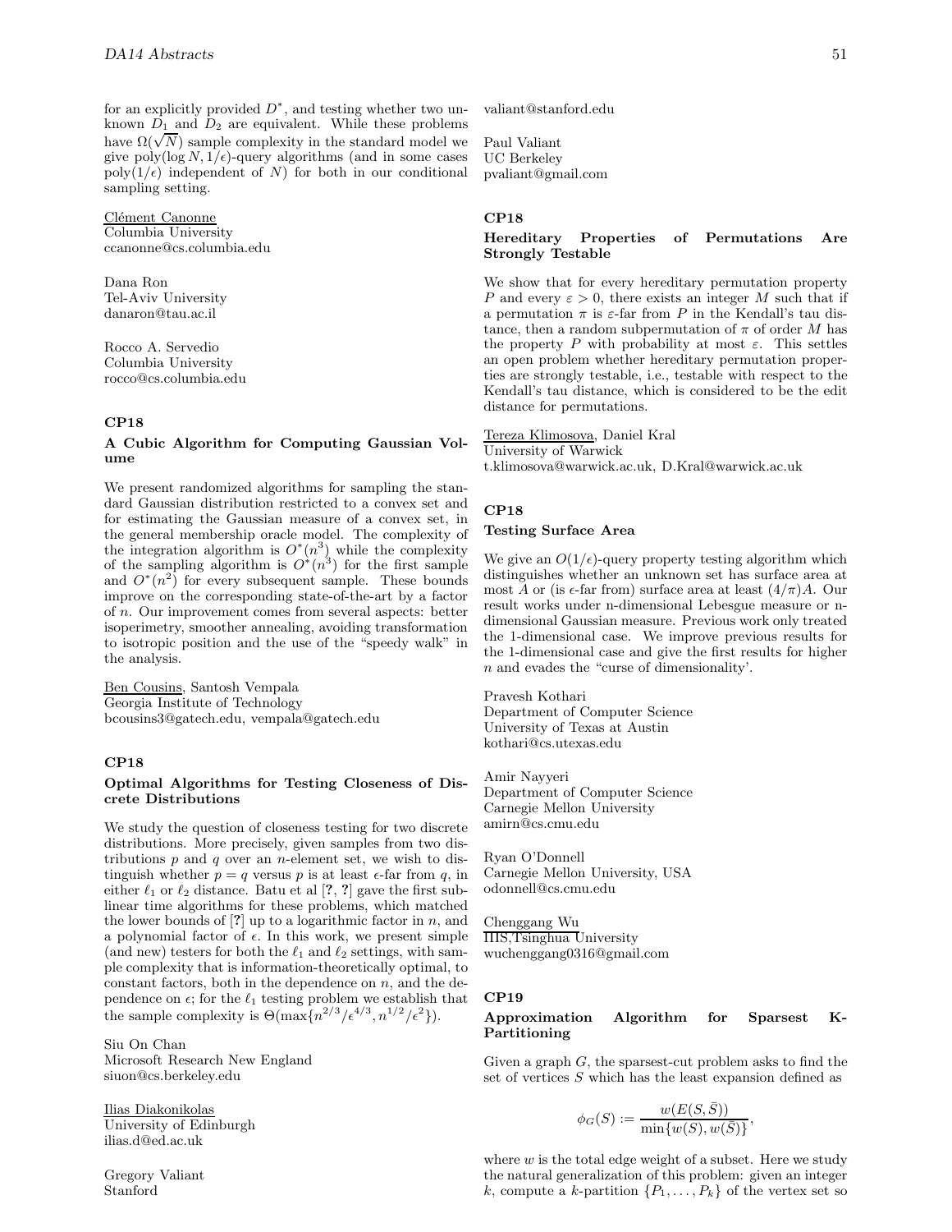for an explicitly provided $D^*$, and testing whether two unknown $D_1$ and $D_2$ are equivalent. While these problems have $\Omega(\sqrt{N})$ sample complexity in the standard model we give poly$(\log N, 1/\epsilon)$-query algorithms (and in some cases poly$(1/\epsilon)$ independent of $N$) for both in our conditional sampling setting.

Clément Canonne
Columbia University
ccanonne@cs.columbia.edu

Dana Ron
Tel-Aviv University
danaron@tau.ac.il

Rocco A. Servedio
Columbia University
rocco@cs.columbia.edu

**CP18**

**A Cubic Algorithm for Computing Gaussian Volume**

We present randomized algorithms for sampling the standard Gaussian distribution restricted to a convex set and for estimating the Gaussian measure of a convex set, in the general membership oracle model. The complexity of the integration algorithm is $O^*(n^3)$ while the complexity of the sampling algorithm is $O^*(n^3)$ for the first sample and $O^*(n^2)$ for every subsequent sample. These bounds improve on the corresponding state-of-the-art by a factor of $n$. Our improvement comes from several aspects: better isoperimetry, smoother annealing, avoiding transformation to isotropic position and the use of the "speedy walk" in the analysis.

Ben Cousins, Santosh Vempala
Georgia Institute of Technology
bcousins3@gatech.edu, vempala@gatech.edu

**CP18**

**Optimal Algorithms for Testing Closeness of Discrete Distributions**

We study the question of closeness testing for two discrete distributions. More precisely, given samples from two distributions $p$ and $q$ over an $n$-element set, we wish to distinguish whether $p = q$ versus $p$ is at least $\epsilon$-far from $q$, in either $\ell_1$ or $\ell_2$ distance. Batu et al [?, ?] gave the first sublinear time algorithms for these problems, which matched the lower bounds of [?] up to a logarithmic factor in $n$, and a polynomial factor of $\epsilon$. In this work, we present simple (and new) testers for both the $\ell_1$ and $\ell_2$ settings, with sample complexity that is information-theoretically optimal, to constant factors, both in the dependence on $n$, and the dependence on $\epsilon$; for the $\ell_1$ testing problem we establish that the sample complexity is $\Theta(\max\{n^{2/3}/\epsilon^{4/3}, n^{1/2}/\epsilon^2\})$.

Siu On Chan
Microsoft Research New England
siuon@cs.berkeley.edu

Ilias Diakonikolas
University of Edinburgh
ilias.d@ed.ac.uk

Gregory Valiant
Stanford
valiant@stanford.edu

Paul Valiant
UC Berkeley
pvaliant@gmail.com

**CP18**

**Hereditary Properties of Permutations Are Strongly Testable**

We show that for every hereditary permutation property $P$ and every $\varepsilon > 0$, there exists an integer $M$ such that if a permutation $\pi$ is $\varepsilon$-far from $P$ in the Kendall's tau distance, then a random subpermutation of $\pi$ of order $M$ has the property $P$ with probability at most $\varepsilon$. This settles an open problem whether hereditary permutation properties are strongly testable, i.e., testable with respect to the Kendall's tau distance, which is considered to be the edit distance for permutations.

Tereza Klimosova, Daniel Kral
University of Warwick
t.klimosova@warwick.ac.uk, D.Kral@warwick.ac.uk

**CP18**

**Testing Surface Area**

We give an $O(1/\epsilon)$-query property testing algorithm which distinguishes whether an unknown set has surface area at most $A$ or (is $\epsilon$-far from) surface area at least $(4/\pi)A$. Our result works under n-dimensional Lebesgue measure or n-dimensional Gaussian measure. Previous work only treated the 1-dimensional case. We improve previous results for the 1-dimensional case and give the first results for higher $n$ and evades the "curse of dimensionality'.

Pravesh Kothari
Department of Computer Science
University of Texas at Austin
kothari@cs.utexas.edu

Amir Nayyeri
Department of Computer Science
Carnegie Mellon University
amirn@cs.cmu.edu

Ryan O'Donnell
Carnegie Mellon University, USA
odonnell@cs.cmu.edu

Chenggang Wu
IIIS,Tsinghua University
wuchenggang0316@gmail.com

**CP19**

**Approximation Algorithm for Sparsest K-Partitioning**

Given a graph $G$, the sparsest-cut problem asks to find the set of vertices $S$ which has the least expansion defined as

$$\phi_G(S) := \frac{w(E(S, \bar{S}))}{\min\{w(S), w(\bar{S})\}},$$

where $w$ is the total edge weight of a subset. Here we study the natural generalization of this problem: given an integer $k$, compute a $k$-partition $\{P_1, \ldots, P_k\}$ of the vertex set so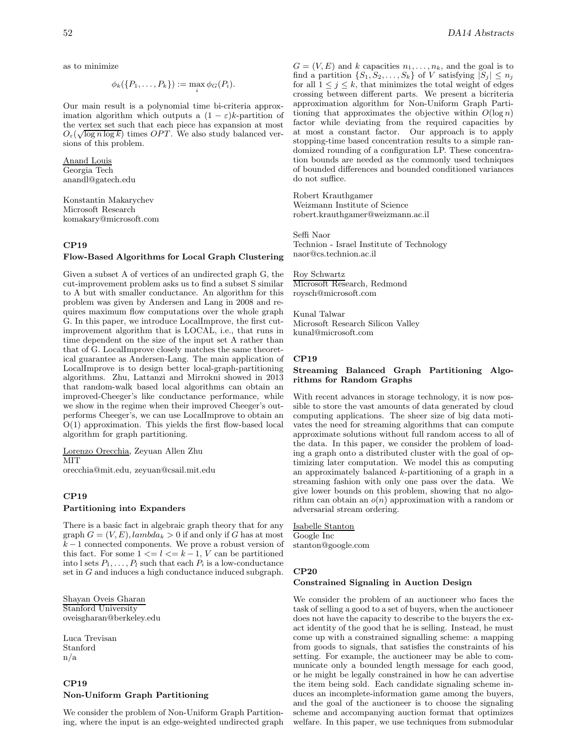as to minimize

$$\phi_k(\{P_1, \ldots, P_k\}) := \max_i \phi_G(P_i).$$

Our main result is a polynomial time bi-criteria approximation algorithm which outputs a $(1-\varepsilon)k$-partition of the vertex set such that each piece has expansion at most $O_\varepsilon(\sqrt{\log n \log k})$ times $OPT$. We also study balanced versions of this problem.

Anand Louis
Georgia Tech
anandl@gatech.edu

Konstantin Makarychev
Microsoft Research
komakary@microsoft.com

### CP19

**Flow-Based Algorithms for Local Graph Clustering**

Given a subset A of vertices of an undirected graph G, the cut-improvement problem asks us to find a subset S similar to A but with smaller conductance. An algorithm for this problem was given by Andersen and Lang in 2008 and requires maximum flow computations over the whole graph G. In this paper, we introduce LocalImprove, the first cut-improvement algorithm that is LOCAL, i.e., that runs in time dependent on the size of the input set A rather than that of G. LocalImprove closely matches the same theoretical guarantee as Andersen-Lang. The main application of LocalImprove is to design better local-graph-partitioning algorithms. Zhu, Lattanzi and Mirrokni showed in 2013 that random-walk based local algorithms can obtain an improved-Cheeger's like conductance performance, while we show in the regime when their improved Cheeger's outperforms Cheeger's, we can use LocalImprove to obtain an O(1) approximation. This yields the first flow-based local algorithm for graph partitioning.

Lorenzo Orecchia, Zeyuan Allen Zhu
MIT
orecchia@mit.edu, zeyuan@csail.mit.edu

### CP19

**Partitioning into Expanders**

There is a basic fact in algebraic graph theory that for any graph $G = (V, E), lambda_k > 0$ if and only if $G$ has at most $k-1$ connected components. We prove a robust version of this fact. For some $1 <= l <= k-1$, $V$ can be partitioned into l sets $P_1, \ldots, P_l$ such that each $P_i$ is a low-conductance set in $G$ and induces a high conductance induced subgraph.

Shayan Oveis Gharan
Stanford University
oveisgharan@berkeley.edu

Luca Trevisan
Stanford
n/a

### CP19

**Non-Uniform Graph Partitioning**

We consider the problem of Non-Uniform Graph Partitioning, where the input is an edge-weighted undirected graph $G = (V, E)$ and $k$ capacities $n_1, \ldots, n_k$, and the goal is to find a partition $\{S_1, S_2, \ldots, S_k\}$ of $V$ satisfying $|S_j| \leq n_j$ for all $1 \leq j \leq k$, that minimizes the total weight of edges crossing between different parts. We present a bicriteria approximation algorithm for Non-Uniform Graph Partitioning that approximates the objective within $O(\log n)$ factor while deviating from the required capacities by at most a constant factor. Our approach is to apply stopping-time based concentration results to a simple randomized rounding of a configuration LP. These concentration bounds are needed as the commonly used techniques of bounded differences and bounded conditioned variances do not suffice.

Robert Krauthgamer
Weizmann Institute of Science
robert.krauthgamer@weizmann.ac.il

Seffi Naor
Technion - Israel Institute of Technology
naor@cs.technion.ac.il

Roy Schwartz
Microsoft Research, Redmond
roysch@microsoft.com

Kunal Talwar
Microsoft Research Silicon Valley
kunal@microsoft.com

### CP19

**Streaming Balanced Graph Partitioning Algorithms for Random Graphs**

With recent advances in storage technology, it is now possible to store the vast amounts of data generated by cloud computing applications. The sheer size of big data motivates the need for streaming algorithms that can compute approximate solutions without full random access to all of the data. In this paper, we consider the problem of loading a graph onto a distributed cluster with the goal of optimizing later computation. We model this as computing an approximately balanced $k$-partitioning of a graph in a streaming fashion with only one pass over the data. We give lower bounds on this problem, showing that no algorithm can obtain an $o(n)$ approximation with a random or adversarial stream ordering.

Isabelle Stanton
Google Inc
stanton@google.com

### CP20

**Constrained Signaling in Auction Design**

We consider the problem of an auctioneer who faces the task of selling a good to a set of buyers, when the auctioneer does not have the capacity to describe to the buyers the exact identity of the good that he is selling. Instead, he must come up with a constrained signalling scheme: a mapping from goods to signals, that satisfies the constraints of his setting. For example, the auctioneer may be able to communicate only a bounded length message for each good, or he might be legally constrained in how he can advertise the item being sold. Each candidate signaling scheme induces an incomplete-information game among the buyers, and the goal of the auctioneer is to choose the signaling scheme and accompanying auction format that optimizes welfare. In this paper, we use techniques from submodular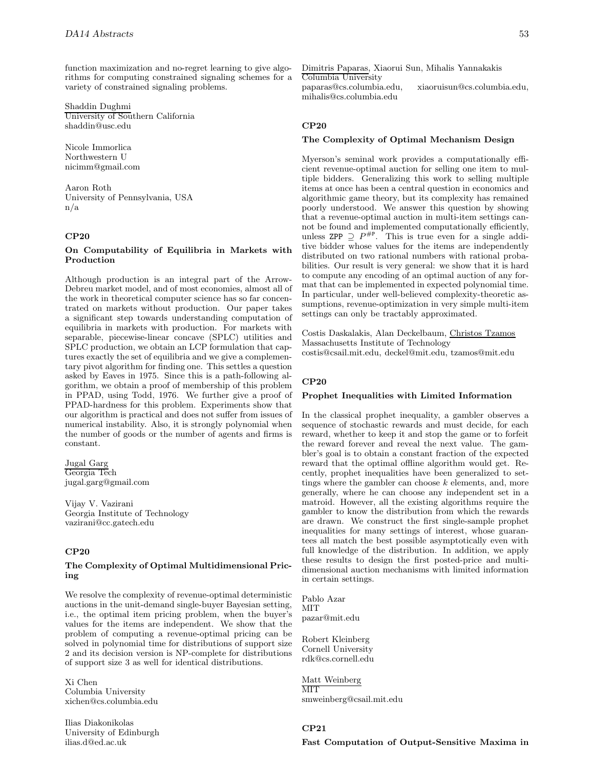function maximization and no-regret learning to give algorithms for computing constrained signaling schemes for a variety of constrained signaling problems.

Shaddin Dughmi
University of Southern California
shaddin@usc.edu

Nicole Immorlica
Northwestern U
nicimm@gmail.com

Aaron Roth
University of Pennsylvania, USA
n/a

### CP20

#### On Computability of Equilibria in Markets with Production

Although production is an integral part of the Arrow-Debreu market model, and of most economies, almost all of the work in theoretical computer science has so far concentrated on markets without production. Our paper takes a significant step towards understanding computation of equilibria in markets with production. For markets with separable, piecewise-linear concave (SPLC) utilities and SPLC production, we obtain an LCP formulation that captures exactly the set of equilibria and we give a complementary pivot algorithm for finding one. This settles a question asked by Eaves in 1975. Since this is a path-following algorithm, we obtain a proof of membership of this problem in PPAD, using Todd, 1976. We further give a proof of PPAD-hardness for this problem. Experiments show that our algorithm is practical and does not suffer from issues of numerical instability. Also, it is strongly polynomial when the number of goods or the number of agents and firms is constant.

Jugal Garg
Georgia Tech
jugal.garg@gmail.com

Vijay V. Vazirani
Georgia Institute of Technology
vazirani@cc.gatech.edu

### CP20

#### The Complexity of Optimal Multidimensional Pricing

We resolve the complexity of revenue-optimal deterministic auctions in the unit-demand single-buyer Bayesian setting, i.e., the optimal item pricing problem, when the buyer's values for the items are independent. We show that the problem of computing a revenue-optimal pricing can be solved in polynomial time for distributions of support size 2 and its decision version is NP-complete for distributions of support size 3 as well for identical distributions.

Xi Chen
Columbia University
xichen@cs.columbia.edu

Ilias Diakonikolas
University of Edinburgh
ilias.d@ed.ac.uk

Dimitris Paparas, Xiaorui Sun, Mihalis Yannakakis
Columbia University
paparas@cs.columbia.edu, xiaoruisun@cs.columbia.edu, mihalis@cs.columbia.edu

### CP20

#### The Complexity of Optimal Mechanism Design

Myerson's seminal work provides a computationally efficient revenue-optimal auction for selling one item to multiple bidders. Generalizing this work to selling multiple items at once has been a central question in economics and algorithmic game theory, but its complexity has remained poorly understood. We answer this question by showing that a revenue-optimal auction in multi-item settings cannot be found and implemented computationally efficiently, unless $\mathsf{ZPP} \supseteq P^{\#\mathsf{P}}$. This is true even for a single additive bidder whose values for the items are independently distributed on two rational numbers with rational probabilities. Our result is very general: we show that it is hard to compute any encoding of an optimal auction of any format that can be implemented in expected polynomial time. In particular, under well-believed complexity-theoretic assumptions, revenue-optimization in very simple multi-item settings can only be tractably approximated.

Costis Daskalakis, Alan Deckelbaum, Christos Tzamos
Massachusetts Institute of Technology
costis@csail.mit.edu, deckel@mit.edu, tzamos@mit.edu

### CP20

#### Prophet Inequalities with Limited Information

In the classical prophet inequality, a gambler observes a sequence of stochastic rewards and must decide, for each reward, whether to keep it and stop the game or to forfeit the reward forever and reveal the next value. The gambler's goal is to obtain a constant fraction of the expected reward that the optimal offline algorithm would get. Recently, prophet inequalities have been generalized to settings where the gambler can choose $k$ elements, and, more generally, where he can choose any independent set in a matroid. However, all the existing algorithms require the gambler to know the distribution from which the rewards are drawn. We construct the first single-sample prophet inequalities for many settings of interest, whose guarantees all match the best possible asymptotically even with full knowledge of the distribution. In addition, we apply these results to design the first posted-price and multi-dimensional auction mechanisms with limited information in certain settings.

Pablo Azar
MIT
pazar@mit.edu

Robert Kleinberg
Cornell University
rdk@cs.cornell.edu

Matt Weinberg
MIT
smweinberg@csail.mit.edu

### CP21

#### Fast Computation of Output-Sensitive Maxima in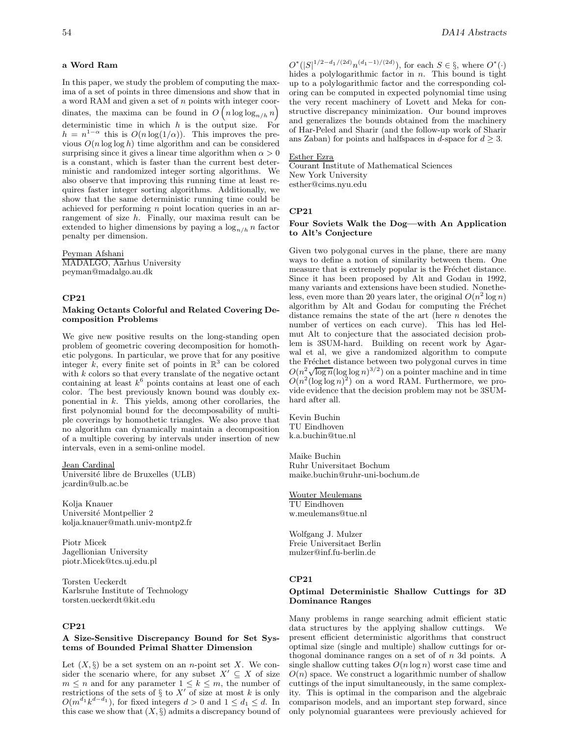**a Word Ram**

In this paper, we study the problem of computing the maxima of a set of points in three dimensions and show that in a word RAM and given a set of $n$ points with integer coordinates, the maxima can be found in $O\left(n \log\log_{n/h} n\right)$ deterministic time in which $h$ is the output size. For $h = n^{1-\alpha}$ this is $O(n \log(1/\alpha))$. This improves the previous $O(n \log\log h)$ time algorithm and can be considered surprising since it gives a linear time algorithm when $\alpha > 0$ is a constant, which is faster than the current best deterministic and randomized integer sorting algorithms. We also observe that improving this running time at least requires faster integer sorting algorithms. Additionally, we show that the same deterministic running time could be achieved for performing $n$ point location queries in an arrangement of size $h$. Finally, our maxima result can be extended to higher dimensions by paying a $\log_{n/h} n$ factor penalty per dimension.

Peyman Afshani
MADALGO, Aarhus University
peyman@madalgo.au.dk

### CP21

**Making Octants Colorful and Related Covering Decomposition Problems**

We give new positive results on the long-standing open problem of geometric covering decomposition for homothetic polygons. In particular, we prove that for any positive integer $k$, every finite set of points in $\mathbb{R}^3$ can be colored with $k$ colors so that every translate of the negative octant containing at least $k^6$ points contains at least one of each color. The best previously known bound was doubly exponential in $k$. This yields, among other corollaries, the first polynomial bound for the decomposability of multiple coverings by homothetic triangles. We also prove that no algorithm can dynamically maintain a decomposition of a multiple covering by intervals under insertion of new intervals, even in a semi-online model.

Jean Cardinal
Université libre de Bruxelles (ULB)
jcardin@ulb.ac.be

Kolja Knauer
Université Montpellier 2
kolja.knauer@math.univ-montp2.fr

Piotr Micek
Jagellionian University
piotr.Micek@tcs.uj.edu.pl

Torsten Ueckerdt
Karlsruhe Institute of Technology
torsten.ueckerdt@kit.edu

### CP21

**A Size-Sensitive Discrepancy Bound for Set Systems of Bounded Primal Shatter Dimension**

Let $(X, \S)$ be a set system on an $n$-point set $X$. We consider the scenario where, for any subset $X' \subseteq X$ of size $m \leq n$ and for any parameter $1 \leq k \leq m$, the number of restrictions of the sets of $\S$ to $X'$ of size at most $k$ is only $O(m^{d_1} k^{d-d_1})$, for fixed integers $d > 0$ and $1 \leq d_1 \leq d$. In this case we show that $(X, \S)$ admits a discrepancy bound of $O^*(|S|^{1/2 - d_1/(2d)} n^{(d_1-1)/(2d)})$, for each $S \in \S$, where $O^*(\cdot)$ hides a polylogarithmic factor in $n$. This bound is tight up to a polylogarithmic factor and the corresponding coloring can be computed in expected polynomial time using the very recent machinery of Lovett and Meka for constructive discrepancy minimization. Our bound improves and generalizes the bounds obtained from the machinery of Har-Peled and Sharir (and the follow-up work of Sharir ans Zaban) for points and halfspaces in $d$-space for $d \geq 3$.

Esther Ezra
Courant Institute of Mathematical Sciences
New York University
esther@cims.nyu.edu

### CP21

**Four Soviets Walk the Dog—with An Application to Alt's Conjecture**

Given two polygonal curves in the plane, there are many ways to define a notion of similarity between them. One measure that is extremely popular is the Fréchet distance. Since it has been proposed by Alt and Godau in 1992, many variants and extensions have been studied. Nonetheless, even more than 20 years later, the original $O(n^2 \log n)$ algorithm by Alt and Godau for computing the Fréchet distance remains the state of the art (here $n$ denotes the number of vertices on each curve). This has led Helmut Alt to conjecture that the associated decision problem is 3SUM-hard. Building on recent work by Agarwal et al, we give a randomized algorithm to compute the Fréchet distance between two polygonal curves in time $O(n^2 \sqrt{\log n}(\log\log n)^{3/2})$ on a pointer machine and in time $O(n^2 (\log\log n)^2)$ on a word RAM. Furthermore, we provide evidence that the decision problem may not be 3SUM-hard after all.

Kevin Buchin
TU Eindhoven
k.a.buchin@tue.nl

Maike Buchin
Ruhr Universitaet Bochum
maike.buchin@ruhr-uni-bochum.de

Wouter Meulemans
TU Eindhoven
w.meulemans@tue.nl

Wolfgang J. Mulzer
Freie Universitaet Berlin
mulzer@inf.fu-berlin.de

### CP21

**Optimal Deterministic Shallow Cuttings for 3D Dominance Ranges**

Many problems in range searching admit efficient static data structures by the applying shallow cuttings. We present efficient deterministic algorithms that construct optimal size (single and multiple) shallow cuttings for orthogonal dominance ranges on a set of of $n$ 3d points. A single shallow cutting takes $O(n \log n)$ worst case time and $O(n)$ space. We construct a logarithmic number of shallow cuttings of the input simultaneously, in the same complexity. This is optimal in the comparison and the algebraic comparison models, and an important step forward, since only polynomial guarantees were previously achieved for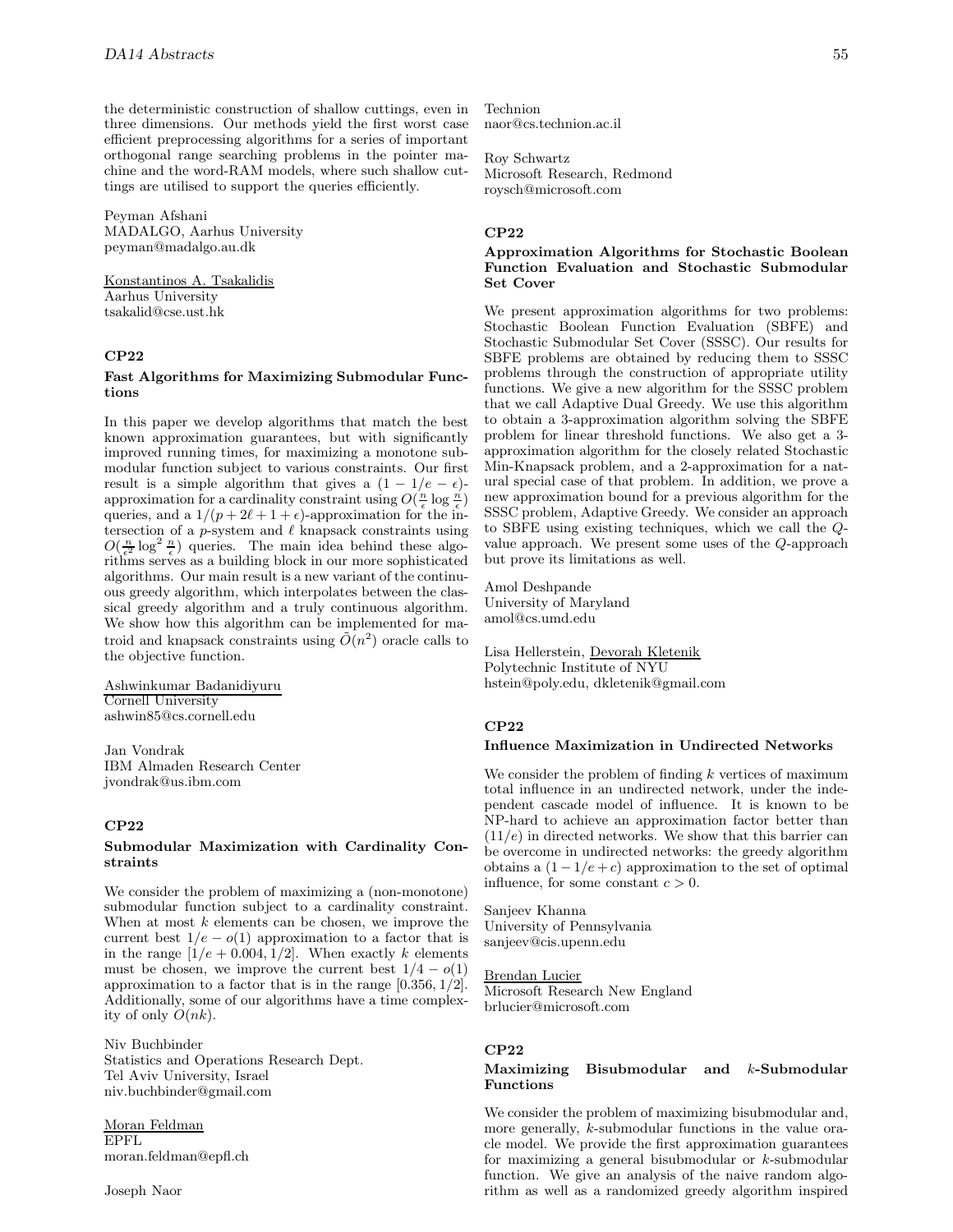the deterministic construction of shallow cuttings, even in three dimensions. Our methods yield the first worst case efficient preprocessing algorithms for a series of important orthogonal range searching problems in the pointer machine and the word-RAM models, where such shallow cuttings are utilised to support the queries efficiently.

Peyman Afshani
MADALGO, Aarhus University
peyman@madalgo.au.dk

Konstantinos A. Tsakalidis
Aarhus University
tsakalid@cse.ust.hk

### CP22

#### Fast Algorithms for Maximizing Submodular Functions

In this paper we develop algorithms that match the best known approximation guarantees, but with significantly improved running times, for maximizing a monotone submodular function subject to various constraints. Our first result is a simple algorithm that gives a $(1 - 1/e - \epsilon)$-approximation for a cardinality constraint using $O(\frac{n}{\epsilon} \log \frac{n}{\epsilon})$ queries, and a $1/(p + 2\ell + 1 + \epsilon)$-approximation for the intersection of a $p$-system and $\ell$ knapsack constraints using $O(\frac{n}{\epsilon^2} \log^2 \frac{n}{\epsilon})$ queries. The main idea behind these algorithms serves as a building block in our more sophisticated algorithms. Our main result is a new variant of the continuous greedy algorithm, which interpolates between the classical greedy algorithm and a truly continuous algorithm. We show how this algorithm can be implemented for matroid and knapsack constraints using $\tilde{O}(n^2)$ oracle calls to the objective function.

Ashwinkumar Badanidiyuru
Cornell University
ashwin85@cs.cornell.edu

Jan Vondrak
IBM Almaden Research Center
jvondrak@us.ibm.com

### CP22

#### Submodular Maximization with Cardinality Constraints

We consider the problem of maximizing a (non-monotone) submodular function subject to a cardinality constraint. When at most $k$ elements can be chosen, we improve the current best $1/e - o(1)$ approximation to a factor that is in the range $[1/e + 0.004, 1/2]$. When exactly $k$ elements must be chosen, we improve the current best $1/4 - o(1)$ approximation to a factor that is in the range $[0.356, 1/2]$. Additionally, some of our algorithms have a time complexity of only $O(nk)$.

Niv Buchbinder
Statistics and Operations Research Dept.
Tel Aviv University, Israel
niv.buchbinder@gmail.com

Moran Feldman
EPFL
moran.feldman@epfl.ch

Joseph Naor
Technion
naor@cs.technion.ac.il

Roy Schwartz
Microsoft Research, Redmond
roysch@microsoft.com

### CP22

#### Approximation Algorithms for Stochastic Boolean Function Evaluation and Stochastic Submodular Set Cover

We present approximation algorithms for two problems: Stochastic Boolean Function Evaluation (SBFE) and Stochastic Submodular Set Cover (SSSC). Our results for SBFE problems are obtained by reducing them to SSSC problems through the construction of appropriate utility functions. We give a new algorithm for the SSSC problem that we call Adaptive Dual Greedy. We use this algorithm to obtain a 3-approximation algorithm solving the SBFE problem for linear threshold functions. We also get a 3-approximation algorithm for the closely related Stochastic Min-Knapsack problem, and a 2-approximation for a natural special case of that problem. In addition, we prove a new approximation bound for a previous algorithm for the SSSC problem, Adaptive Greedy. We consider an approach to SBFE using existing techniques, which we call the $Q$-value approach. We present some uses of the $Q$-approach but prove its limitations as well.

Amol Deshpande
University of Maryland
amol@cs.umd.edu

Lisa Hellerstein, Devorah Kletenik
Polytechnic Institute of NYU
hstein@poly.edu, dkletenik@gmail.com

### CP22

#### Influence Maximization in Undirected Networks

We consider the problem of finding $k$ vertices of maximum total influence in an undirected network, under the independent cascade model of influence. It is known to be NP-hard to achieve an approximation factor better than $(11/e)$ in directed networks. We show that this barrier can be overcome in undirected networks: the greedy algorithm obtains a $(1 - 1/e + c)$ approximation to the set of optimal influence, for some constant $c > 0$.

Sanjeev Khanna
University of Pennsylvania
sanjeev@cis.upenn.edu

Brendan Lucier
Microsoft Research New England
brlucier@microsoft.com

### CP22

#### Maximizing Bisubmodular and $k$-Submodular Functions

We consider the problem of maximizing bisubmodular and, more generally, $k$-submodular functions in the value oracle model. We provide the first approximation guarantees for maximizing a general bisubmodular or $k$-submodular function. We give an analysis of the naive random algorithm as well as a randomized greedy algorithm inspired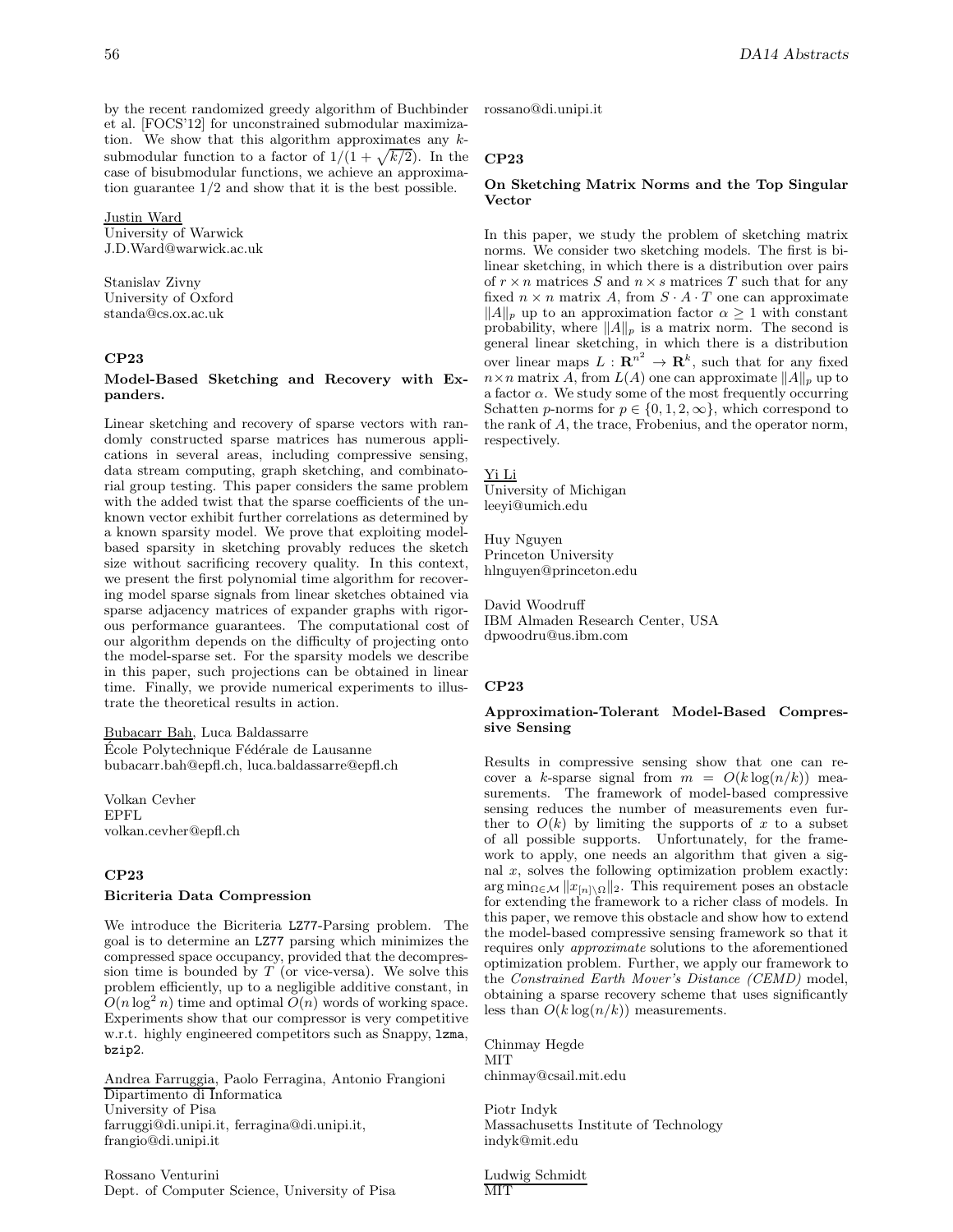by the recent randomized greedy algorithm of Buchbinder et al. [FOCS'12] for unconstrained submodular maximization. We show that this algorithm approximates any $k$-submodular function to a factor of $1/(1+\sqrt{k/2})$. In the case of bisubmodular functions, we achieve an approximation guarantee $1/2$ and show that it is the best possible.

Justin Ward
University of Warwick
J.D.Ward@warwick.ac.uk

Stanislav Zivny
University of Oxford
standa@cs.ox.ac.uk

## CP23

### Model-Based Sketching and Recovery with Expanders.

Linear sketching and recovery of sparse vectors with randomly constructed sparse matrices has numerous applications in several areas, including compressive sensing, data stream computing, graph sketching, and combinatorial group testing. This paper considers the same problem with the added twist that the sparse coefficients of the unknown vector exhibit further correlations as determined by a known sparsity model. We prove that exploiting model-based sparsity in sketching provably reduces the sketch size without sacrificing recovery quality. In this context, we present the first polynomial time algorithm for recovering model sparse signals from linear sketches obtained via sparse adjacency matrices of expander graphs with rigorous performance guarantees. The computational cost of our algorithm depends on the difficulty of projecting onto the model-sparse set. For the sparsity models we describe in this paper, such projections can be obtained in linear time. Finally, we provide numerical experiments to illustrate the theoretical results in action.

Bubacarr Bah, Luca Baldassarre
École Polytechnique Fédérale de Lausanne
bubacarr.bah@epfl.ch, luca.baldassarre@epfl.ch

Volkan Cevher
EPFL
volkan.cevher@epfl.ch

## CP23

### Bicriteria Data Compression

We introduce the Bicriteria LZ77-Parsing problem. The goal is to determine an LZ77 parsing which minimizes the compressed space occupancy, provided that the decompression time is bounded by $T$ (or vice-versa). We solve this problem efficiently, up to a negligible additive constant, in $O(n \log^2 n)$ time and optimal $O(n)$ words of working space. Experiments show that our compressor is very competitive w.r.t. highly engineered competitors such as Snappy, lzma, bzip2.

Andrea Farruggia, Paolo Ferragina, Antonio Frangioni
Dipartimento di Informatica
University of Pisa
farruggi@di.unipi.it, ferragina@di.unipi.it, frangio@di.unipi.it

Rossano Venturini
Dept. of Computer Science, University of Pisa
rossano@di.unipi.it

## CP23

### On Sketching Matrix Norms and the Top Singular Vector

In this paper, we study the problem of sketching matrix norms. We consider two sketching models. The first is bilinear sketching, in which there is a distribution over pairs of $r \times n$ matrices $S$ and $n \times s$ matrices $T$ such that for any fixed $n \times n$ matrix $A$, from $S \cdot A \cdot T$ one can approximate $\|A\|_p$ up to an approximation factor $\alpha \geq 1$ with constant probability, where $\|A\|_p$ is a matrix norm. The second is general linear sketching, in which there is a distribution over linear maps $L : \mathbf{R}^{n^2} \rightarrow \mathbf{R}^k$, such that for any fixed $n \times n$ matrix $A$, from $L(A)$ one can approximate $\|A\|_p$ up to a factor $\alpha$. We study some of the most frequently occurring Schatten $p$-norms for $p \in \{0, 1, 2, \infty\}$, which correspond to the rank of $A$, the trace, Frobenius, and the operator norm, respectively.

Yi Li
University of Michigan
leeyi@umich.edu

Huy Nguyen
Princeton University
hlnguyen@princeton.edu

David Woodruff
IBM Almaden Research Center, USA
dpwoodru@us.ibm.com

## CP23

### Approximation-Tolerant Model-Based Compressive Sensing

Results in compressive sensing show that one can recover a $k$-sparse signal from $m = O(k \log(n/k))$ measurements. The framework of model-based compressive sensing reduces the number of measurements even further to $O(k)$ by limiting the supports of $x$ to a subset of all possible supports. Unfortunately, for the framework to apply, one needs an algorithm that given a signal $x$, solves the following optimization problem exactly: $\arg\min_{\Omega \in \mathcal{M}} \|x_{[n] \setminus \Omega}\|_2$. This requirement poses an obstacle for extending the framework to a richer class of models. In this paper, we remove this obstacle and show how to extend the model-based compressive sensing framework so that it requires only *approximate* solutions to the aforementioned optimization problem. Further, we apply our framework to the *Constrained Earth Mover's Distance (CEMD)* model, obtaining a sparse recovery scheme that uses significantly less than $O(k \log(n/k))$ measurements.

Chinmay Hegde
MIT
chinmay@csail.mit.edu

Piotr Indyk
Massachusetts Institute of Technology
indyk@mit.edu

Ludwig Schmidt
MIT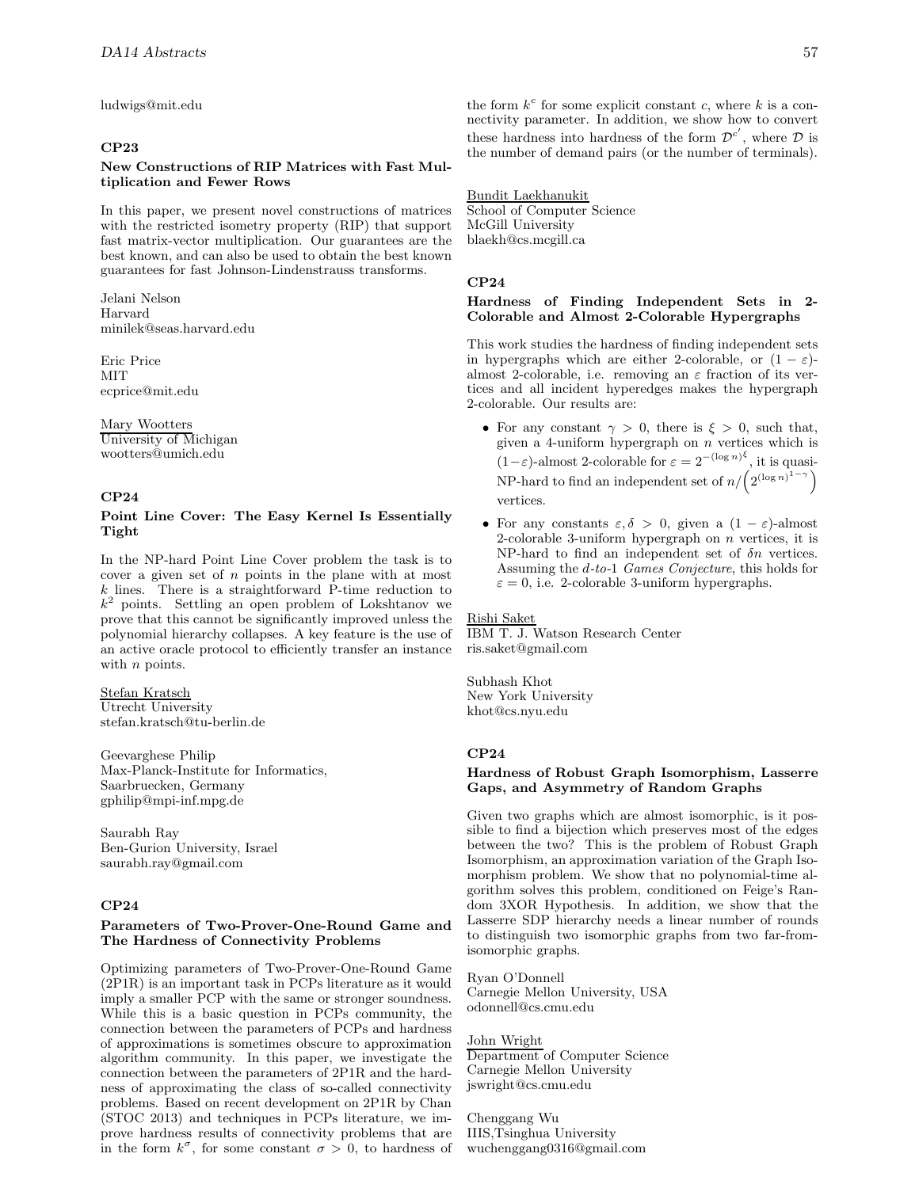ludwigs@mit.edu

### CP23

#### New Constructions of RIP Matrices with Fast Multiplication and Fewer Rows

In this paper, we present novel constructions of matrices with the restricted isometry property (RIP) that support fast matrix-vector multiplication. Our guarantees are the best known, and can also be used to obtain the best known guarantees for fast Johnson-Lindenstrauss transforms.

Jelani Nelson
Harvard
minilek@seas.harvard.edu

Eric Price
MIT
ecprice@mit.edu

Mary Wootters
University of Michigan
wootters@umich.edu

### CP24

#### Point Line Cover: The Easy Kernel Is Essentially Tight

In the NP-hard Point Line Cover problem the task is to cover a given set of $n$ points in the plane with at most $k$ lines. There is a straightforward P-time reduction to $k^2$ points. Settling an open problem of Lokshtanov we prove that this cannot be significantly improved unless the polynomial hierarchy collapses. A key feature is the use of an active oracle protocol to efficiently transfer an instance with $n$ points.

Stefan Kratsch
Utrecht University
stefan.kratsch@tu-berlin.de

Geevarghese Philip
Max-Planck-Institute for Informatics, Saarbruecken, Germany
gphilip@mpi-inf.mpg.de

Saurabh Ray
Ben-Gurion University, Israel
saurabh.ray@gmail.com

### CP24

#### Parameters of Two-Prover-One-Round Game and The Hardness of Connectivity Problems

Optimizing parameters of Two-Prover-One-Round Game (2P1R) is an important task in PCPs literature as it would imply a smaller PCP with the same or stronger soundness. While this is a basic question in PCPs community, the connection between the parameters of PCPs and hardness of approximations is sometimes obscure to approximation algorithm community. In this paper, we investigate the connection between the parameters of 2P1R and the hardness of approximating the class of so-called connectivity problems. Based on recent development on 2P1R by Chan (STOC 2013) and techniques in PCPs literature, we improve hardness results of connectivity problems that are in the form $k^\sigma$, for some constant $\sigma > 0$, to hardness of the form $k^c$ for some explicit constant $c$, where $k$ is a connectivity parameter. In addition, we show how to convert these hardness into hardness of the form $\mathcal{D}^{c'}$, where $\mathcal{D}$ is the number of demand pairs (or the number of terminals).

Bundit Laekhanukit
School of Computer Science
McGill University
blaekh@cs.mcgill.ca

### CP24

#### Hardness of Finding Independent Sets in 2-Colorable and Almost 2-Colorable Hypergraphs

This work studies the hardness of finding independent sets in hypergraphs which are either 2-colorable, or $(1-\varepsilon)$-almost 2-colorable, i.e. removing an $\varepsilon$ fraction of its vertices and all incident hyperedges makes the hypergraph 2-colorable. Our results are:

- For any constant $\gamma > 0$, there is $\xi > 0$, such that, given a 4-uniform hypergraph on $n$ vertices which is $(1-\varepsilon)$-almost 2-colorable for $\varepsilon = 2^{-(\log n)^{\xi}}$, it is quasi-NP-hard to find an independent set of $n/\left(2^{(\log n)^{1-\gamma}}\right)$ vertices.
- For any constants $\varepsilon, \delta > 0$, given a $(1-\varepsilon)$-almost 2-colorable 3-uniform hypergraph on $n$ vertices, it is NP-hard to find an independent set of $\delta n$ vertices. Assuming the *d-to-1 Games Conjecture*, this holds for $\varepsilon = 0$, i.e. 2-colorable 3-uniform hypergraphs.

Rishi Saket
IBM T. J. Watson Research Center
ris.saket@gmail.com

Subhash Khot
New York University
khot@cs.nyu.edu

### CP24

#### Hardness of Robust Graph Isomorphism, Lasserre Gaps, and Asymmetry of Random Graphs

Given two graphs which are almost isomorphic, is it possible to find a bijection which preserves most of the edges between the two? This is the problem of Robust Graph Isomorphism, an approximation variation of the Graph Isomorphism problem. We show that no polynomial-time algorithm solves this problem, conditioned on Feige's Random 3XOR Hypothesis. In addition, we show that the Lasserre SDP hierarchy needs a linear number of rounds to distinguish two isomorphic graphs from two far-from-isomorphic graphs.

Ryan O'Donnell
Carnegie Mellon University, USA
odonnell@cs.cmu.edu

John Wright
Department of Computer Science
Carnegie Mellon University
jswright@cs.cmu.edu

Chenggang Wu
IIIS,Tsinghua University
wuchenggang0316@gmail.com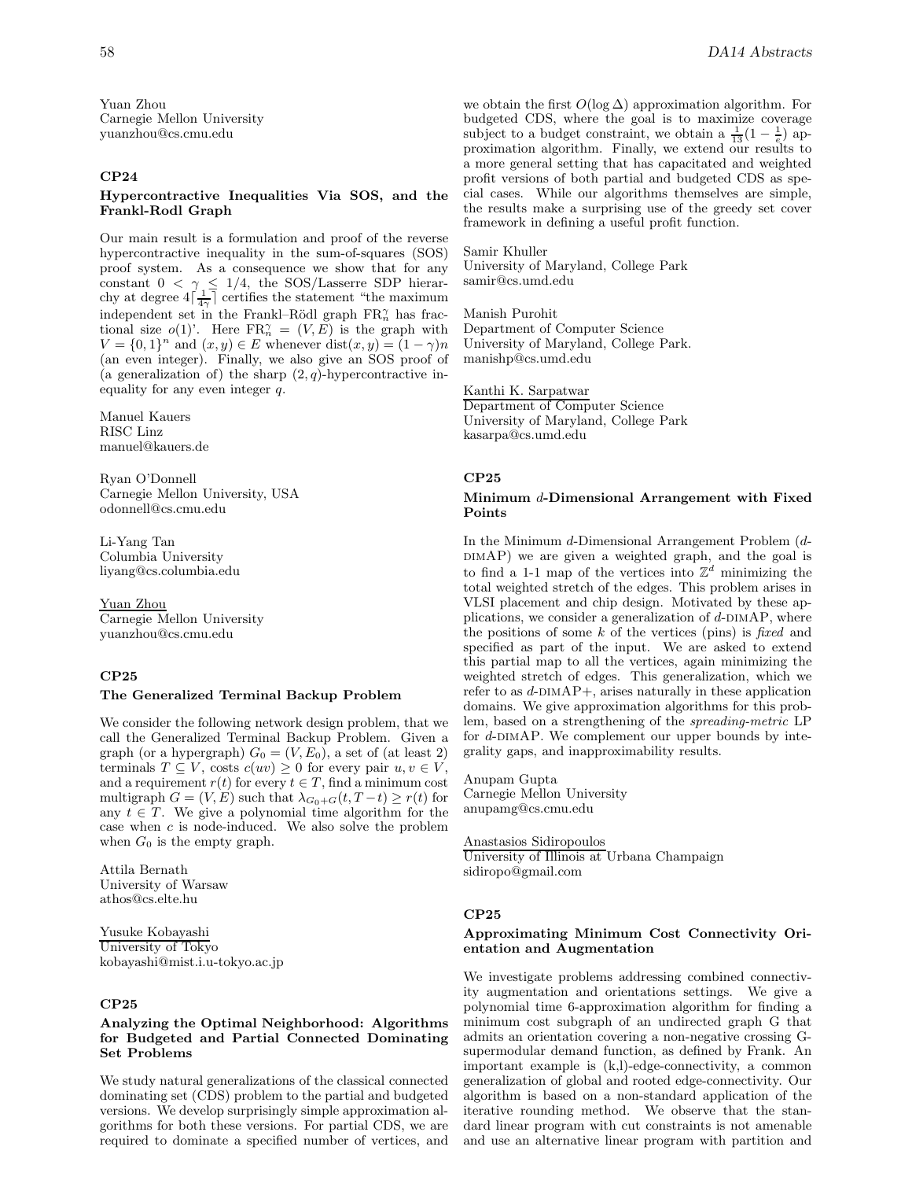Yuan Zhou
Carnegie Mellon University
yuanzhou@cs.cmu.edu

### CP24

#### Hypercontractive Inequalities Via SOS, and the Frankl-Rodl Graph

Our main result is a formulation and proof of the reverse hypercontractive inequality in the sum-of-squares (SOS) proof system. As a consequence we show that for any constant $0 < \gamma \leq 1/4$, the SOS/Lasserre SDP hierarchy at degree $4\lceil \frac{1}{4\gamma} \rceil$ certifies the statement "the maximum independent set in the Frankl–Rödl graph $\mathrm{FR}_n^\gamma$ has fractional size $o(1)$'. Here $\mathrm{FR}_n^\gamma = (V, E)$ is the graph with $V = \{0,1\}^n$ and $(x, y) \in E$ whenever $\mathrm{dist}(x, y) = (1-\gamma)n$ (an even integer). Finally, we also give an SOS proof of (a generalization of) the sharp $(2, q)$-hypercontractive inequality for any even integer $q$.

Manuel Kauers
RISC Linz
manuel@kauers.de

Ryan O'Donnell
Carnegie Mellon University, USA
odonnell@cs.cmu.edu

Li-Yang Tan
Columbia University
liyang@cs.columbia.edu

Yuan Zhou
Carnegie Mellon University
yuanzhou@cs.cmu.edu

### CP25

#### The Generalized Terminal Backup Problem

We consider the following network design problem, that we call the Generalized Terminal Backup Problem. Given a graph (or a hypergraph) $G_0 = (V, E_0)$, a set of (at least 2) terminals $T \subseteq V$, costs $c(uv) \geq 0$ for every pair $u, v \in V$, and a requirement $r(t)$ for every $t \in T$, find a minimum cost multigraph $G = (V, E)$ such that $\lambda_{G_0+G}(t, T-t) \geq r(t)$ for any $t \in T$. We give a polynomial time algorithm for the case when $c$ is node-induced. We also solve the problem when $G_0$ is the empty graph.

Attila Bernath
University of Warsaw
athos@cs.elte.hu

Yusuke Kobayashi
University of Tokyo
kobayashi@mist.i.u-tokyo.ac.jp

### CP25

#### Analyzing the Optimal Neighborhood: Algorithms for Budgeted and Partial Connected Dominating Set Problems

We study natural generalizations of the classical connected dominating set (CDS) problem to the partial and budgeted versions. We develop surprisingly simple approximation algorithms for both these versions. For partial CDS, we are required to dominate a specified number of vertices, and we obtain the first $O(\log \Delta)$ approximation algorithm. For budgeted CDS, where the goal is to maximize coverage subject to a budget constraint, we obtain a $\frac{1}{13}(1 - \frac{1}{e})$ approximation algorithm. Finally, we extend our results to a more general setting that has capacitated and weighted profit versions of both partial and budgeted CDS as special cases. While our algorithms themselves are simple, the results make a surprising use of the greedy set cover framework in defining a useful profit function.

Samir Khuller
University of Maryland, College Park
samir@cs.umd.edu

Manish Purohit
Department of Computer Science
University of Maryland, College Park.
manishp@cs.umd.edu

Kanthi K. Sarpatwar
Department of Computer Science
University of Maryland, College Park
kasarpa@cs.umd.edu

### CP25

#### Minimum $d$-Dimensional Arrangement with Fixed Points

In the Minimum $d$-Dimensional Arrangement Problem ($d$-DIMAP) we are given a weighted graph, and the goal is to find a 1-1 map of the vertices into $\mathbb{Z}^d$ minimizing the total weighted stretch of the edges. This problem arises in VLSI placement and chip design. Motivated by these applications, we consider a generalization of $d$-DIMAP, where the positions of some $k$ of the vertices (pins) is *fixed* and specified as part of the input. We are asked to extend this partial map to all the vertices, again minimizing the weighted stretch of edges. This generalization, which we refer to as $d$-DIMAP+, arises naturally in these application domains. We give approximation algorithms for this problem, based on a strengthening of the *spreading-metric* LP for $d$-DIMAP. We complement our upper bounds by integrality gaps, and inapproximability results.

Anupam Gupta
Carnegie Mellon University
anupamg@cs.cmu.edu

Anastasios Sidiropoulos
University of Illinois at Urbana Champaign
sidiropo@gmail.com

### CP25

#### Approximating Minimum Cost Connectivity Orientation and Augmentation

We investigate problems addressing combined connectivity augmentation and orientations settings. We give a polynomial time 6-approximation algorithm for finding a minimum cost subgraph of an undirected graph G that admits an orientation covering a non-negative crossing G-supermodular demand function, as defined by Frank. An important example is (k,l)-edge-connectivity, a common generalization of global and rooted edge-connectivity. Our algorithm is based on a non-standard application of the iterative rounding method. We observe that the standard linear program with cut constraints is not amenable and use an alternative linear program with partition and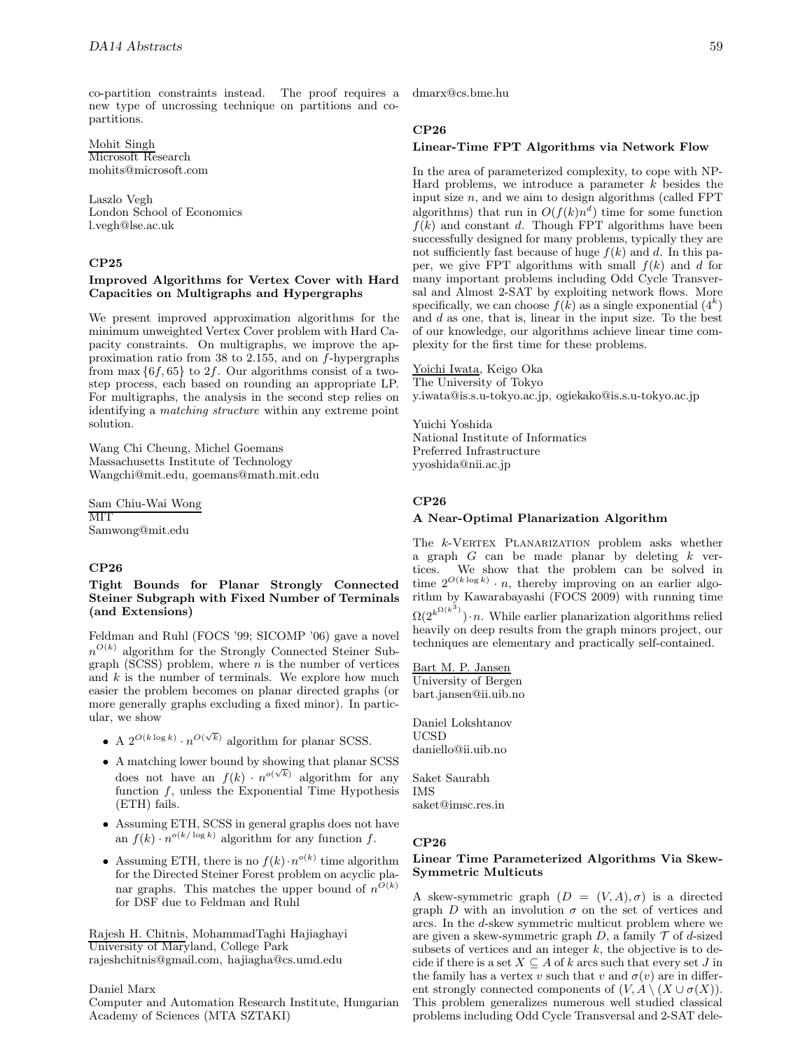co-partition constraints instead. The proof requires a new type of uncrossing technique on partitions and co-partitions.

Mohit Singh
Microsoft Research
mohits@microsoft.com

Laszlo Vegh
London School of Economics
l.vegh@lse.ac.uk

## CP25

### Improved Algorithms for Vertex Cover with Hard Capacities on Multigraphs and Hypergraphs

We present improved approximation algorithms for the minimum unweighted Vertex Cover problem with Hard Capacity constraints. On multigraphs, we improve the approximation ratio from 38 to 2.155, and on $f$-hypergraphs from $\max\{6f, 65\}$ to $2f$. Our algorithms consist of a two-step process, each based on rounding an appropriate LP. For multigraphs, the analysis in the second step relies on identifying a *matching structure* within any extreme point solution.

Wang Chi Cheung, Michel Goemans
Massachusetts Institute of Technology
Wangchi@mit.edu, goemans@math.mit.edu

Sam Chiu-Wai Wong
MIT
Samwong@mit.edu

## CP26

### Tight Bounds for Planar Strongly Connected Steiner Subgraph with Fixed Number of Terminals (and Extensions)

Feldman and Ruhl (FOCS '99; SICOMP '06) gave a novel $n^{O(k)}$ algorithm for the Strongly Connected Steiner Subgraph (SCSS) problem, where $n$ is the number of vertices and $k$ is the number of terminals. We explore how much easier the problem becomes on planar directed graphs (or more generally graphs excluding a fixed minor). In particular, we show

- A $2^{O(k \log k)} \cdot n^{O(\sqrt{k})}$ algorithm for planar SCSS.
- A matching lower bound by showing that planar SCSS does not have an $f(k) \cdot n^{o(\sqrt{k})}$ algorithm for any function $f$, unless the Exponential Time Hypothesis (ETH) fails.
- Assuming ETH, SCSS in general graphs does not have an $f(k) \cdot n^{o(k/\log k)}$ algorithm for any function $f$.
- Assuming ETH, there is no $f(k) \cdot n^{o(k)}$ time algorithm for the Directed Steiner Forest problem on acyclic planar graphs. This matches the upper bound of $n^{O(k)}$ for DSF due to Feldman and Ruhl

Rajesh H. Chitnis, MohammadTaghi Hajiaghayi
University of Maryland, College Park
rajeshchitnis@gmail.com, hajiagha@cs.umd.edu

Daniel Marx
Computer and Automation Research Institute, Hungarian Academy of Sciences (MTA SZTAKI)
dmarx@cs.bme.hu

## CP26

### Linear-Time FPT Algorithms via Network Flow

In the area of parameterized complexity, to cope with NP-Hard problems, we introduce a parameter $k$ besides the input size $n$, and we aim to design algorithms (called FPT algorithms) that run in $O(f(k)n^d)$ time for some function $f(k)$ and constant $d$. Though FPT algorithms have been successfully designed for many problems, typically they are not sufficiently fast because of huge $f(k)$ and $d$. In this paper, we give FPT algorithms with small $f(k)$ and $d$ for many important problems including Odd Cycle Transversal and Almost 2-SAT by exploiting network flows. More specifically, we can choose $f(k)$ as a single exponential ($4^k$) and $d$ as one, that is, linear in the input size. To the best of our knowledge, our algorithms achieve linear time complexity for the first time for these problems.

Yoichi Iwata, Keigo Oka
The University of Tokyo
y.iwata@is.s.u-tokyo.ac.jp, ogiekako@is.s.u-tokyo.ac.jp

Yuichi Yoshida
National Institute of Informatics
Preferred Infrastructure
yyoshida@nii.ac.jp

## CP26

### A Near-Optimal Planarization Algorithm

The $k$-Vertex Planarization problem asks whether a graph $G$ can be made planar by deleting $k$ vertices. We show that the problem can be solved in time $2^{O(k \log k)} \cdot n$, thereby improving on an earlier algorithm by Kawarabayashi (FOCS 2009) with running time $\Omega(2^{k^{\Omega(k^3)}}) \cdot n$. While earlier planarization algorithms relied heavily on deep results from the graph minors project, our techniques are elementary and practically self-contained.

Bart M. P. Jansen
University of Bergen
bart.jansen@ii.uib.no

Daniel Lokshtanov
UCSD
daniello@ii.uib.no

Saket Saurabh
IMS
saket@imsc.res.in

## CP26

### Linear Time Parameterized Algorithms Via Skew-Symmetric Multicuts

A skew-symmetric graph $(D = (V, A), \sigma)$ is a directed graph $D$ with an involution $\sigma$ on the set of vertices and arcs. In the $d$-skew symmetric multicut problem where we are given a skew-symmetric graph $D$, a family $\mathcal{T}$ of $d$-sized subsets of vertices and an integer $k$, the objective is to decide if there is a set $X \subseteq A$ of $k$ arcs such that every set $J$ in the family has a vertex $v$ such that $v$ and $\sigma(v)$ are in different strongly connected components of $(V, A \setminus (X \cup \sigma(X))$. This problem generalizes numerous well studied classical problems including Odd Cycle Transversal and 2-SAT dele-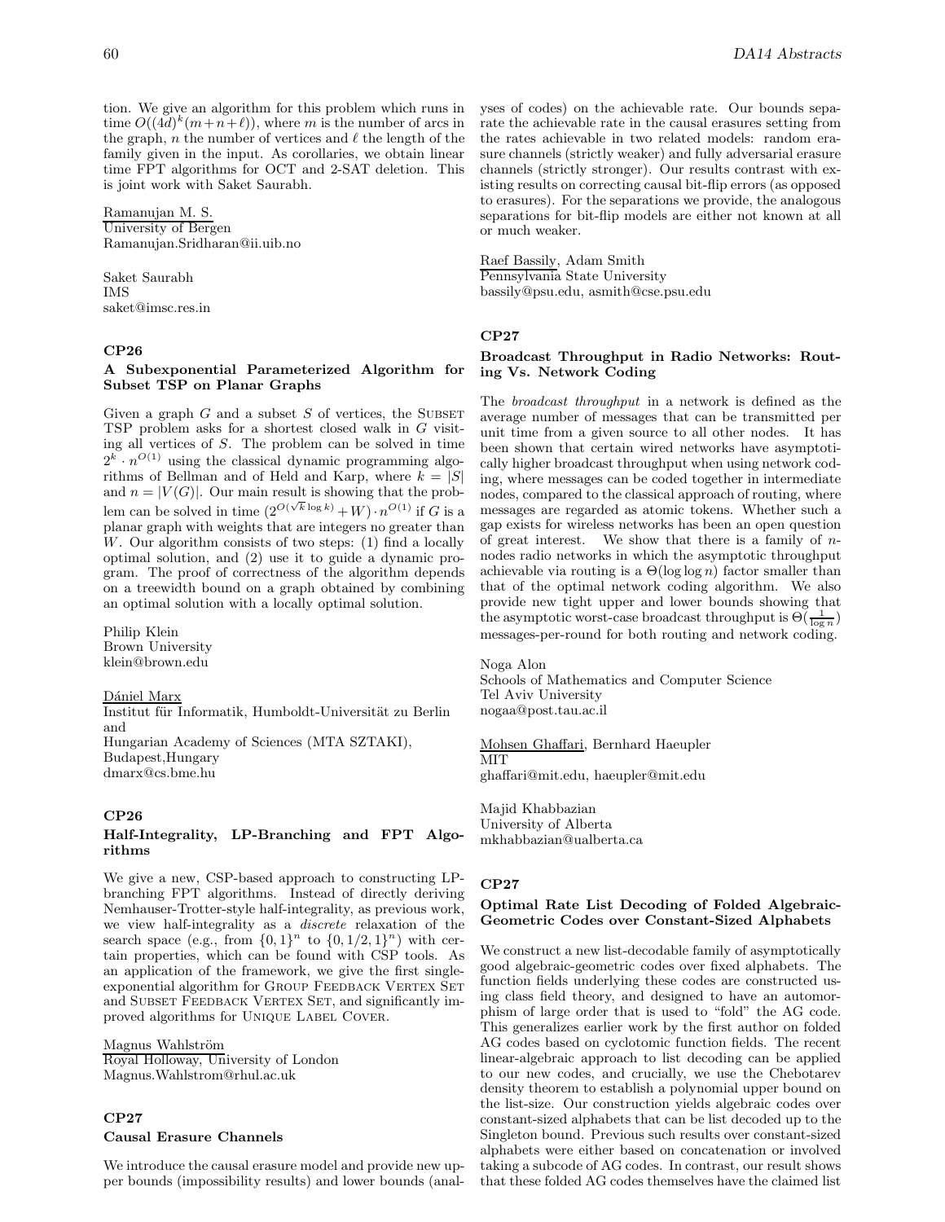tion. We give an algorithm for this problem which runs in time $O((4d)^k(m+n+\ell))$, where $m$ is the number of arcs in the graph, $n$ the number of vertices and $\ell$ the length of the family given in the input. As corollaries, we obtain linear time FPT algorithms for OCT and 2-SAT deletion. This is joint work with Saket Saurabh.

Ramanujan M. S.
University of Bergen
Ramanujan.Sridharan@ii.uib.no

Saket Saurabh
IMS
saket@imsc.res.in

### CP26

#### A Subexponential Parameterized Algorithm for Subset TSP on Planar Graphs

Given a graph $G$ and a subset $S$ of vertices, the SUBSET TSP problem asks for a shortest closed walk in $G$ visiting all vertices of $S$. The problem can be solved in time $2^k \cdot n^{O(1)}$ using the classical dynamic programming algorithms of Bellman and of Held and Karp, where $k = |S|$ and $n = |V(G)|$. Our main result is showing that the problem can be solved in time $(2^{O(\sqrt{k}\log k)} + W) \cdot n^{O(1)}$ if $G$ is a planar graph with weights that are integers no greater than $W$. Our algorithm consists of two steps: (1) find a locally optimal solution, and (2) use it to guide a dynamic program. The proof of correctness of the algorithm depends on a treewidth bound on a graph obtained by combining an optimal solution with a locally optimal solution.

Philip Klein
Brown University
klein@brown.edu

Dániel Marx
Institut für Informatik, Humboldt-Universität zu Berlin and
Hungarian Academy of Sciences (MTA SZTAKI), Budapest,Hungary
dmarx@cs.bme.hu

### CP26

#### Half-Integrality, LP-Branching and FPT Algorithms

We give a new, CSP-based approach to constructing LP-branching FPT algorithms. Instead of directly deriving Nemhauser-Trotter-style half-integrality, as previous work, we view half-integrality as a *discrete* relaxation of the search space (e.g., from $\{0,1\}^n$ to $\{0,1/2,1\}^n$) with certain properties, which can be found with CSP tools. As an application of the framework, we give the first single-exponential algorithm for GROUP FEEDBACK VERTEX SET and SUBSET FEEDBACK VERTEX SET, and significantly improved algorithms for UNIQUE LABEL COVER.

Magnus Wahlström
Royal Holloway, University of London
Magnus.Wahlstrom@rhul.ac.uk

### CP27

#### Causal Erasure Channels

We introduce the causal erasure model and provide new upper bounds (impossibility results) and lower bounds (analyses of codes) on the achievable rate. Our bounds separate the achievable rate in the causal erasures setting from the rates achievable in two related models: random erasure channels (strictly weaker) and fully adversarial erasure channels (strictly stronger). Our results contrast with existing results on correcting causal bit-flip errors (as opposed to erasures). For the separations we provide, the analogous separations for bit-flip models are either not known at all or much weaker.

Raef Bassily, Adam Smith
Pennsylvania State University
bassily@psu.edu, asmith@cse.psu.edu

### CP27

#### Broadcast Throughput in Radio Networks: Routing Vs. Network Coding

The *broadcast throughput* in a network is defined as the average number of messages that can be transmitted per unit time from a given source to all other nodes. It has been shown that certain wired networks have asymptotically higher broadcast throughput when using network coding, where messages can be coded together in intermediate nodes, compared to the classical approach of routing, where messages are regarded as atomic tokens. Whether such a gap exists for wireless networks has been an open question of great interest. We show that there is a family of $n$-nodes radio networks in which the asymptotic throughput achievable via routing is a $\Theta(\log\log n)$ factor smaller than that of the optimal network coding algorithm. We also provide new tight upper and lower bounds showing that the asymptotic worst-case broadcast throughput is $\Theta(\frac{1}{\log n})$ messages-per-round for both routing and network coding.

Noga Alon
Schools of Mathematics and Computer Science
Tel Aviv University
nogaa@post.tau.ac.il

Mohsen Ghaffari, Bernhard Haeupler
MIT
ghaffari@mit.edu, haeupler@mit.edu

Majid Khabbazian
University of Alberta
mkhabbazian@ualberta.ca

### CP27

#### Optimal Rate List Decoding of Folded Algebraic-Geometric Codes over Constant-Sized Alphabets

We construct a new list-decodable family of asymptotically good algebraic-geometric codes over fixed alphabets. The function fields underlying these codes are constructed using class field theory, and designed to have an automorphism of large order that is used to "fold" the AG code. This generalizes earlier work by the first author on folded AG codes based on cyclotomic function fields. The recent linear-algebraic approach to list decoding can be applied to our new codes, and crucially, we use the Chebotarev density theorem to establish a polynomial upper bound on the list-size. Our construction yields algebraic codes over constant-sized alphabets that can be list decoded up to the Singleton bound. Previous such results over constant-sized alphabets were either based on concatenation or involved taking a subcode of AG codes. In contrast, our result shows that these folded AG codes themselves have the claimed list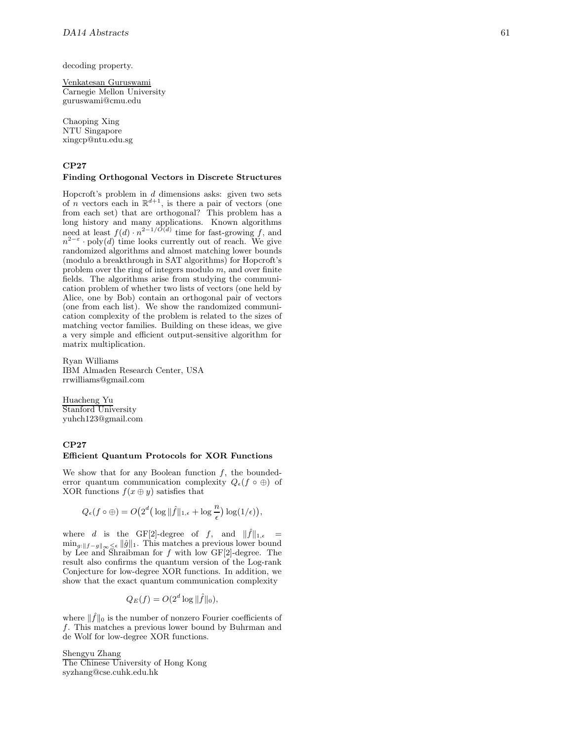decoding property.

Venkatesan Guruswami
Carnegie Mellon University
guruswami@cmu.edu

Chaoping Xing
NTU Singapore
xingcp@ntu.edu.sg

### CP27

### Finding Orthogonal Vectors in Discrete Structures

Hopcroft's problem in $d$ dimensions asks: given two sets of $n$ vectors each in $\mathbb{R}^{d+1}$, is there a pair of vectors (one from each set) that are orthogonal? This problem has a long history and many applications. Known algorithms need at least $f(d) \cdot n^{2-1/O(d)}$ time for fast-growing $f$, and $n^{2-\varepsilon} \cdot \text{poly}(d)$ time looks currently out of reach. We give randomized algorithms and almost matching lower bounds (modulo a breakthrough in SAT algorithms) for Hopcroft's problem over the ring of integers modulo $m$, and over finite fields. The algorithms arise from studying the communication problem of whether two lists of vectors (one held by Alice, one by Bob) contain an orthogonal pair of vectors (one from each list). We show the randomized communication complexity of the problem is related to the sizes of matching vector families. Building on these ideas, we give a very simple and efficient output-sensitive algorithm for matrix multiplication.

Ryan Williams
IBM Almaden Research Center, USA
rrwilliams@gmail.com

Huacheng Yu
Stanford University
yuhch123@gmail.com

### CP27

### Efficient Quantum Protocols for XOR Functions

We show that for any Boolean function $f$, the bounded-error quantum communication complexity $Q_\epsilon(f \circ \oplus)$ of XOR functions $f(x \oplus y)$ satisfies that

$$Q_\epsilon(f \circ \oplus) = O\big(2^d \big(\log \|\hat{f}\|_{1,\epsilon} + \log \frac{n}{\epsilon}\big) \log(1/\epsilon)\big),$$

where $d$ is the GF[2]-degree of $f$, and $\|\hat{f}\|_{1,\epsilon} = \min_{g:\|f-g\|_\infty \leq \epsilon} \|\hat{g}\|_1$. This matches a previous lower bound by Lee and Shraibman for $f$ with low GF[2]-degree. The result also confirms the quantum version of the Log-rank Conjecture for low-degree XOR functions. In addition, we show that the exact quantum communication complexity

$$Q_E(f) = O(2^d \log \|\hat{f}\|_0),$$

where $\|\hat{f}\|_0$ is the number of nonzero Fourier coefficients of $f$. This matches a previous lower bound by Buhrman and de Wolf for low-degree XOR functions.

Shengyu Zhang
The Chinese University of Hong Kong
syzhang@cse.cuhk.edu.hk